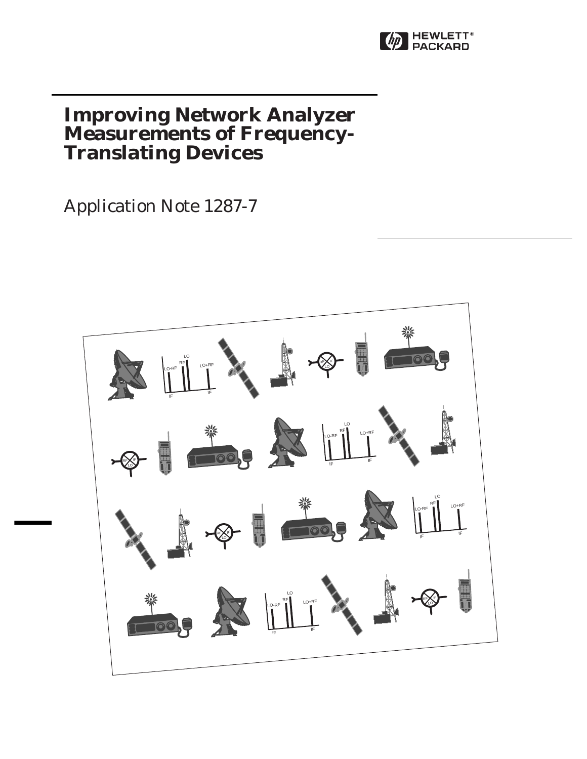# Improving Network Analyzer Measurements of Frequency-Translating Devices

Application Note 1287-7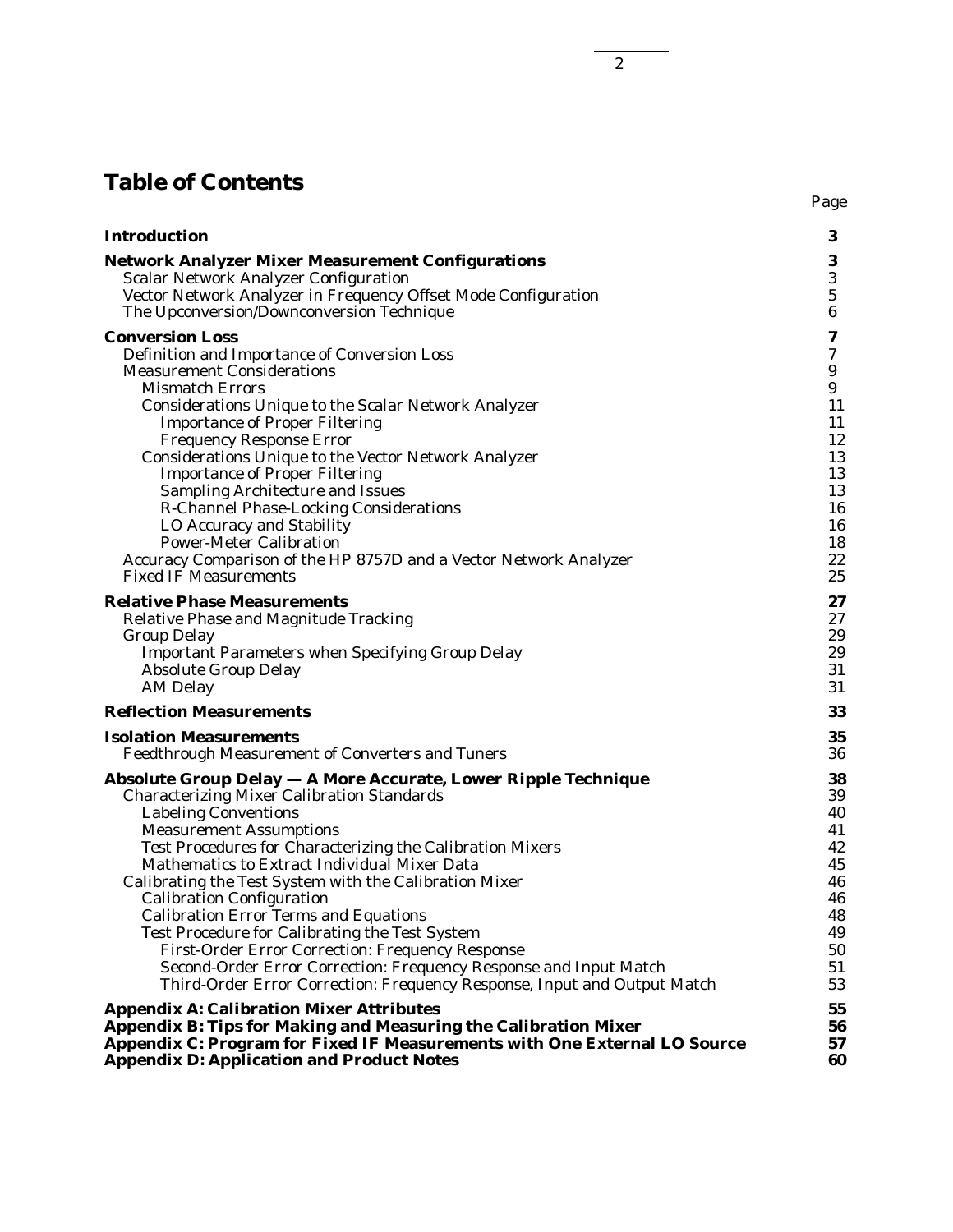# Table of Contents

| | Page |
|---|---|
| **Introduction** | **3** |
| **Network Analyzer Mixer Measurement Configurations** | **3** |
| Scalar Network Analyzer Configuration | 3 |
| Vector Network Analyzer in Frequency Offset Mode Configuration | 5 |
| The Upconversion/Downconversion Technique | 6 |
| **Conversion Loss** | **7** |
| Definition and Importance of Conversion Loss | 7 |
| Measurement Considerations | 9 |
| Mismatch Errors | 9 |
| Considerations Unique to the Scalar Network Analyzer | 11 |
| Importance of Proper Filtering | 11 |
| Frequency Response Error | 12 |
| Considerations Unique to the Vector Network Analyzer | 13 |
| Importance of Proper Filtering | 13 |
| Sampling Architecture and Issues | 13 |
| R-Channel Phase-Locking Considerations | 16 |
| LO Accuracy and Stability | 16 |
| Power-Meter Calibration | 18 |
| Accuracy Comparison of the HP 8757D and a Vector Network Analyzer | 22 |
| Fixed IF Measurements | 25 |
| **Relative Phase Measurements** | **27** |
| Relative Phase and Magnitude Tracking | 27 |
| Group Delay | 29 |
| Important Parameters when Specifying Group Delay | 29 |
| Absolute Group Delay | 31 |
| AM Delay | 31 |
| **Reflection Measurements** | **33** |
| **Isolation Measurements** | **35** |
| Feedthrough Measurement of Converters and Tuners | 36 |
| **Absolute Group Delay — A More Accurate, Lower Ripple Technique** | **38** |
| Characterizing Mixer Calibration Standards | 39 |
| Labeling Conventions | 40 |
| Measurement Assumptions | 41 |
| Test Procedures for Characterizing the Calibration Mixers | 42 |
| Mathematics to Extract Individual Mixer Data | 45 |
| Calibrating the Test System with the Calibration Mixer | 46 |
| Calibration Configuration | 46 |
| Calibration Error Terms and Equations | 48 |
| Test Procedure for Calibrating the Test System | 49 |
| First-Order Error Correction: Frequency Response | 50 |
| Second-Order Error Correction: Frequency Response and Input Match | 51 |
| Third-Order Error Correction: Frequency Response, Input and Output Match | 53 |
| **Appendix A: Calibration Mixer Attributes** | **55** |
| **Appendix B: Tips for Making and Measuring the Calibration Mixer** | **56** |
| **Appendix C: Program for Fixed IF Measurements with One External LO Source** | **57** |
| **Appendix D: Application and Product Notes** | **60** |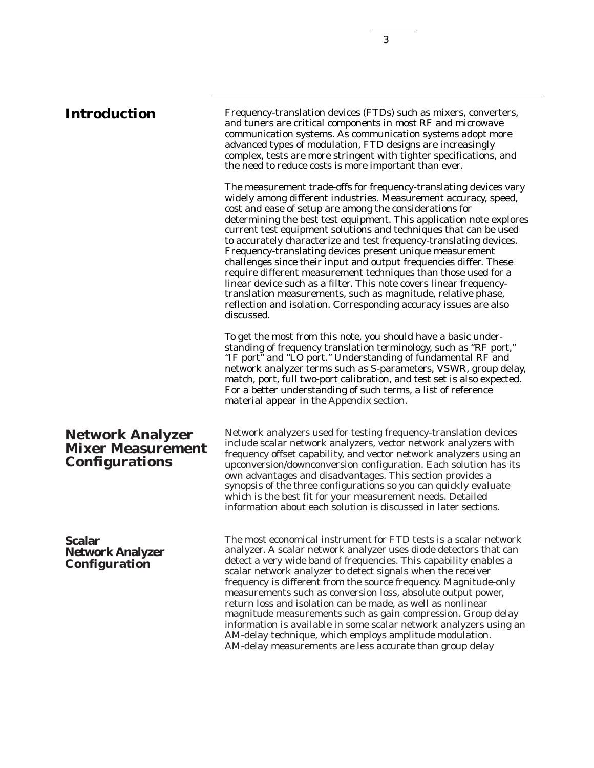## Introduction

Frequency-translation devices (FTDs) such as mixers, converters, and tuners are critical components in most RF and microwave communication systems. As communication systems adopt more advanced types of modulation, FTD designs are increasingly complex, tests are more stringent with tighter specifications, and the need to reduce costs is more important than ever.

The measurement trade-offs for frequency-translating devices vary widely among different industries. Measurement accuracy, speed, cost and ease of setup are among the considerations for determining the best test equipment. This application note explores current test equipment solutions and techniques that can be used to accurately characterize and test frequency-translating devices. Frequency-translating devices present unique measurement challenges since their input and output frequencies differ. These require different measurement techniques than those used for a linear device such as a filter. This note covers linear frequency-translation measurements, such as magnitude, relative phase, reflection and isolation. Corresponding accuracy issues are also discussed.

To get the most from this note, you should have a basic understanding of frequency translation terminology, such as "RF port," "IF port" and "LO port." Understanding of fundamental RF and network analyzer terms such as S-parameters, VSWR, group delay, match, port, full two-port calibration, and test set is also expected. For a better understanding of such terms, a list of reference material appear in the Appendix section.

## Network Analyzer Mixer Measurement Configurations

Network analyzers used for testing frequency-translation devices include scalar network analyzers, vector network analyzers with frequency offset capability, and vector network analyzers using an upconversion/downconversion configuration. Each solution has its own advantages and disadvantages. This section provides a synopsis of the three configurations so you can quickly evaluate which is the best fit for your measurement needs. Detailed information about each solution is discussed in later sections.

### Scalar Network Analyzer Configuration

The most economical instrument for FTD tests is a scalar network analyzer. A scalar network analyzer uses diode detectors that can detect a very wide band of frequencies. This capability enables a scalar network analyzer to detect signals when the receiver frequency is different from the source frequency. Magnitude-only measurements such as conversion loss, absolute output power, return loss and isolation can be made, as well as nonlinear magnitude measurements such as gain compression. Group delay information is available in some scalar network analyzers using an AM-delay technique, which employs amplitude modulation. AM-delay measurements are less accurate than group delay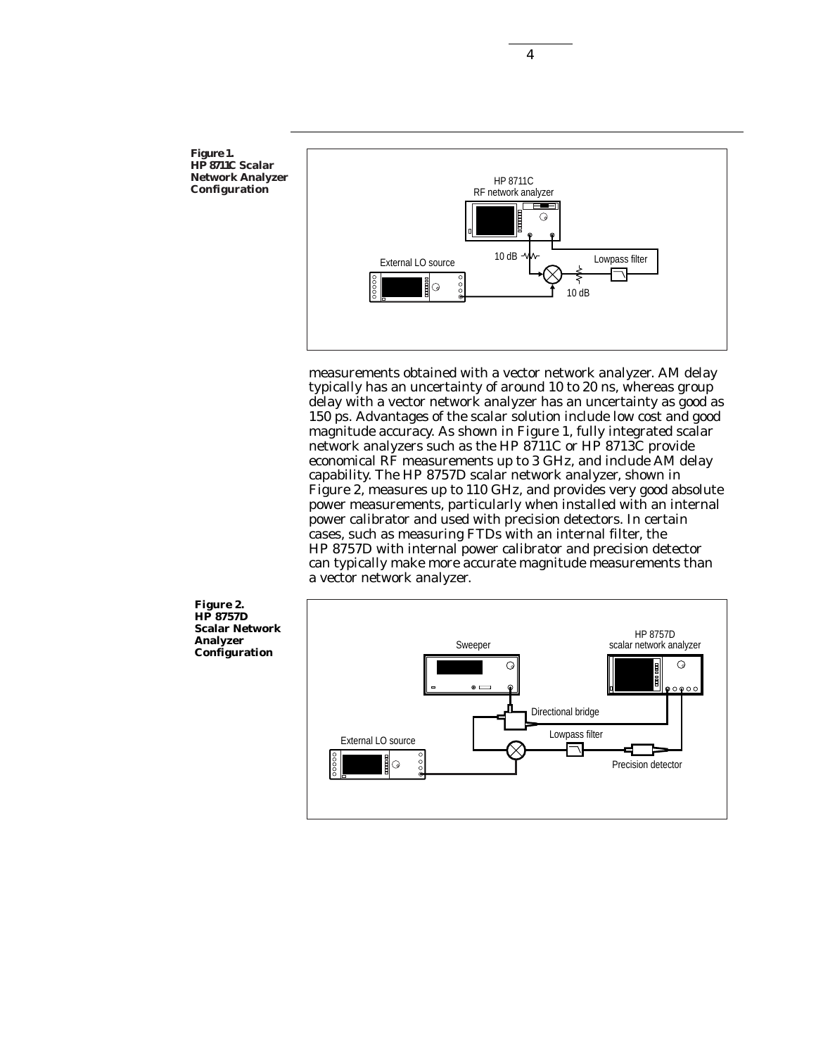**Figure 1. HP 8711C Scalar Network Analyzer Configuration**

HP 8711C
RF network analyzer

10 dB

Lowpass filter

External LO source

10 dB

measurements obtained with a vector network analyzer. AM delay typically has an uncertainty of around 10 to 20 ns, whereas group delay with a vector network analyzer has an uncertainty as good as 150 ps. Advantages of the scalar solution include low cost and good magnitude accuracy. As shown in Figure 1, fully integrated scalar network analyzers such as the HP 8711C or HP 8713C provide economical RF measurements up to 3 GHz, and include AM delay capability. The HP 8757D scalar network analyzer, shown in Figure 2, measures up to 110 GHz, and provides very good absolute power measurements, particularly when installed with an internal power calibrator and used with precision detectors. In certain cases, such as measuring FTDs with an internal filter, the HP 8757D with internal power calibrator and precision detector can typically make more accurate magnitude measurements than a vector network analyzer.

**Figure 2. HP 8757D Scalar Network Analyzer Configuration**

Sweeper

HP 8757D
scalar network analyzer

Directional bridge

Lowpass filter

External LO source

Precision detector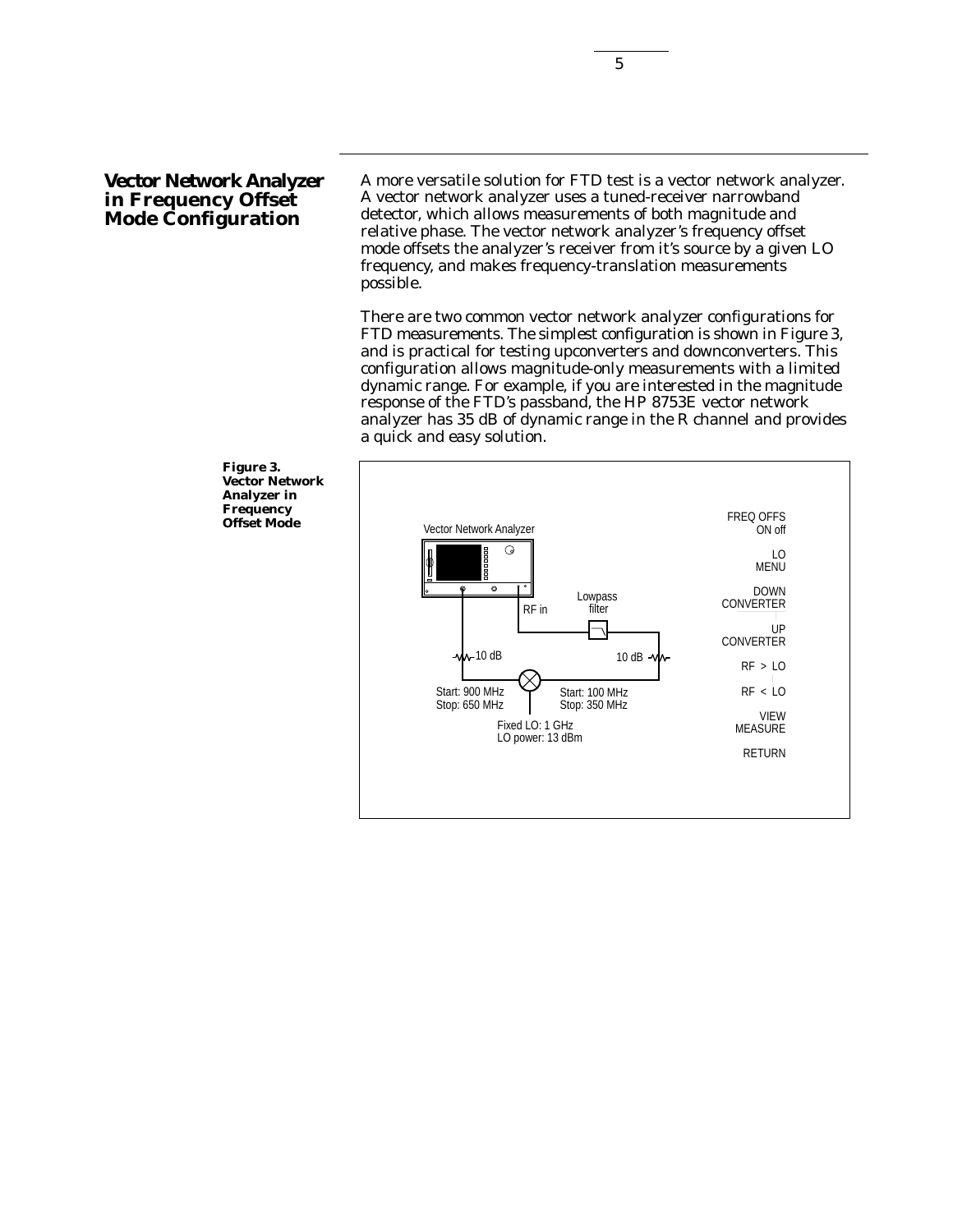## Vector Network Analyzer in Frequency Offset Mode Configuration

A more versatile solution for FTD test is a vector network analyzer. A vector network analyzer uses a tuned-receiver narrowband detector, which allows measurements of both magnitude and relative phase. The vector network analyzer's frequency offset mode offsets the analyzer's receiver from it's source by a given LO frequency, and makes frequency-translation measurements possible.

There are two common vector network analyzer configurations for FTD measurements. The simplest configuration is shown in Figure 3, and is practical for testing upconverters and downconverters. This configuration allows magnitude-only measurements with a limited dynamic range. For example, if you are interested in the magnitude response of the FTD's passband, the HP 8753E vector network analyzer has 35 dB of dynamic range in the R channel and provides a quick and easy solution.

**Figure 3. Vector Network Analyzer in Frequency Offset Mode**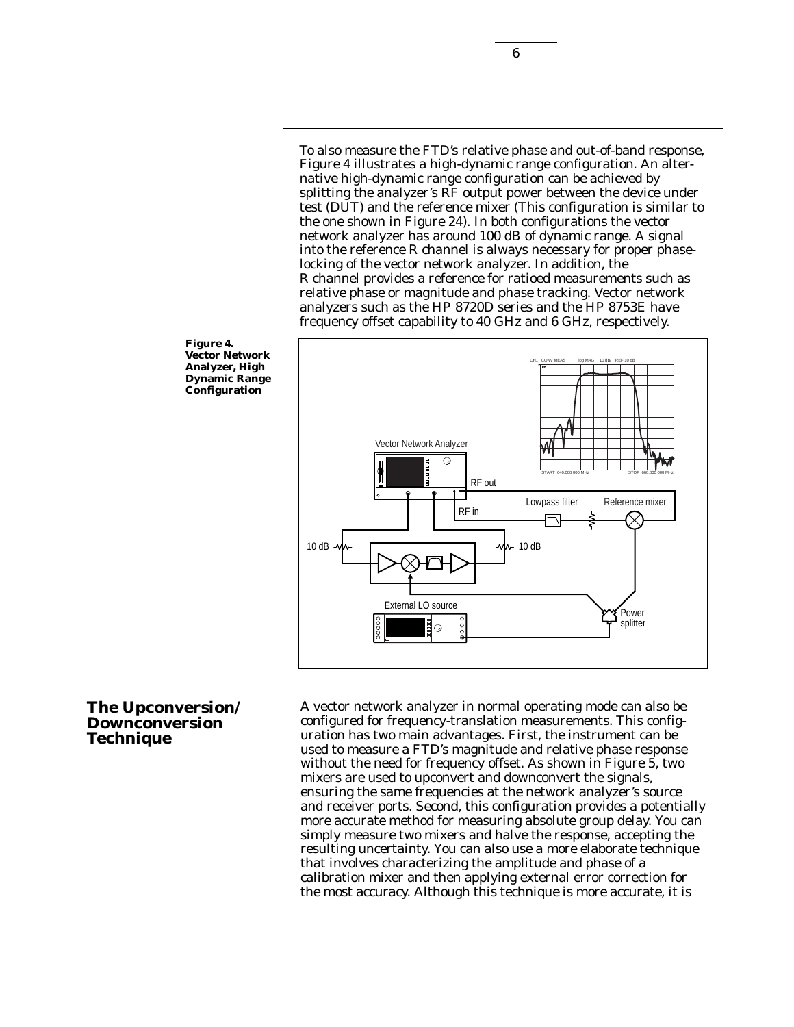To also measure the FTD's relative phase and out-of-band response, Figure 4 illustrates a high-dynamic range configuration. An alternative high-dynamic range configuration can be achieved by splitting the analyzer's RF output power between the device under test (DUT) and the reference mixer (This configuration is similar to the one shown in Figure 24). In both configurations the vector network analyzer has around 100 dB of dynamic range. A signal into the reference R channel is always necessary for proper phase-locking of the vector network analyzer. In addition, the R channel provides a reference for ratioed measurements such as relative phase or magnitude and phase tracking. Vector network analyzers such as the HP 8720D series and the HP 8753E have frequency offset capability to 40 GHz and 6 GHz, respectively.

**Figure 4. Vector Network Analyzer, High Dynamic Range Configuration**

## The Upconversion/ Downconversion Technique

A vector network analyzer in normal operating mode can also be configured for frequency-translation measurements. This configuration has two main advantages. First, the instrument can be used to measure a FTD's magnitude and relative phase response without the need for frequency offset. As shown in Figure 5, two mixers are used to upconvert and downconvert the signals, ensuring the same frequencies at the network analyzer's source and receiver ports. Second, this configuration provides a potentially more accurate method for measuring absolute group delay. You can simply measure two mixers and halve the response, accepting the resulting uncertainty. You can also use a more elaborate technique that involves characterizing the amplitude and phase of a calibration mixer and then applying external error correction for the most accuracy. Although this technique is more accurate, it is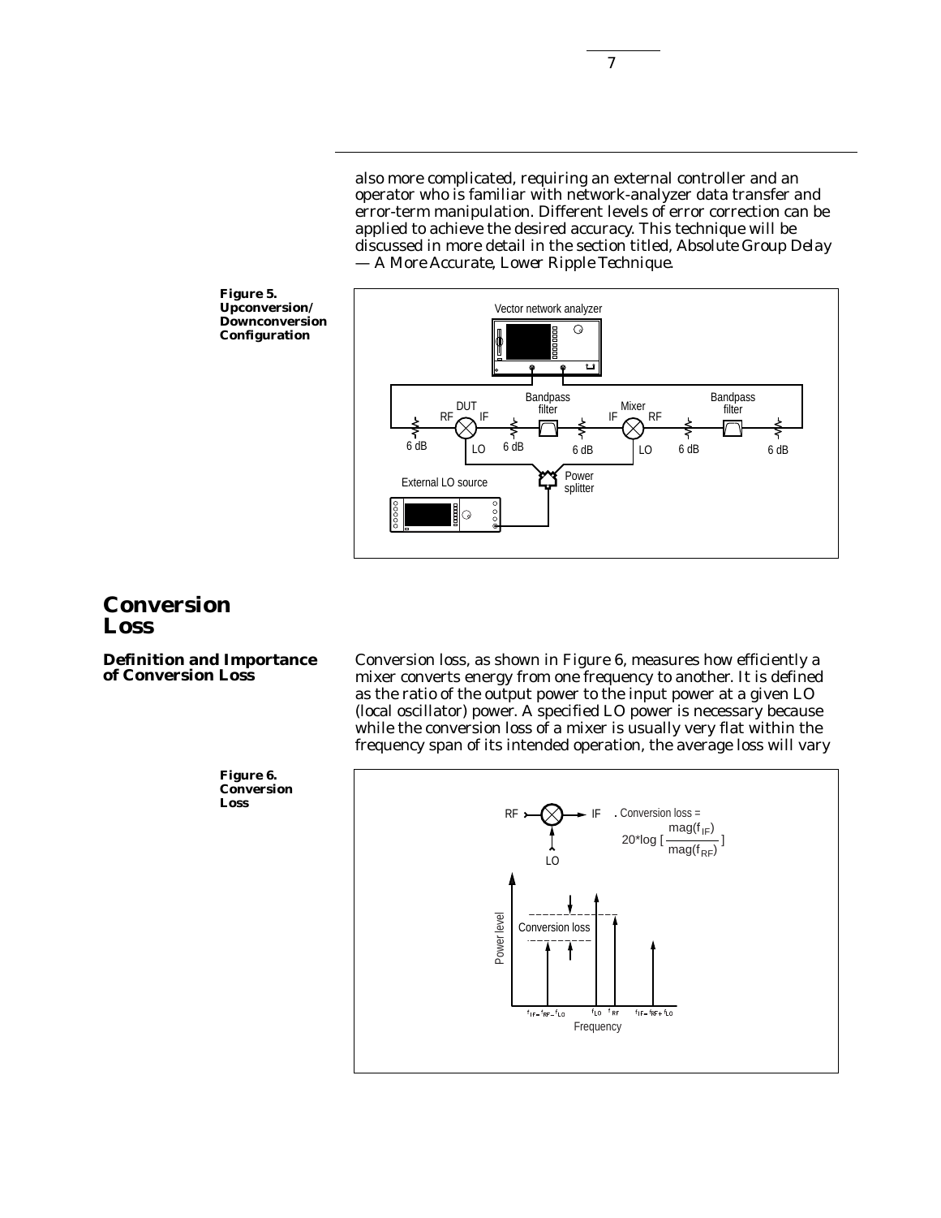also more complicated, requiring an external controller and an operator who is familiar with network-analyzer data transfer and error-term manipulation. Different levels of error correction can be applied to achieve the desired accuracy. This technique will be discussed in more detail in the section titled, *Absolute Group Delay — A More Accurate, Lower Ripple Technique.*

**Figure 5. Upconversion/ Downconversion Configuration**

# Conversion Loss

## Definition and Importance of Conversion Loss

Conversion loss, as shown in Figure 6, measures how efficiently a mixer converts energy from one frequency to another. It is defined as the ratio of the output power to the input power at a given LO (local oscillator) power. A specified LO power is necessary because while the conversion loss of a mixer is usually very flat within the frequency span of its intended operation, the average loss will vary

**Figure 6. Conversion Loss**

Conversion loss = $20 \log \left[ \frac{mag(f_{IF})}{mag(f_{RF})} \right]$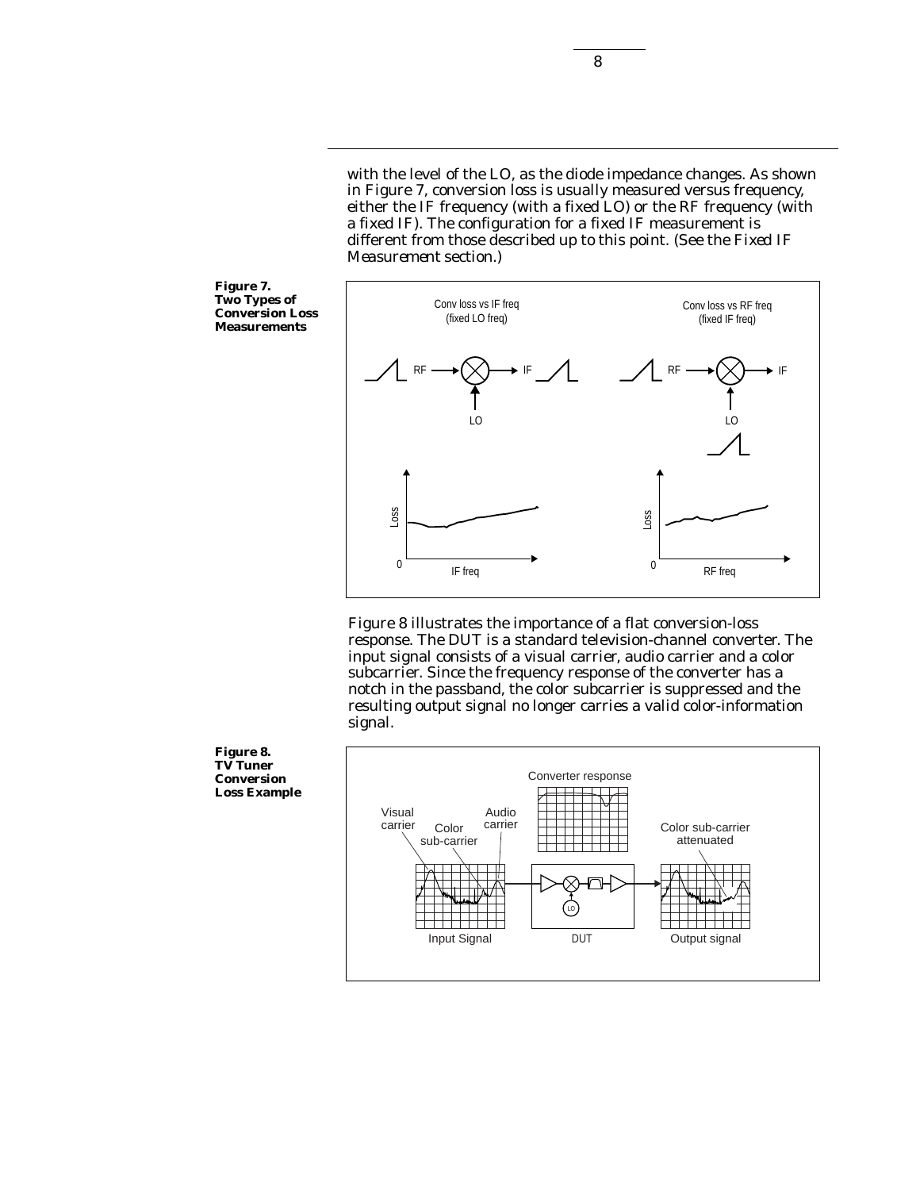with the level of the LO, as the diode impedance changes. As shown in Figure 7, conversion loss is usually measured versus frequency, either the IF frequency (with a fixed LO) or the RF frequency (with a fixed IF). The configuration for a fixed IF measurement is different from those described up to this point. (See the *Fixed IF Measurement* section.)

**Figure 7. Two Types of Conversion Loss Measurements**

Figure 8 illustrates the importance of a flat conversion-loss response. The DUT is a standard television-channel converter. The input signal consists of a visual carrier, audio carrier and a color subcarrier. Since the frequency response of the converter has a notch in the passband, the color subcarrier is suppressed and the resulting output signal no longer carries a valid color-information signal.

**Figure 8. TV Tuner Conversion Loss Example**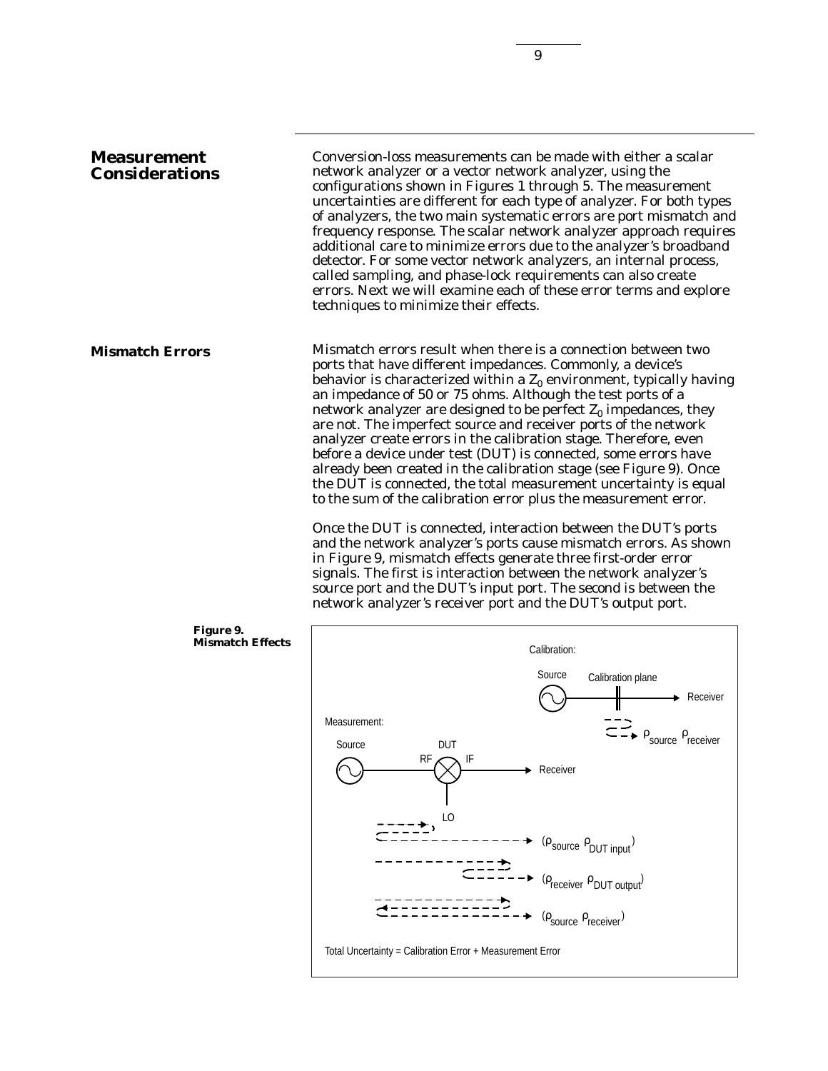## Measurement Considerations

Conversion-loss measurements can be made with either a scalar network analyzer or a vector network analyzer, using the configurations shown in Figures 1 through 5. The measurement uncertainties are different for each type of analyzer. For both types of analyzers, the two main systematic errors are port mismatch and frequency response. The scalar network analyzer approach requires additional care to minimize errors due to the analyzer's broadband detector. For some vector network analyzers, an internal process, called sampling, and phase-lock requirements can also create errors. Next we will examine each of these error terms and explore techniques to minimize their effects.

### Mismatch Errors

Mismatch errors result when there is a connection between two ports that have different impedances. Commonly, a device's behavior is characterized within a $Z_0$ environment, typically having an impedance of 50 or 75 ohms. Although the test ports of a network analyzer are designed to be perfect $Z_0$ impedances, they are not. The imperfect source and receiver ports of the network analyzer create errors in the calibration stage. Therefore, even before a device under test (DUT) is connected, some errors have already been created in the calibration stage (see Figure 9). Once the DUT is connected, the total measurement uncertainty is equal to the sum of the calibration error plus the measurement error.

Once the DUT is connected, interaction between the DUT's ports and the network analyzer's ports cause mismatch errors. As shown in Figure 9, mismatch effects generate three first-order error signals. The first is interaction between the network analyzer's source port and the DUT's input port. The second is between the network analyzer's receiver port and the DUT's output port.

**Figure 9. Mismatch Effects**

Calibration: Source — Calibration plane — Receiver; $\rho_{source}\ \rho_{receiver}$

Measurement: Source — DUT (RF, IF, LO) — Receiver

$(\rho_{source}\ \rho_{DUT\ input})$

$(\rho_{receiver}\ \rho_{DUT\ output})$

$(\rho_{source}\ \rho_{receiver})$

Total Uncertainty = Calibration Error + Measurement Error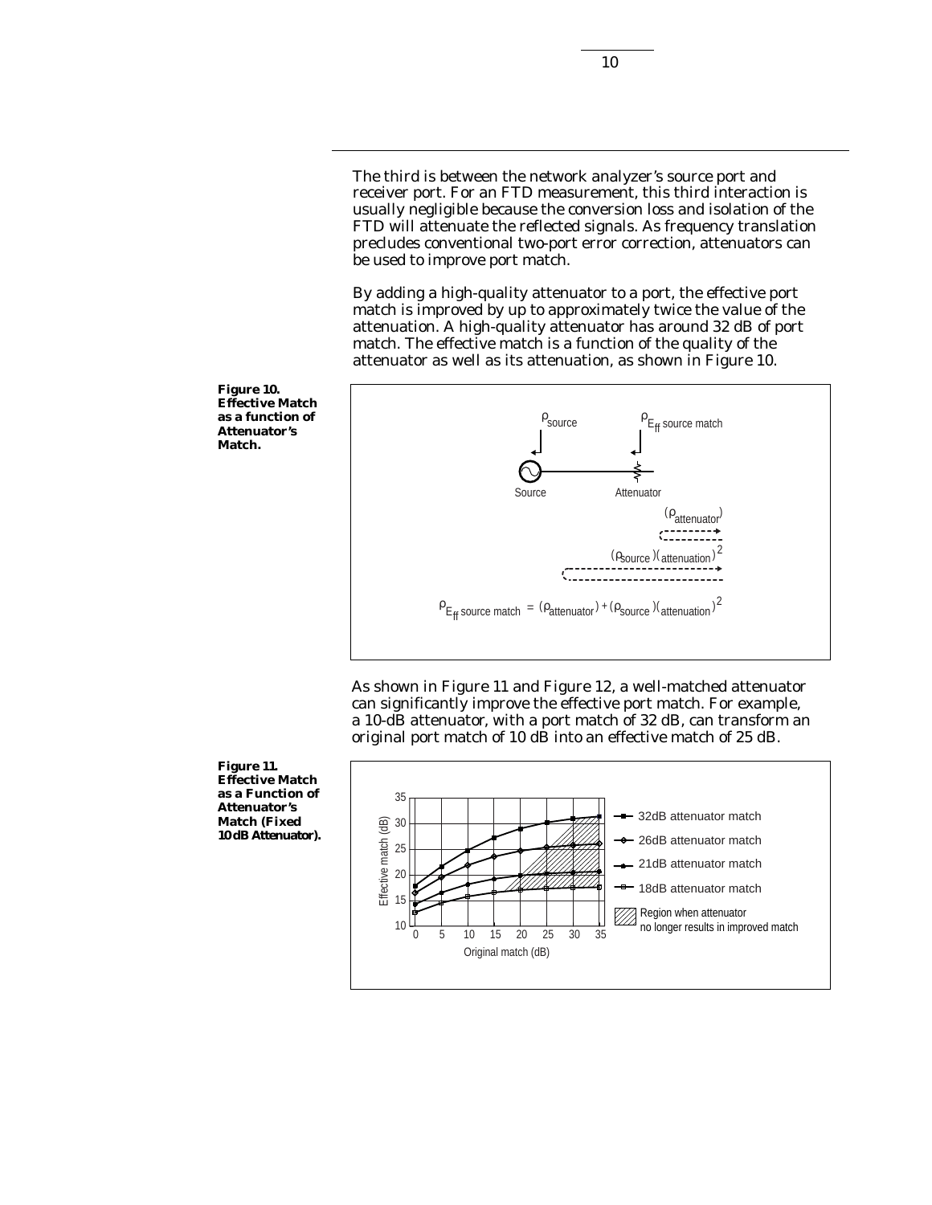The third is between the network analyzer's source port and receiver port. For an FTD measurement, this third interaction is usually negligible because the conversion loss and isolation of the FTD will attenuate the reflected signals. As frequency translation precludes conventional two-port error correction, attenuators can be used to improve port match.

By adding a high-quality attenuator to a port, the effective port match is improved by up to approximately twice the value of the attenuation. A high-quality attenuator has around 32 dB of port match. The effective match is a function of the quality of the attenuator as well as its attenuation, as shown in Figure 10.

**Figure 10. Effective Match as a function of Attenuator's Match.**

$$\rho_{E_{ff}\ \text{source match}} = (\rho_{\text{attenuator}}) + (\rho_{\text{source}})(\text{attenuation})^2$$

As shown in Figure 11 and Figure 12, a well-matched attenuator can significantly improve the effective port match. For example, a 10-dB attenuator, with a port match of 32 dB, can transform an original port match of 10 dB into an effective match of 25 dB.

**Figure 11. Effective Match as a Function of Attenuator's Match (Fixed 10 dB Attenuator).**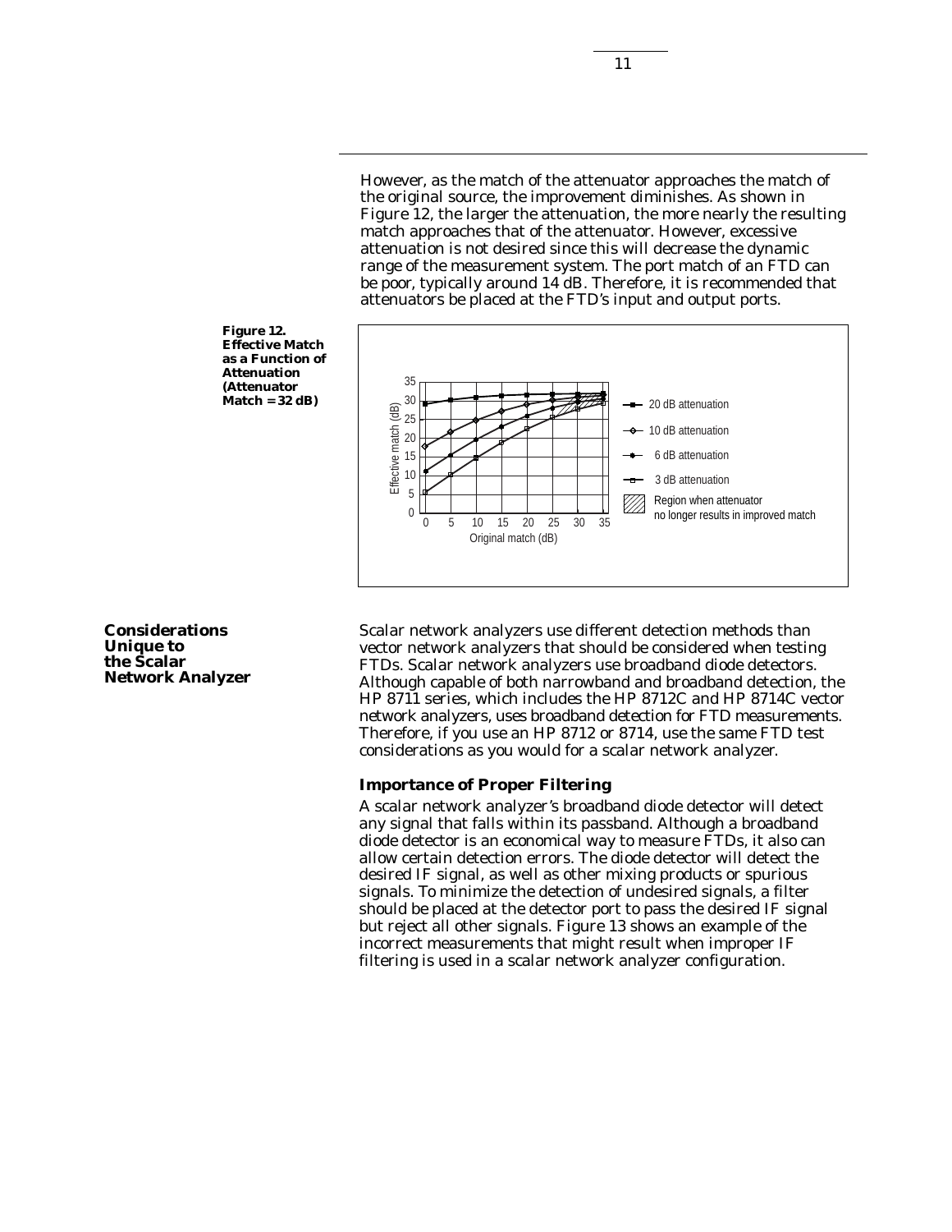However, as the match of the attenuator approaches the match of the original source, the improvement diminishes. As shown in Figure 12, the larger the attenuation, the more nearly the resulting match approaches that of the attenuator. However, excessive attenuation is not desired since this will decrease the dynamic range of the measurement system. The port match of an FTD can be poor, typically around 14 dB. Therefore, it is recommended that attenuators be placed at the FTD's input and output ports.

**Figure 12. Effective Match as a Function of Attenuation (Attenuator Match = 32 dB)**

## Considerations Unique to the Scalar Network Analyzer

Scalar network analyzers use different detection methods than vector network analyzers that should be considered when testing FTDs. Scalar network analyzers use broadband diode detectors. Although capable of both narrowband and broadband detection, the HP 8711 series, which includes the HP 8712C and HP 8714C vector network analyzers, uses broadband detection for FTD measurements. Therefore, if you use an HP 8712 or 8714, use the same FTD test considerations as you would for a scalar network analyzer.

### Importance of Proper Filtering

A scalar network analyzer's broadband diode detector will detect any signal that falls within its passband. Although a broadband diode detector is an economical way to measure FTDs, it also can allow certain detection errors. The diode detector will detect the desired IF signal, as well as other mixing products or spurious signals. To minimize the detection of undesired signals, a filter should be placed at the detector port to pass the desired IF signal but reject all other signals. Figure 13 shows an example of the incorrect measurements that might result when improper IF filtering is used in a scalar network analyzer configuration.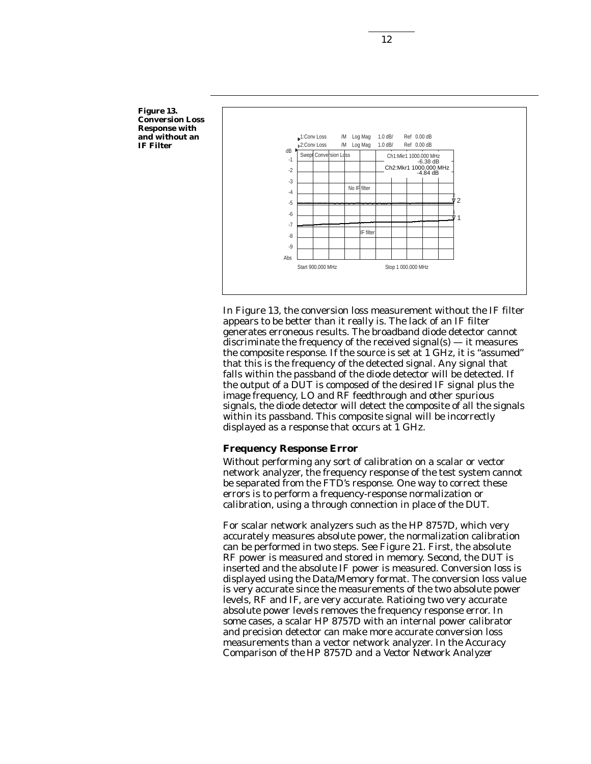**Figure 13. Conversion Loss Response with and without an IF Filter**

In Figure 13, the conversion loss measurement without the IF filter appears to be better than it really is. The lack of an IF filter generates erroneous results. The broadband diode detector cannot discriminate the frequency of the received signal(s) — it measures the composite response. If the source is set at 1 GHz, it is "assumed" that this is the frequency of the detected signal. Any signal that falls within the passband of the diode detector will be detected. If the output of a DUT is composed of the desired IF signal plus the image frequency, LO and RF feedthrough and other spurious signals, the diode detector will detect the composite of all the signals within its passband. This composite signal will be incorrectly displayed as a response that occurs at 1 GHz.

### Frequency Response Error

Without performing any sort of calibration on a scalar or vector network analyzer, the frequency response of the test system cannot be separated from the FTD's response. One way to correct these errors is to perform a frequency-response normalization or calibration, using a through connection in place of the DUT.

For scalar network analyzers such as the HP 8757D, which very accurately measures absolute power, the normalization calibration can be performed in two steps. See Figure 21. First, the absolute RF power is measured and stored in memory. Second, the DUT is inserted and the absolute IF power is measured. Conversion loss is displayed using the Data/Memory format. The conversion loss value is very accurate since the measurements of the two absolute power levels, RF and IF, are very accurate. Ratioing two very accurate absolute power levels removes the frequency response error. In some cases, a scalar HP 8757D with an internal power calibrator and precision detector can make more accurate conversion loss measurements than a vector network analyzer. In the *Accuracy Comparison of the HP 8757D and a Vector Network Analyzer*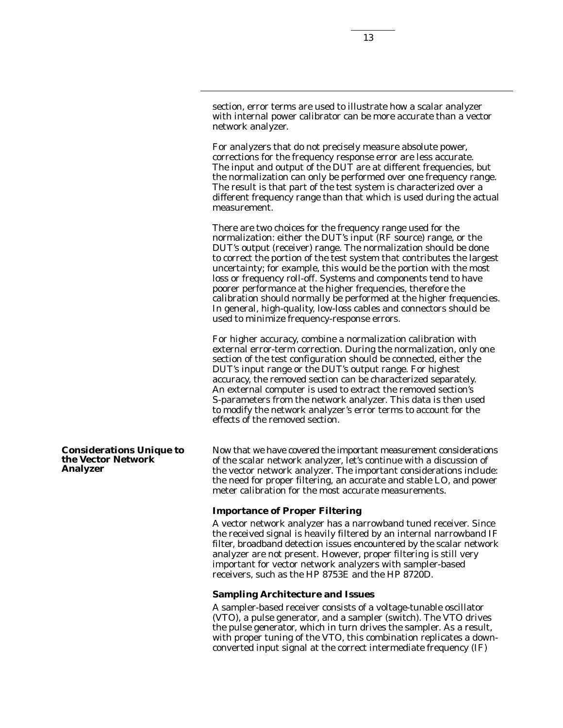section, error terms are used to illustrate how a scalar analyzer with internal power calibrator can be more accurate than a vector network analyzer.

For analyzers that do not precisely measure absolute power, corrections for the frequency response error are less accurate. The input and output of the DUT are at different frequencies, but the normalization can only be performed over one frequency range. The result is that part of the test system is characterized over a different frequency range than that which is used during the actual measurement.

There are two choices for the frequency range used for the normalization: either the DUT's input (RF source) range, or the DUT's output (receiver) range. The normalization should be done to correct the portion of the test system that contributes the largest uncertainty; for example, this would be the portion with the most loss or frequency roll-off. Systems and components tend to have poorer performance at the higher frequencies, therefore the calibration should normally be performed at the higher frequencies. In general, high-quality, low-loss cables and connectors should be used to minimize frequency-response errors.

For higher accuracy, combine a normalization calibration with external error-term correction. During the normalization, only one section of the test configuration should be connected, either the DUT's input range or the DUT's output range. For highest accuracy, the removed section can be characterized separately. An external computer is used to extract the removed section's S-parameters from the network analyzer. This data is then used to modify the network analyzer's error terms to account for the effects of the removed section.

## Considerations Unique to the Vector Network Analyzer

Now that we have covered the important measurement considerations of the scalar network analyzer, let's continue with a discussion of the vector network analyzer. The important considerations include: the need for proper filtering, an accurate and stable LO, and power meter calibration for the most accurate measurements.

### Importance of Proper Filtering

A vector network analyzer has a narrowband tuned receiver. Since the received signal is heavily filtered by an internal narrowband IF filter, broadband detection issues encountered by the scalar network analyzer are not present. However, proper filtering is still very important for vector network analyzers with sampler-based receivers, such as the HP 8753E and the HP 8720D.

### Sampling Architecture and Issues

A sampler-based receiver consists of a voltage-tunable oscillator (VTO), a pulse generator, and a sampler (switch). The VTO drives the pulse generator, which in turn drives the sampler. As a result, with proper tuning of the VTO, this combination replicates a down-converted input signal at the correct intermediate frequency (IF)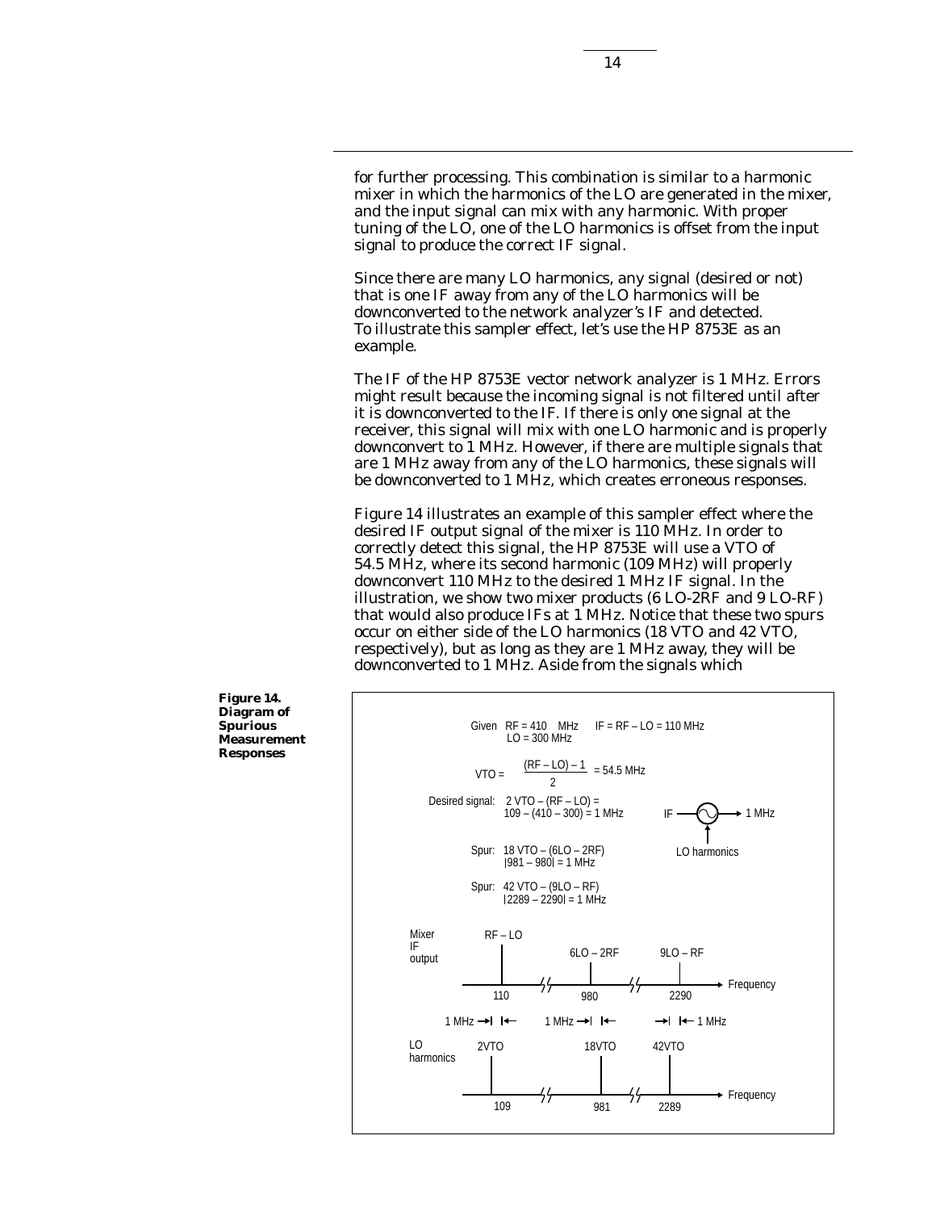for further processing. This combination is similar to a harmonic mixer in which the harmonics of the LO are generated in the mixer, and the input signal can mix with any harmonic. With proper tuning of the LO, one of the LO harmonics is offset from the input signal to produce the correct IF signal.

Since there are many LO harmonics, any signal (desired or not) that is one IF away from any of the LO harmonics will be downconverted to the network analyzer's IF and detected. To illustrate this sampler effect, let's use the HP 8753E as an example.

The IF of the HP 8753E vector network analyzer is 1 MHz. Errors might result because the incoming signal is not filtered until after it is downconverted to the IF. If there is only one signal at the receiver, this signal will mix with one LO harmonic and is properly downconvert to 1 MHz. However, if there are multiple signals that are 1 MHz away from any of the LO harmonics, these signals will be downconverted to 1 MHz, which creates erroneous responses.

Figure 14 illustrates an example of this sampler effect where the desired IF output signal of the mixer is 110 MHz. In order to correctly detect this signal, the HP 8753E will use a VTO of 54.5 MHz, where its second harmonic (109 MHz) will properly downconvert 110 MHz to the desired 1 MHz IF signal. In the illustration, we show two mixer products (6 LO-2RF and 9 LO-RF) that would also produce IFs at 1 MHz. Notice that these two spurs occur on either side of the LO harmonics (18 VTO and 42 VTO, respectively), but as long as they are 1 MHz away, they will be downconverted to 1 MHz. Aside from the signals which

**Figure 14. Diagram of Spurious Measurement Responses**

Given RF = 410 MHz, LO = 300 MHz, IF = RF – LO = 110 MHz

$$VTO = \frac{(RF - LO) - 1}{2} = 54.5 \text{ MHz}$$

Desired signal: $2\,VTO - (RF - LO) = 109 - (410 - 300) = 1$ MHz

Spur: $18\,VTO - (6LO - 2RF)$, $|981 - 980| = 1$ MHz

Spur: $42\,VTO - (9LO - RF)$, $|2289 - 2290| = 1$ MHz

IF → LO harmonics → 1 MHz

Mixer IF output: RF – LO (110), 6LO – 2RF (980), 9LO – RF (2290) — Frequency

1 MHz, 1 MHz, 1 MHz

LO harmonics: 2VTO (109), 18VTO (981), 42VTO (2289) — Frequency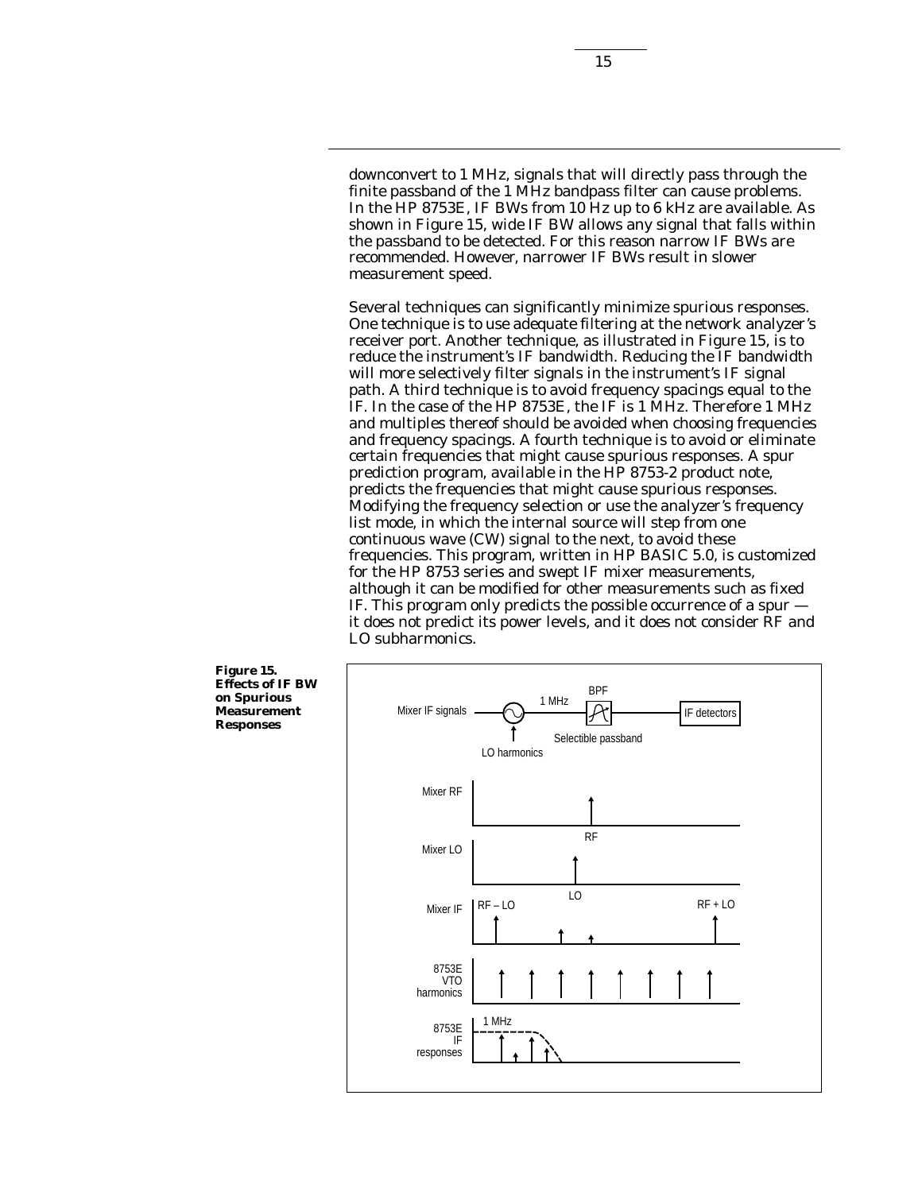downconvert to 1 MHz, signals that will directly pass through the finite passband of the 1 MHz bandpass filter can cause problems. In the HP 8753E, IF BWs from 10 Hz up to 6 kHz are available. As shown in Figure 15, wide IF BW allows any signal that falls within the passband to be detected. For this reason narrow IF BWs are recommended. However, narrower IF BWs result in slower measurement speed.

Several techniques can significantly minimize spurious responses. One technique is to use adequate filtering at the network analyzer's receiver port. Another technique, as illustrated in Figure 15, is to reduce the instrument's IF bandwidth. Reducing the IF bandwidth will more selectively filter signals in the instrument's IF signal path. A third technique is to avoid frequency spacings equal to the IF. In the case of the HP 8753E, the IF is 1 MHz. Therefore 1 MHz and multiples thereof should be avoided when choosing frequencies and frequency spacings. A fourth technique is to avoid or eliminate certain frequencies that might cause spurious responses. A spur prediction program, available in the HP 8753-2 product note, predicts the frequencies that might cause spurious responses. Modifying the frequency selection or use the analyzer's frequency list mode, in which the internal source will step from one continuous wave (CW) signal to the next, to avoid these frequencies. This program, written in HP BASIC 5.0, is customized for the HP 8753 series and swept IF mixer measurements, although it can be modified for other measurements such as fixed IF. This program only predicts the possible occurrence of a spur — it does not predict its power levels, and it does not consider RF and LO subharmonics.

**Figure 15. Effects of IF BW on Spurious Measurement Responses**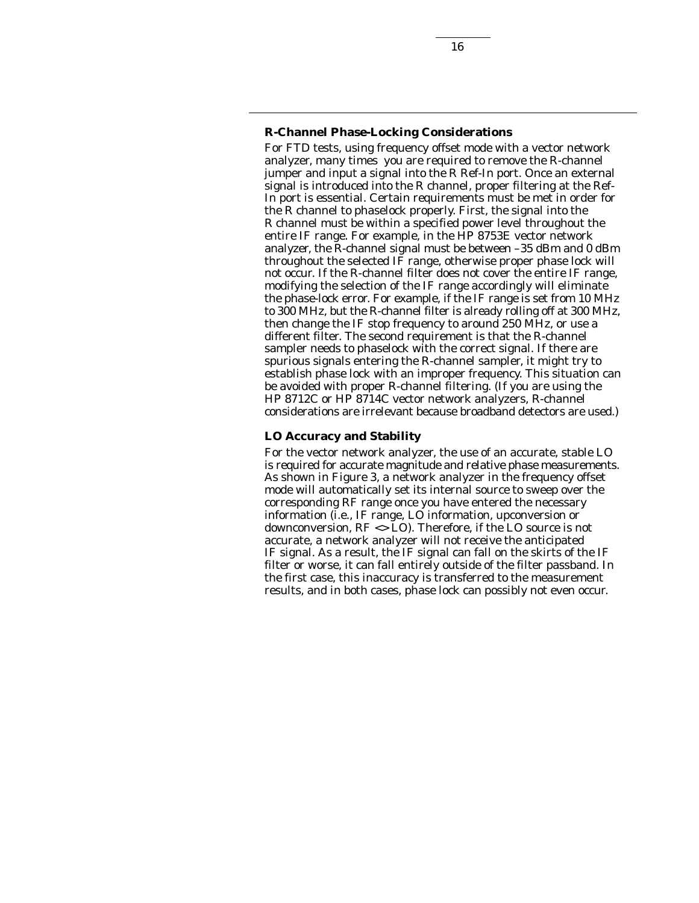### R-Channel Phase-Locking Considerations

For FTD tests, using frequency offset mode with a vector network analyzer, many times you are required to remove the R-channel jumper and input a signal into the R Ref-In port. Once an external signal is introduced into the R channel, proper filtering at the Ref-In port is essential. Certain requirements must be met in order for the R channel to phaselock properly. First, the signal into the R channel must be within a specified power level throughout the entire IF range. For example, in the HP 8753E vector network analyzer, the R-channel signal must be between –35 dBm and 0 dBm throughout the selected IF range, otherwise proper phase lock will not occur. If the R-channel filter does not cover the entire IF range, modifying the selection of the IF range accordingly will eliminate the phase-lock error. For example, if the IF range is set from 10 MHz to 300 MHz, but the R-channel filter is already rolling off at 300 MHz, then change the IF stop frequency to around 250 MHz, or use a different filter. The second requirement is that the R-channel sampler needs to phaselock with the correct signal. If there are spurious signals entering the R-channel sampler, it might try to establish phase lock with an improper frequency. This situation can be avoided with proper R-channel filtering. (If you are using the HP 8712C or HP 8714C vector network analyzers, R-channel considerations are irrelevant because broadband detectors are used.)

### LO Accuracy and Stability

For the vector network analyzer, the use of an accurate, stable LO is required for accurate magnitude and relative phase measurements. As shown in Figure 3, a network analyzer in the frequency offset mode will automatically set its internal source to sweep over the corresponding RF range once you have entered the necessary information (i.e., IF range, LO information, upconversion or downconversion, RF <> LO). Therefore, if the LO source is not accurate, a network analyzer will not receive the anticipated IF signal. As a result, the IF signal can fall on the skirts of the IF filter or worse, it can fall entirely outside of the filter passband. In the first case, this inaccuracy is transferred to the measurement results, and in both cases, phase lock can possibly not even occur.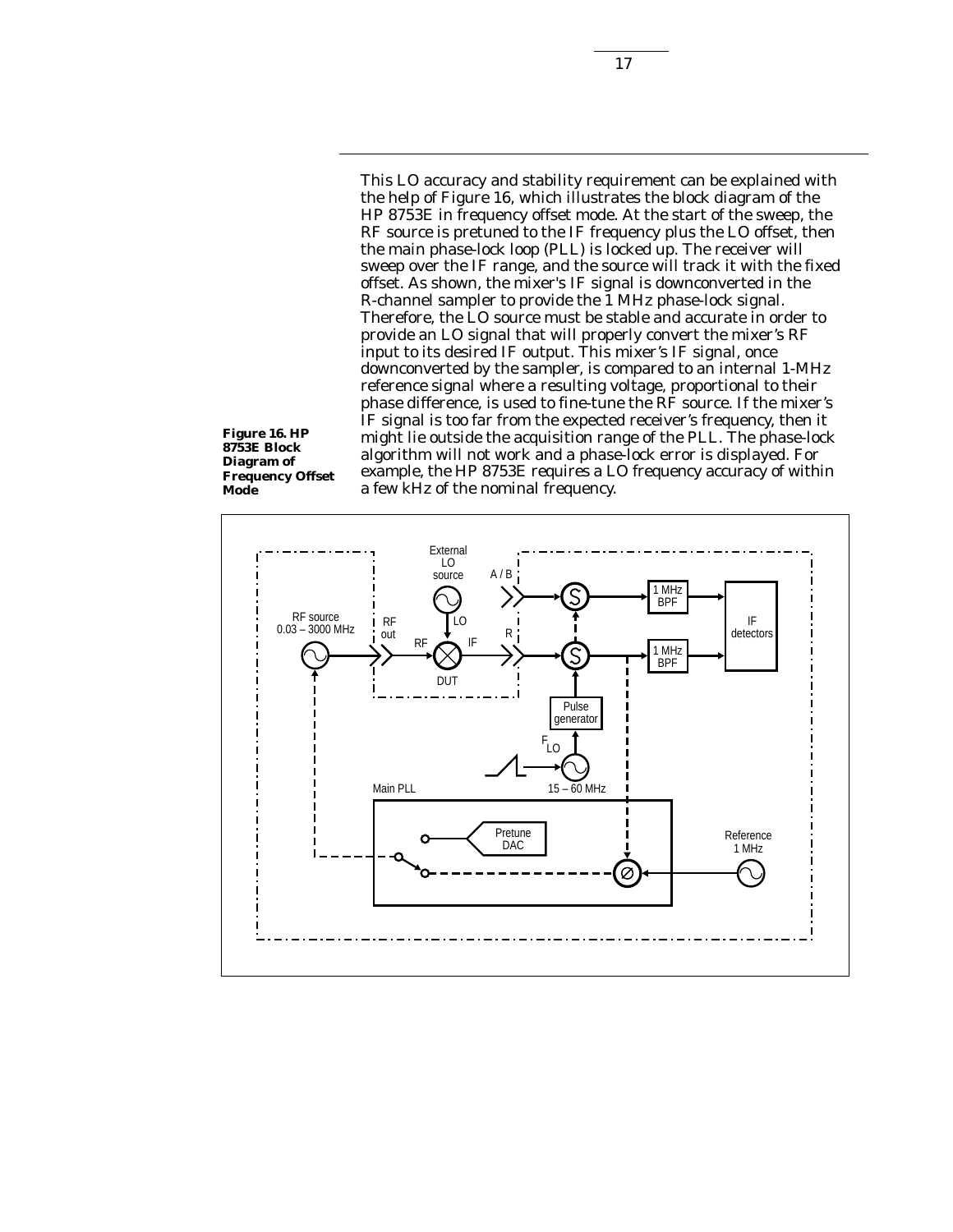This LO accuracy and stability requirement can be explained with the help of Figure 16, which illustrates the block diagram of the HP 8753E in frequency offset mode. At the start of the sweep, the RF source is pretuned to the IF frequency plus the LO offset, then the main phase-lock loop (PLL) is locked up. The receiver will sweep over the IF range, and the source will track it with the fixed offset. As shown, the mixer's IF signal is downconverted in the R-channel sampler to provide the 1 MHz phase-lock signal. Therefore, the LO source must be stable and accurate in order to provide an LO signal that will properly convert the mixer's RF input to its desired IF output. This mixer's IF signal, once downconverted by the sampler, is compared to an internal 1-MHz reference signal where a resulting voltage, proportional to their phase difference, is used to fine-tune the RF source. If the mixer's IF signal is too far from the expected receiver's frequency, then it might lie outside the acquisition range of the PLL. The phase-lock algorithm will not work and a phase-lock error is displayed. For example, the HP 8753E requires a LO frequency accuracy of within a few kHz of the nominal frequency.

**Figure 16. HP 8753E Block Diagram of Frequency Offset Mode**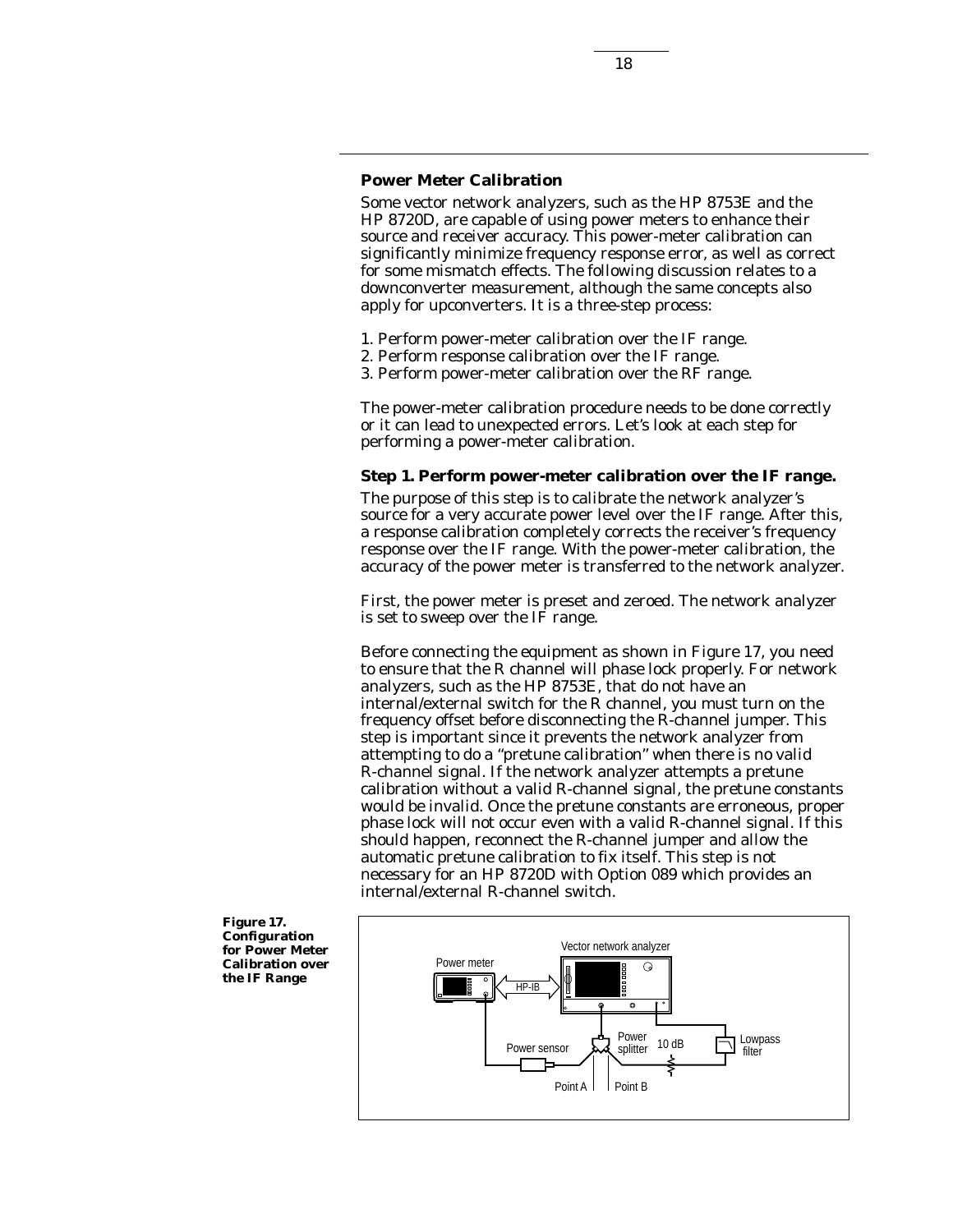## Power Meter Calibration

Some vector network analyzers, such as the HP 8753E and the HP 8720D, are capable of using power meters to enhance their source and receiver accuracy. This power-meter calibration can significantly minimize frequency response error, as well as correct for some mismatch effects. The following discussion relates to a downconverter measurement, although the same concepts also apply for upconverters. It is a three-step process:

1. Perform power-meter calibration over the IF range.
2. Perform response calibration over the IF range.
3. Perform power-meter calibration over the RF range.

The power-meter calibration procedure needs to be done correctly or it can lead to unexpected errors. Let's look at each step for performing a power-meter calibration.

### Step 1. Perform power-meter calibration over the IF range.

The purpose of this step is to calibrate the network analyzer's source for a very accurate power level over the IF range. After this, a response calibration completely corrects the receiver's frequency response over the IF range. With the power-meter calibration, the accuracy of the power meter is transferred to the network analyzer.

First, the power meter is preset and zeroed. The network analyzer is set to sweep over the IF range.

Before connecting the equipment as shown in Figure 17, you need to ensure that the R channel will phase lock properly. For network analyzers, such as the HP 8753E, that do not have an internal/external switch for the R channel, you must turn on the frequency offset before disconnecting the R-channel jumper. This step is important since it prevents the network analyzer from attempting to do a "pretune calibration" when there is no valid R-channel signal. If the network analyzer attempts a pretune calibration without a valid R-channel signal, the pretune constants would be invalid. Once the pretune constants are erroneous, proper phase lock will not occur even with a valid R-channel signal. If this should happen, reconnect the R-channel jumper and allow the automatic pretune calibration to fix itself. This step is not necessary for an HP 8720D with Option 089 which provides an internal/external R-channel switch.

**Figure 17. Configuration for Power Meter Calibration over the IF Range**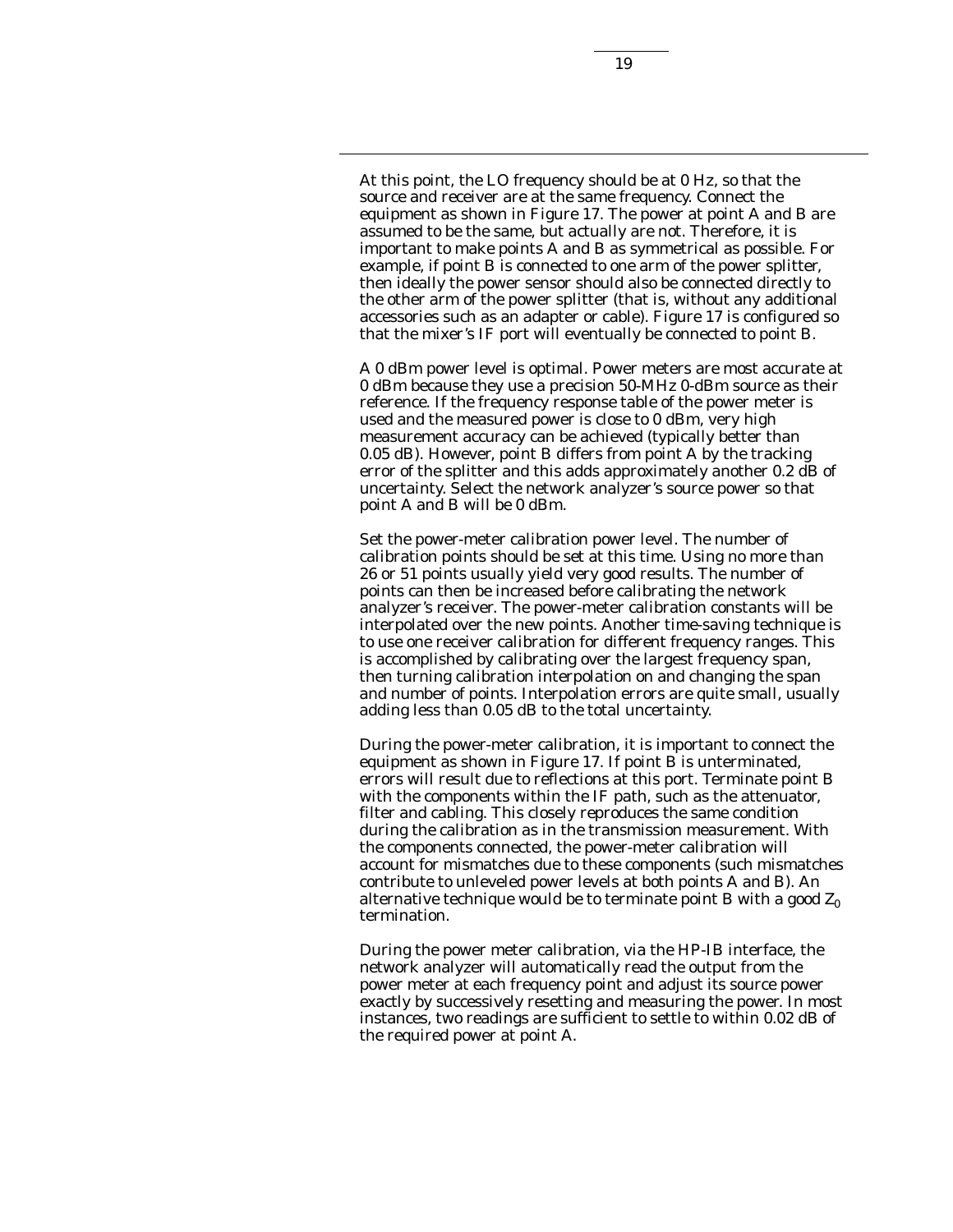At this point, the LO frequency should be at 0 Hz, so that the source and receiver are at the same frequency. Connect the equipment as shown in Figure 17. The power at point A and B are assumed to be the same, but actually are not. Therefore, it is important to make points A and B as symmetrical as possible. For example, if point B is connected to one arm of the power splitter, then ideally the power sensor should also be connected directly to the other arm of the power splitter (that is, without any additional accessories such as an adapter or cable). Figure 17 is configured so that the mixer's IF port will eventually be connected to point B.

A 0 dBm power level is optimal. Power meters are most accurate at 0 dBm because they use a precision 50-MHz 0-dBm source as their reference. If the frequency response table of the power meter is used and the measured power is close to 0 dBm, very high measurement accuracy can be achieved (typically better than 0.05 dB). However, point B differs from point A by the tracking error of the splitter and this adds approximately another 0.2 dB of uncertainty. Select the network analyzer's source power so that point A and B will be 0 dBm.

Set the power-meter calibration power level. The number of calibration points should be set at this time. Using no more than 26 or 51 points usually yield very good results. The number of points can then be increased before calibrating the network analyzer's receiver. The power-meter calibration constants will be interpolated over the new points. Another time-saving technique is to use one receiver calibration for different frequency ranges. This is accomplished by calibrating over the largest frequency span, then turning calibration interpolation on and changing the span and number of points. Interpolation errors are quite small, usually adding less than 0.05 dB to the total uncertainty.

During the power-meter calibration, it is important to connect the equipment as shown in Figure 17. If point B is unterminated, errors will result due to reflections at this port. Terminate point B with the components within the IF path, such as the attenuator, filter and cabling. This closely reproduces the same condition during the calibration as in the transmission measurement. With the components connected, the power-meter calibration will account for mismatches due to these components (such mismatches contribute to unleveled power levels at both points A and B). An alternative technique would be to terminate point B with a good $Z_0$ termination.

During the power meter calibration, via the HP-IB interface, the network analyzer will automatically read the output from the power meter at each frequency point and adjust its source power exactly by successively resetting and measuring the power. In most instances, two readings are sufficient to settle to within 0.02 dB of the required power at point A.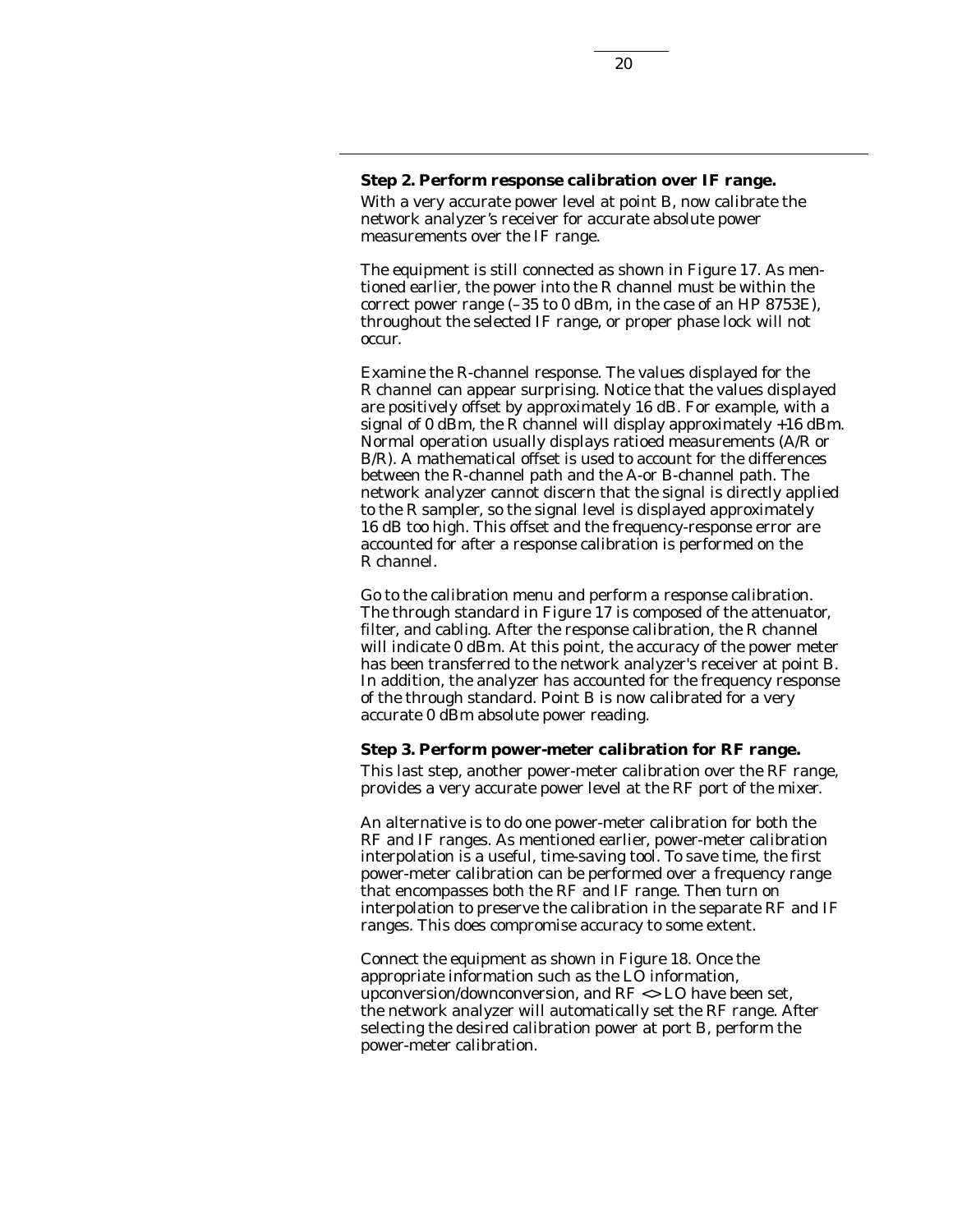**Step 2. Perform response calibration over IF range.**

With a very accurate power level at point B, now calibrate the network analyzer's receiver for accurate absolute power measurements over the IF range.

The equipment is still connected as shown in Figure 17. As mentioned earlier, the power into the R channel must be within the correct power range (–35 to 0 dBm, in the case of an HP 8753E), throughout the selected IF range, or proper phase lock will not occur.

Examine the R-channel response. The values displayed for the R channel can appear surprising. Notice that the values displayed are positively offset by approximately 16 dB. For example, with a signal of 0 dBm, the R channel will display approximately +16 dBm. Normal operation usually displays ratioed measurements (A/R or B/R). A mathematical offset is used to account for the differences between the R-channel path and the A-or B-channel path. The network analyzer cannot discern that the signal is directly applied to the R sampler, so the signal level is displayed approximately 16 dB too high. This offset and the frequency-response error are accounted for after a response calibration is performed on the R channel.

Go to the calibration menu and perform a response calibration. The through standard in Figure 17 is composed of the attenuator, filter, and cabling. After the response calibration, the R channel will indicate 0 dBm. At this point, the accuracy of the power meter has been transferred to the network analyzer's receiver at point B. In addition, the analyzer has accounted for the frequency response of the through standard. Point B is now calibrated for a very accurate 0 dBm absolute power reading.

**Step 3. Perform power-meter calibration for RF range.**

This last step, another power-meter calibration over the RF range, provides a very accurate power level at the RF port of the mixer.

An alternative is to do one power-meter calibration for both the RF and IF ranges. As mentioned earlier, power-meter calibration interpolation is a useful, time-saving tool. To save time, the first power-meter calibration can be performed over a frequency range that encompasses both the RF and IF range. Then turn on interpolation to preserve the calibration in the separate RF and IF ranges. This does compromise accuracy to some extent.

Connect the equipment as shown in Figure 18. Once the appropriate information such as the LO information, upconversion/downconversion, and RF <> LO have been set, the network analyzer will automatically set the RF range. After selecting the desired calibration power at port B, perform the power-meter calibration.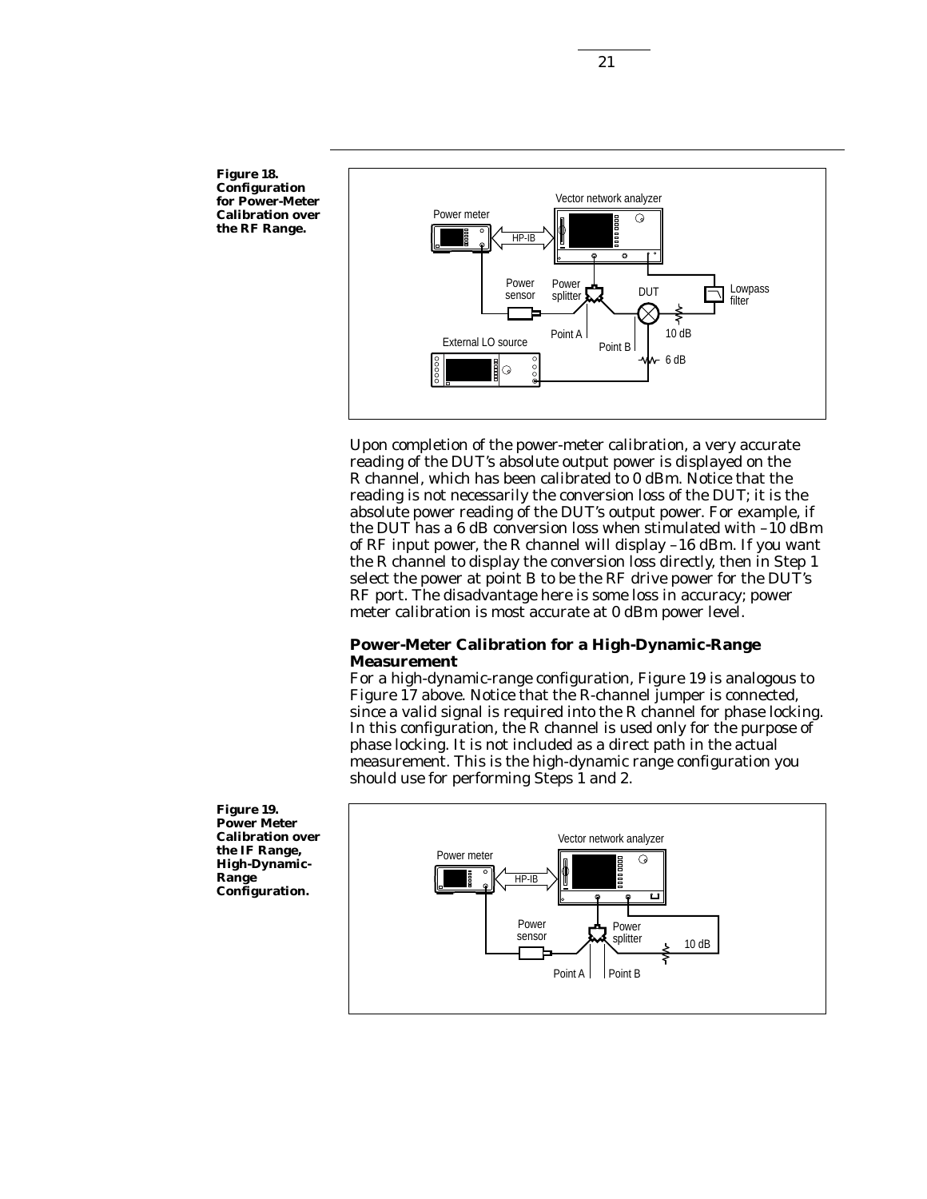**Figure 18. Configuration for Power-Meter Calibration over the RF Range.**

Upon completion of the power-meter calibration, a very accurate reading of the DUT's absolute output power is displayed on the R channel, which has been calibrated to 0 dBm. Notice that the reading is not necessarily the conversion loss of the DUT; it is the absolute power reading of the DUT's output power. For example, if the DUT has a 6 dB conversion loss when stimulated with –10 dBm of RF input power, the R channel will display –16 dBm. If you want the R channel to display the conversion loss directly, then in Step 1 select the power at point B to be the RF drive power for the DUT's RF port. The disadvantage here is some loss in accuracy; power meter calibration is most accurate at 0 dBm power level.

## Power-Meter Calibration for a High-Dynamic-Range Measurement

For a high-dynamic-range configuration, Figure 19 is analogous to Figure 17 above. Notice that the R-channel jumper is connected, since a valid signal is required into the R channel for phase locking. In this configuration, the R channel is used only for the purpose of phase locking. It is not included as a direct path in the actual measurement. This is the high-dynamic range configuration you should use for performing Steps 1 and 2.

**Figure 19. Power Meter Calibration over the IF Range, High-Dynamic-Range Configuration.**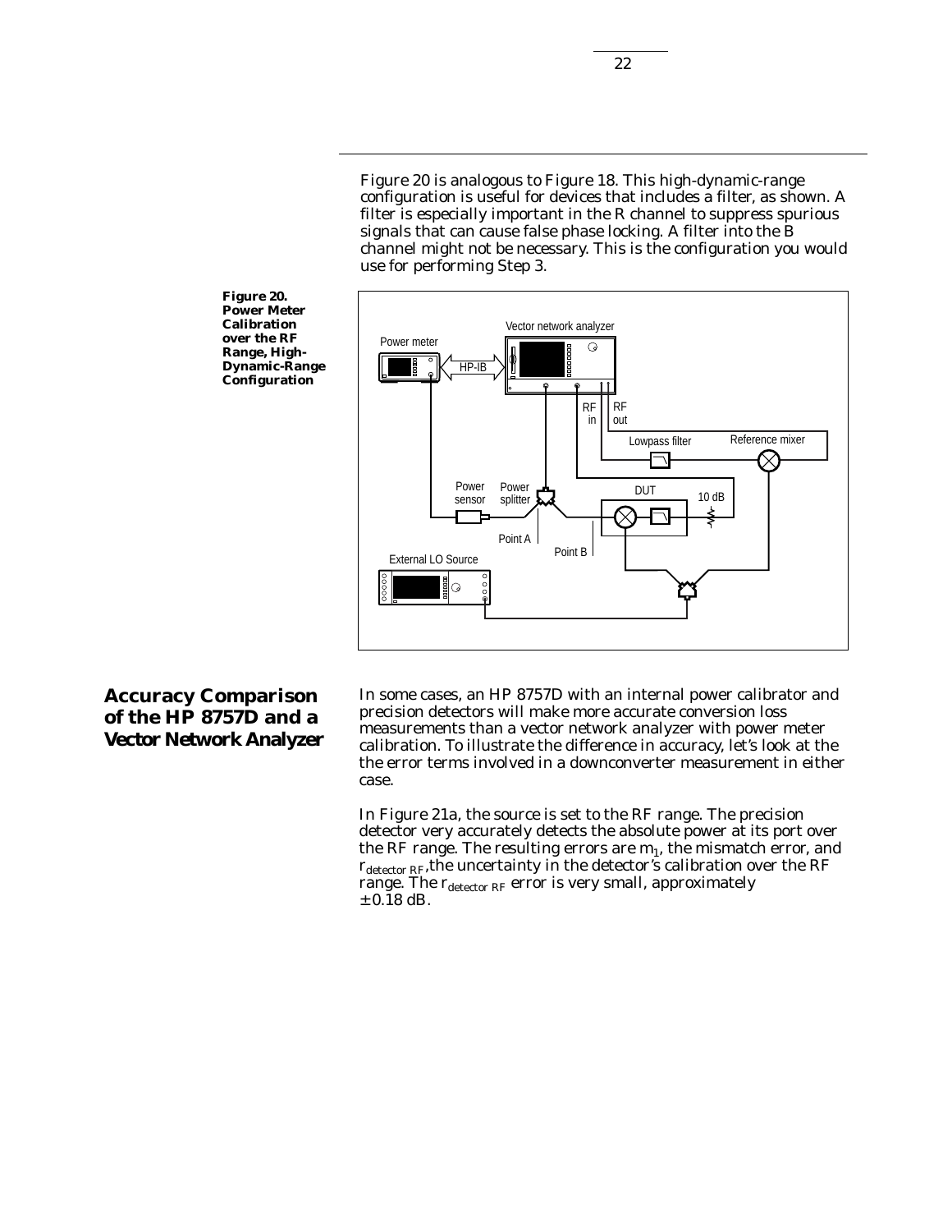Figure 20 is analogous to Figure 18. This high-dynamic-range configuration is useful for devices that includes a filter, as shown. A filter is especially important in the R channel to suppress spurious signals that can cause false phase locking. A filter into the B channel might not be necessary. This is the configuration you would use for performing Step 3.

**Figure 20. Power Meter Calibration over the RF Range, High-Dynamic-Range Configuration**

## Accuracy Comparison of the HP 8757D and a Vector Network Analyzer

In some cases, an HP 8757D with an internal power calibrator and precision detectors will make more accurate conversion loss measurements than a vector network analyzer with power meter calibration. To illustrate the difference in accuracy, let's look at the the error terms involved in a downconverter measurement in either case.

In Figure 21a, the source is set to the RF range. The precision detector very accurately detects the absolute power at its port over the RF range. The resulting errors are $m_1$, the mismatch error, and $r_{detector\ RF}$, the uncertainty in the detector's calibration over the RF range. The $r_{detector\ RF}$ error is very small, approximately ±0.18 dB.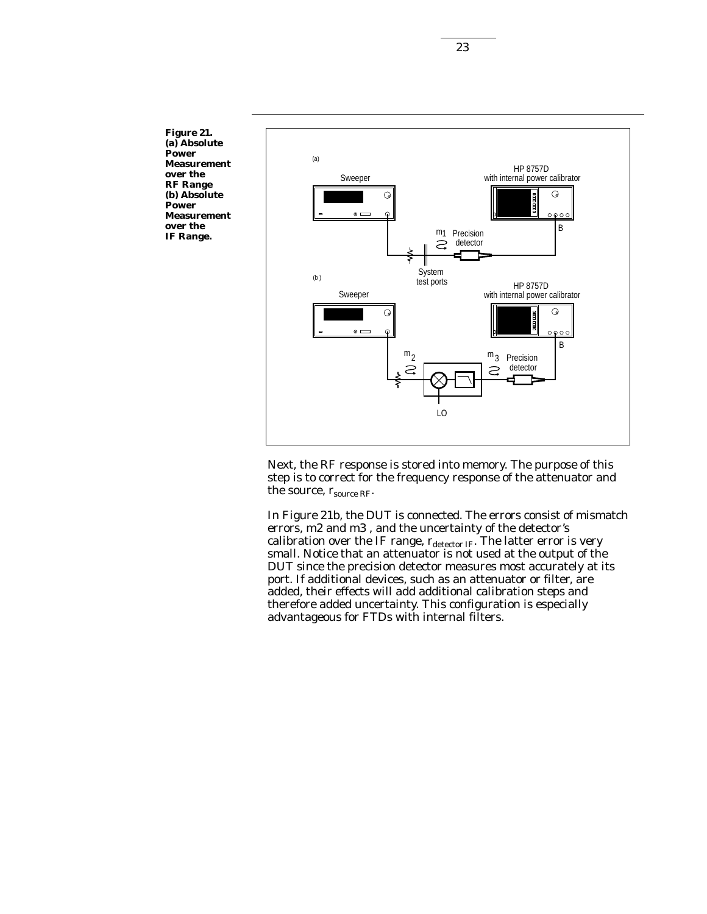**Figure 21. (a) Absolute Power Measurement over the RF Range (b) Absolute Power Measurement over the IF Range.**

Next, the RF response is stored into memory. The purpose of this step is to correct for the frequency response of the attenuator and the source, $r_{source\ RF}$.

In Figure 21b, the DUT is connected. The errors consist of mismatch errors, m2 and m3 , and the uncertainty of the detector's calibration over the IF range, $r_{detector\ IF}$. The latter error is very small. Notice that an attenuator is not used at the output of the DUT since the precision detector measures most accurately at its port. If additional devices, such as an attenuator or filter, are added, their effects will add additional calibration steps and therefore added uncertainty. This configuration is especially advantageous for FTDs with internal filters.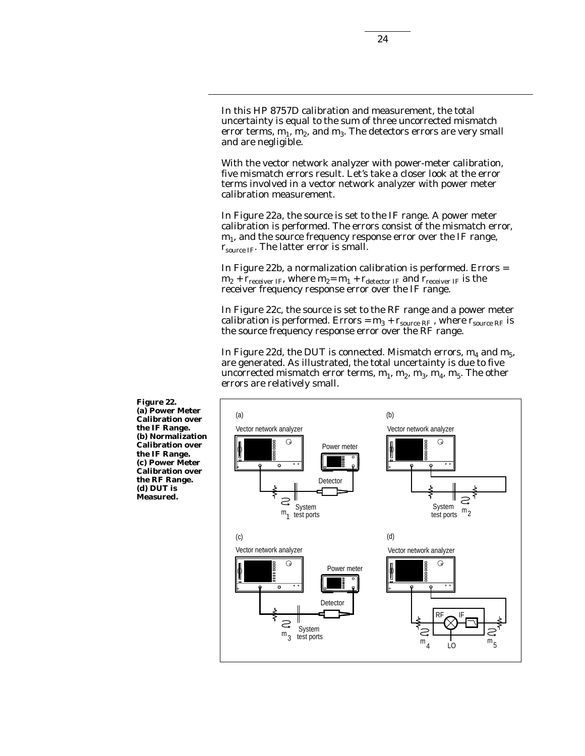In this HP 8757D calibration and measurement, the total uncertainty is equal to the sum of three uncorrected mismatch error terms, $m_1$, $m_2$, and $m_3$. The detectors errors are very small and are negligible.

With the vector network analyzer with power-meter calibration, five mismatch errors result. Let's take a closer look at the error terms involved in a vector network analyzer with power meter calibration measurement.

In Figure 22a, the source is set to the IF range. A power meter calibration is performed. The errors consist of the mismatch error, $m_1$, and the source frequency response error over the IF range, $r_{source\ IF}$. The latter error is small.

In Figure 22b, a normalization calibration is performed. Errors = $m_2 + r_{receiver\ IF}$, where $m_2 = m_1 + r_{detector\ IF}$ and $r_{receiver\ IF}$ is the receiver frequency response error over the IF range.

In Figure 22c, the source is set to the RF range and a power meter calibration is performed. Errors = $m_3 + r_{source\ RF}$ , where $r_{source\ RF}$ is the source frequency response error over the RF range.

In Figure 22d, the DUT is connected. Mismatch errors, $m_4$ and $m_5$, are generated. As illustrated, the total uncertainty is due to five uncorrected mismatch error terms, $m_1$, $m_2$, $m_3$, $m_4$, $m_5$. The other errors are relatively small.

**Figure 22. (a) Power Meter Calibration over the IF Range. (b) Normalization Calibration over the IF Range. (c) Power Meter Calibration over the RF Range. (d) DUT is Measured.**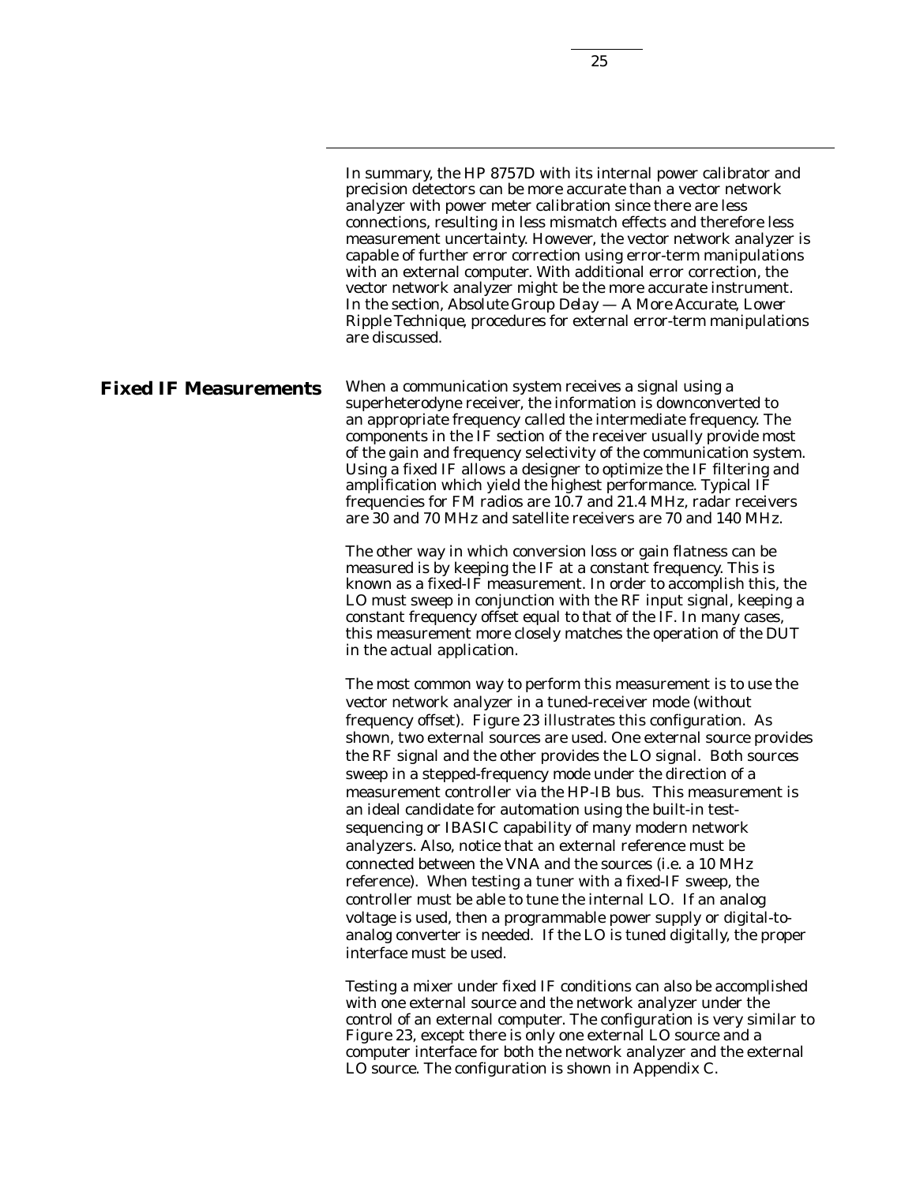In summary, the HP 8757D with its internal power calibrator and precision detectors can be more accurate than a vector network analyzer with power meter calibration since there are less connections, resulting in less mismatch effects and therefore less measurement uncertainty. However, the vector network analyzer is capable of further error correction using error-term manipulations with an external computer. With additional error correction, the vector network analyzer might be the more accurate instrument. In the section, *Absolute Group Delay — A More Accurate, Lower Ripple Technique*, procedures for external error-term manipulations are discussed.

## Fixed IF Measurements

When a communication system receives a signal using a superheterodyne receiver, the information is downconverted to an appropriate frequency called the intermediate frequency. The components in the IF section of the receiver usually provide most of the gain and frequency selectivity of the communication system. Using a fixed IF allows a designer to optimize the IF filtering and amplification which yield the highest performance. Typical IF frequencies for FM radios are 10.7 and 21.4 MHz, radar receivers are 30 and 70 MHz and satellite receivers are 70 and 140 MHz.

The other way in which conversion loss or gain flatness can be measured is by keeping the IF at a constant frequency. This is known as a fixed-IF measurement. In order to accomplish this, the LO must sweep in conjunction with the RF input signal, keeping a constant frequency offset equal to that of the IF. In many cases, this measurement more closely matches the operation of the DUT in the actual application.

The most common way to perform this measurement is to use the vector network analyzer in a tuned-receiver mode (without frequency offset). Figure 23 illustrates this configuration. As shown, two external sources are used. One external source provides the RF signal and the other provides the LO signal. Both sources sweep in a stepped-frequency mode under the direction of a measurement controller via the HP-IB bus. This measurement is an ideal candidate for automation using the built-in test-sequencing or IBASIC capability of many modern network analyzers. Also, notice that an external reference must be connected between the VNA and the sources (i.e. a 10 MHz reference). When testing a tuner with a fixed-IF sweep, the controller must be able to tune the internal LO. If an analog voltage is used, then a programmable power supply or digital-to-analog converter is needed. If the LO is tuned digitally, the proper interface must be used.

Testing a mixer under fixed IF conditions can also be accomplished with one external source and the network analyzer under the control of an external computer. The configuration is very similar to Figure 23, except there is only one external LO source and a computer interface for both the network analyzer and the external LO source. The configuration is shown in Appendix C.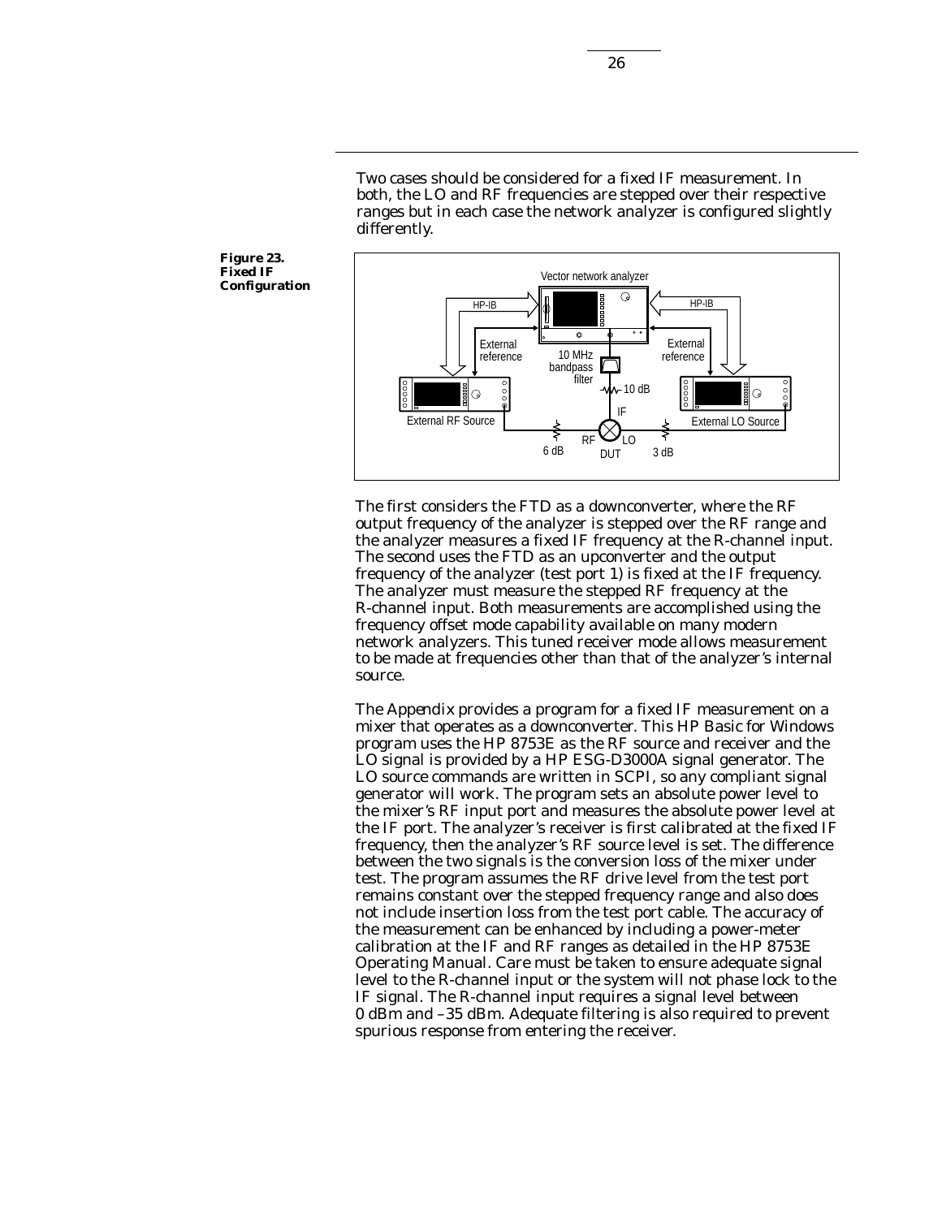Two cases should be considered for a fixed IF measurement. In both, the LO and RF frequencies are stepped over their respective ranges but in each case the network analyzer is configured slightly differently.

**Figure 23. Fixed IF Configuration**

The first considers the FTD as a downconverter, where the RF output frequency of the analyzer is stepped over the RF range and the analyzer measures a fixed IF frequency at the R-channel input. The second uses the FTD as an upconverter and the output frequency of the analyzer (test port 1) is fixed at the IF frequency. The analyzer must measure the stepped RF frequency at the R-channel input. Both measurements are accomplished using the frequency offset mode capability available on many modern network analyzers. This tuned receiver mode allows measurement to be made at frequencies other than that of the analyzer's internal source.

The Appendix provides a program for a fixed IF measurement on a mixer that operates as a downconverter. This HP Basic for Windows program uses the HP 8753E as the RF source and receiver and the LO signal is provided by a HP ESG-D3000A signal generator. The LO source commands are written in SCPI, so any compliant signal generator will work. The program sets an absolute power level to the mixer's RF input port and measures the absolute power level at the IF port. The analyzer's receiver is first calibrated at the fixed IF frequency, then the analyzer's RF source level is set. The difference between the two signals is the conversion loss of the mixer under test. The program assumes the RF drive level from the test port remains constant over the stepped frequency range and also does not include insertion loss from the test port cable. The accuracy of the measurement can be enhanced by including a power-meter calibration at the IF and RF ranges as detailed in the HP 8753E Operating Manual. Care must be taken to ensure adequate signal level to the R-channel input or the system will not phase lock to the IF signal. The R-channel input requires a signal level between 0 dBm and –35 dBm. Adequate filtering is also required to prevent spurious response from entering the receiver.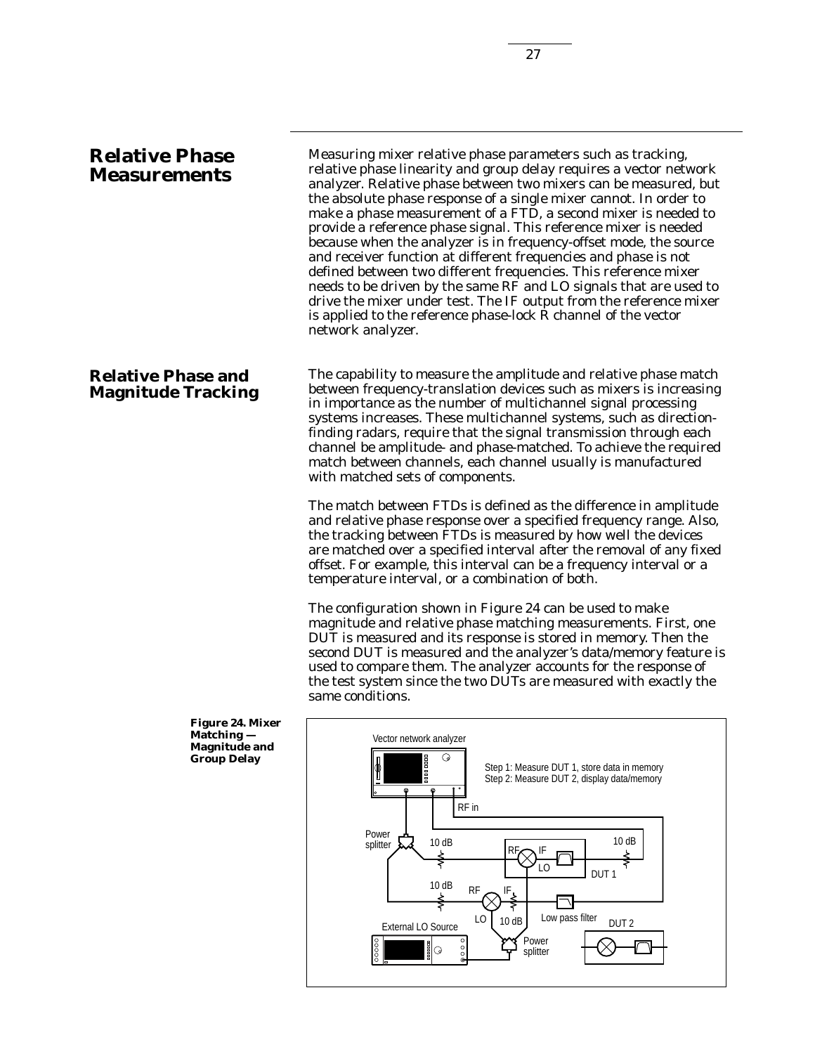## Relative Phase Measurements

Measuring mixer relative phase parameters such as tracking, relative phase linearity and group delay requires a vector network analyzer. Relative phase between two mixers can be measured, but the absolute phase response of a single mixer cannot. In order to make a phase measurement of a FTD, a second mixer is needed to provide a reference phase signal. This reference mixer is needed because when the analyzer is in frequency-offset mode, the source and receiver function at different frequencies and phase is not defined between two different frequencies. This reference mixer needs to be driven by the same RF and LO signals that are used to drive the mixer under test. The IF output from the reference mixer is applied to the reference phase-lock R channel of the vector network analyzer.

## Relative Phase and Magnitude Tracking

The capability to measure the amplitude and relative phase match between frequency-translation devices such as mixers is increasing in importance as the number of multichannel signal processing systems increases. These multichannel systems, such as direction-finding radars, require that the signal transmission through each channel be amplitude- and phase-matched. To achieve the required match between channels, each channel usually is manufactured with matched sets of components.

The match between FTDs is defined as the difference in amplitude and relative phase response over a specified frequency range. Also, the tracking between FTDs is measured by how well the devices are matched over a specified interval after the removal of any fixed offset. For example, this interval can be a frequency interval or a temperature interval, or a combination of both.

The configuration shown in Figure 24 can be used to make magnitude and relative phase matching measurements. First, one DUT is measured and its response is stored in memory. Then the second DUT is measured and the analyzer's data/memory feature is used to compare them. The analyzer accounts for the response of the test system since the two DUTs are measured with exactly the same conditions.

**Figure 24. Mixer Matching — Magnitude and Group Delay**

Vector network analyzer

Step 1: Measure DUT 1, store data in memory
Step 2: Measure DUT 2, display data/memory

RF in

Power splitter, 10 dB, RF, IF, LO, 10 dB, DUT 1, 10 dB, RF, IF, LO, 10 dB, Low pass filter, DUT 2, External LO Source, Power splitter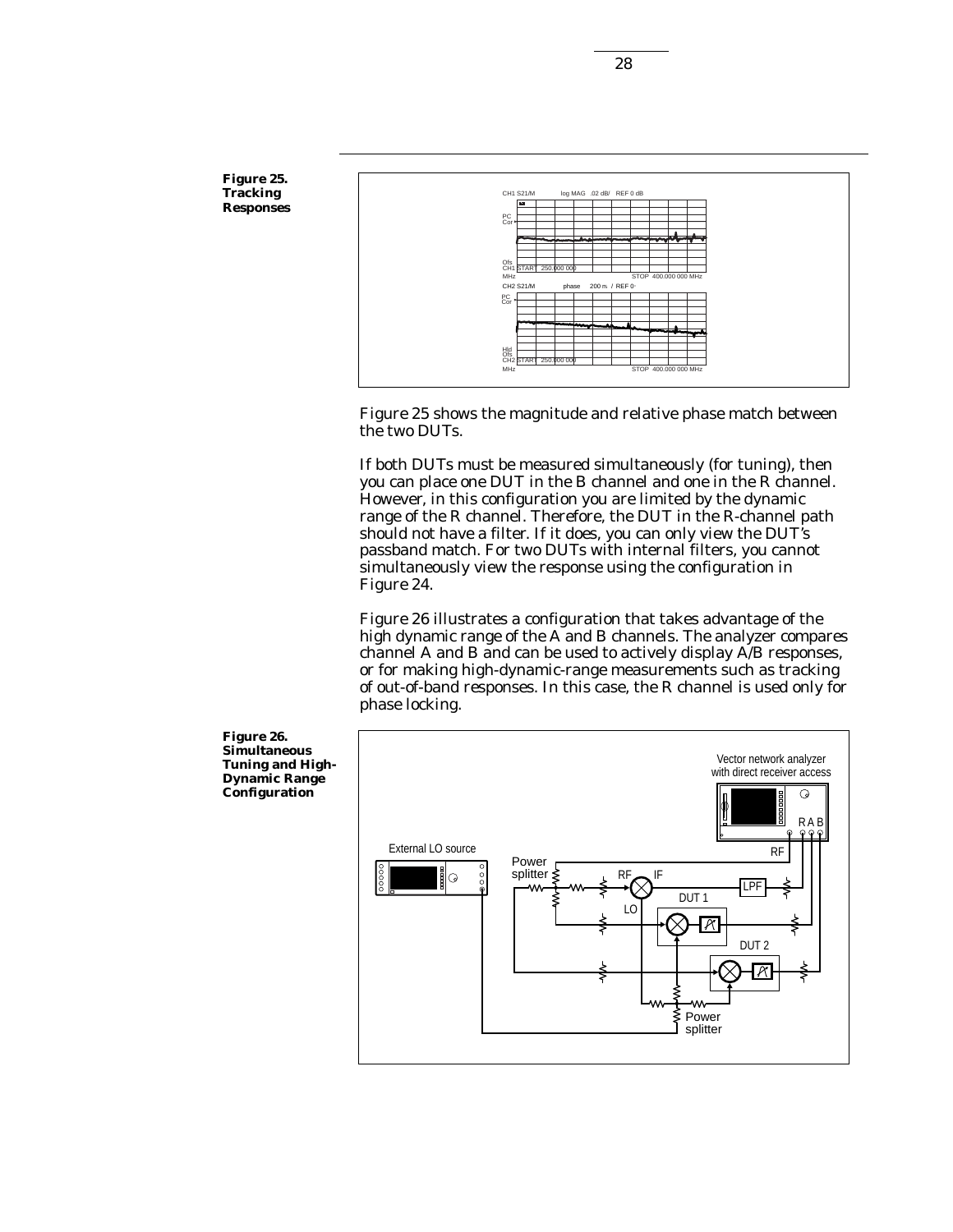**Figure 25. Tracking Responses**

Figure 25 shows the magnitude and relative phase match between the two DUTs.

If both DUTs must be measured simultaneously (for tuning), then you can place one DUT in the B channel and one in the R channel. However, in this configuration you are limited by the dynamic range of the R channel. Therefore, the DUT in the R-channel path should not have a filter. If it does, you can only view the DUT's passband match. For two DUTs with internal filters, you cannot simultaneously view the response using the configuration in Figure 24.

Figure 26 illustrates a configuration that takes advantage of the high dynamic range of the A and B channels. The analyzer compares channel A and B and can be used to actively display A/B responses, or for making high-dynamic-range measurements such as tracking of out-of-band responses. In this case, the R channel is used only for phase locking.

**Figure 26. Simultaneous Tuning and High-Dynamic Range Configuration**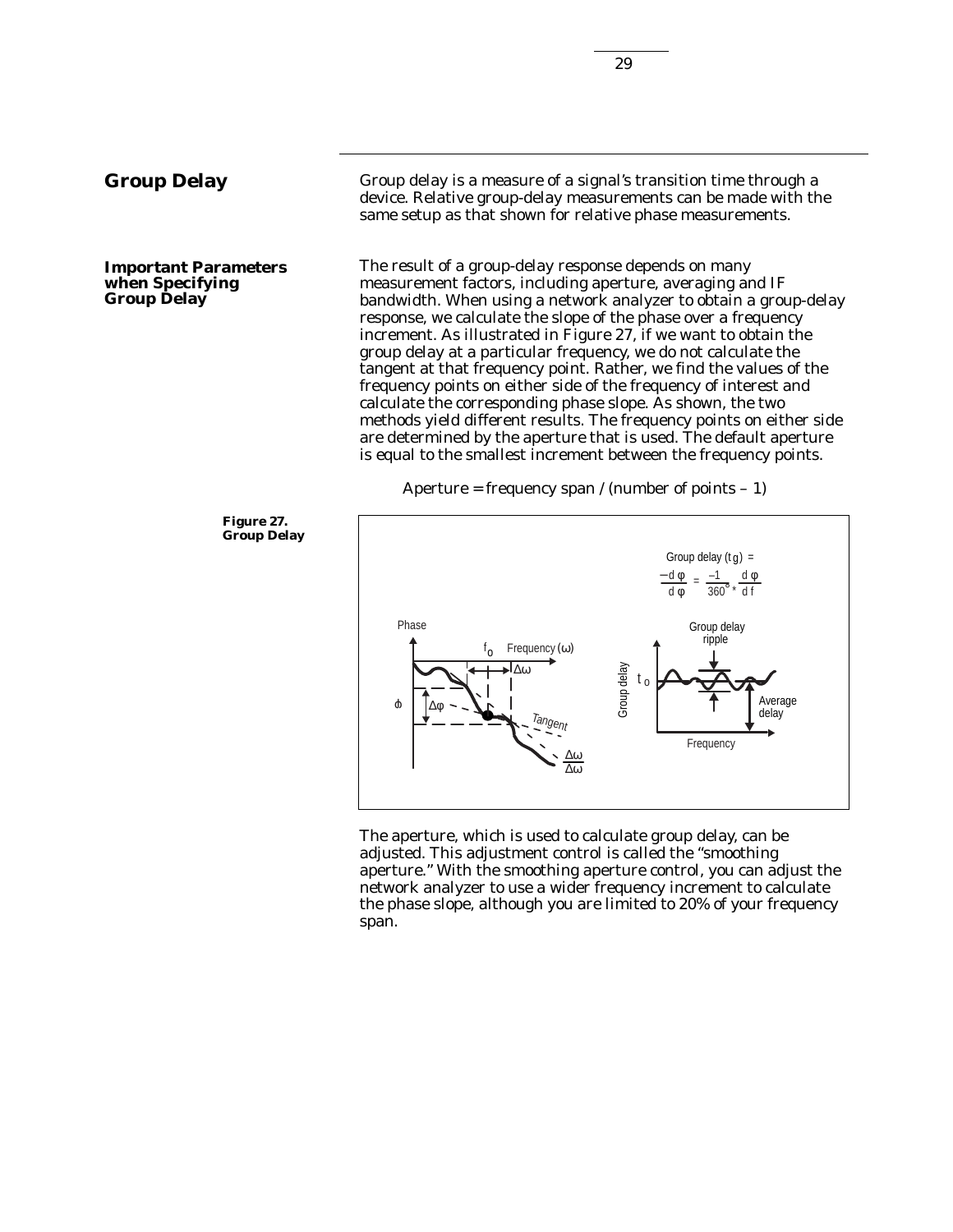## Group Delay

Group delay is a measure of a signal's transition time through a device. Relative group-delay measurements can be made with the same setup as that shown for relative phase measurements.

### Important Parameters when Specifying Group Delay

The result of a group-delay response depends on many measurement factors, including aperture, averaging and IF bandwidth. When using a network analyzer to obtain a group-delay response, we calculate the slope of the phase over a frequency increment. As illustrated in Figure 27, if we want to obtain the group delay at a particular frequency, we do not calculate the tangent at that frequency point. Rather, we find the values of the frequency points on either side of the frequency of interest and calculate the corresponding phase slope. As shown, the two methods yield different results. The frequency points on either side are determined by the aperture that is used. The default aperture is equal to the smallest increment between the frequency points.

Aperture = frequency span / (number of points – 1)

**Figure 27. Group Delay**

The aperture, which is used to calculate group delay, can be adjusted. This adjustment control is called the "smoothing aperture." With the smoothing aperture control, you can adjust the network analyzer to use a wider frequency increment to calculate the phase slope, although you are limited to 20% of your frequency span.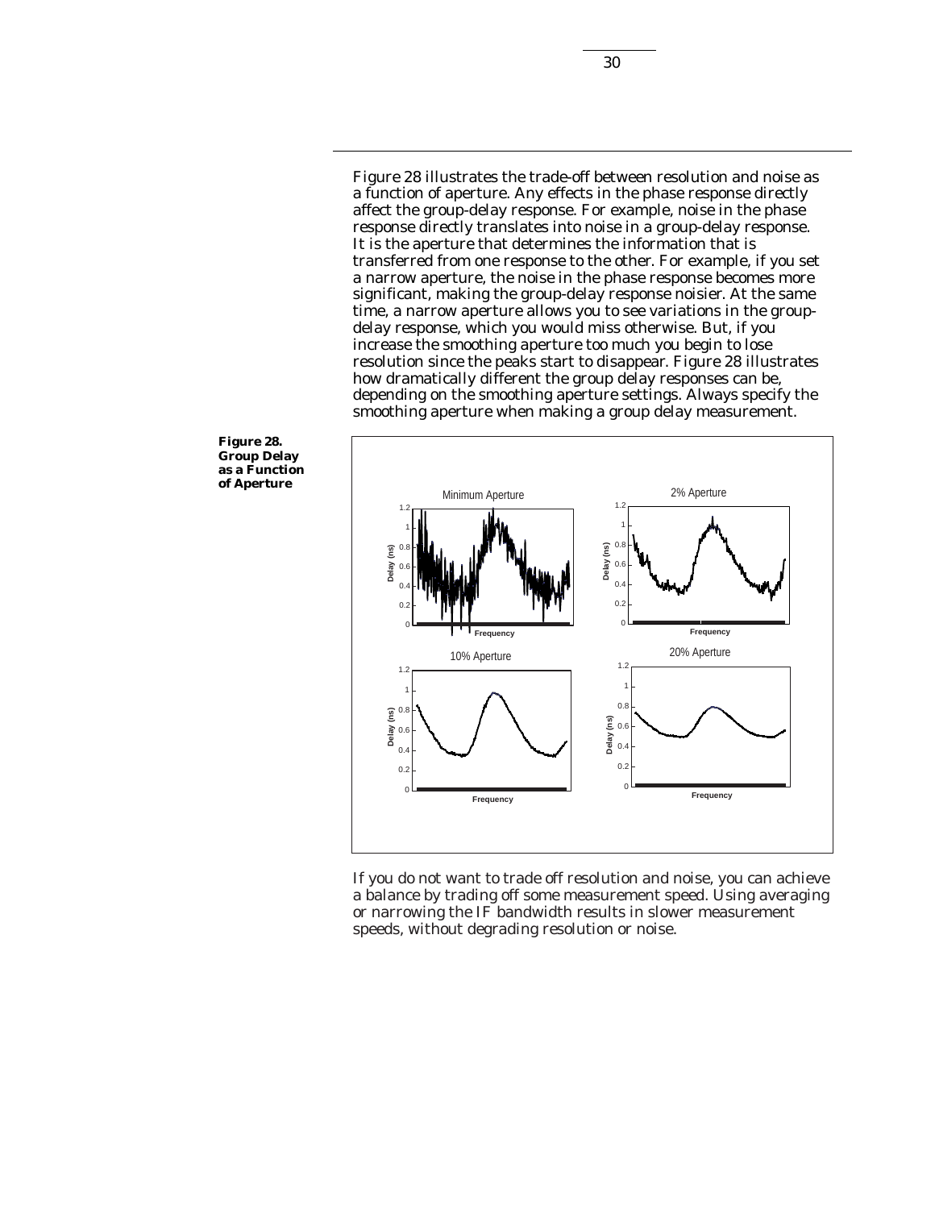Figure 28 illustrates the trade-off between resolution and noise as a function of aperture. Any effects in the phase response directly affect the group-delay response. For example, noise in the phase response directly translates into noise in a group-delay response. It is the aperture that determines the information that is transferred from one response to the other. For example, if you set a narrow aperture, the noise in the phase response becomes more significant, making the group-delay response noisier. At the same time, a narrow aperture allows you to see variations in the group-delay response, which you would miss otherwise. But, if you increase the smoothing aperture too much you begin to lose resolution since the peaks start to disappear. Figure 28 illustrates how dramatically different the group delay responses can be, depending on the smoothing aperture settings. Always specify the smoothing aperture when making a group delay measurement.

**Figure 28. Group Delay as a Function of Aperture**

If you do not want to trade off resolution and noise, you can achieve a balance by trading off some measurement speed. Using averaging or narrowing the IF bandwidth results in slower measurement speeds, without degrading resolution or noise.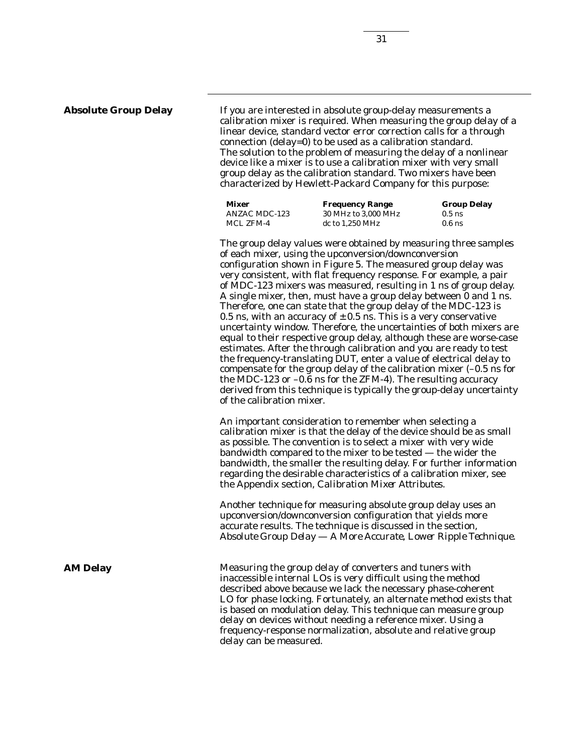## Absolute Group Delay

If you are interested in absolute group-delay measurements a calibration mixer is required. When measuring the group delay of a linear device, standard vector error correction calls for a through connection (delay=0) to be used as a calibration standard. The solution to the problem of measuring the delay of a nonlinear device like a mixer is to use a calibration mixer with very small group delay as the calibration standard. Two mixers have been characterized by Hewlett-Packard Company for this purpose:

| Mixer | Frequency Range | Group Delay |
|---|---|---|
| ANZAC MDC-123 | 30 MHz to 3,000 MHz | 0.5 ns |
| MCL ZFM-4 | dc to 1,250 MHz | 0.6 ns |

The group delay values were obtained by measuring three samples of each mixer, using the upconversion/downconversion configuration shown in Figure 5. The measured group delay was very consistent, with flat frequency response. For example, a pair of MDC-123 mixers was measured, resulting in 1 ns of group delay. A single mixer, then, must have a group delay between 0 and 1 ns. Therefore, one can state that the group delay of the MDC-123 is 0.5 ns, with an accuracy of ±0.5 ns. This is a very conservative uncertainty window. Therefore, the uncertainties of both mixers are equal to their respective group delay, although these are worse-case estimates. After the through calibration and you are ready to test the frequency-translating DUT, enter a value of electrical delay to compensate for the group delay of the calibration mixer (–0.5 ns for the MDC-123 or –0.6 ns for the ZFM-4). The resulting accuracy derived from this technique is typically the group-delay uncertainty of the calibration mixer.

An important consideration to remember when selecting a calibration mixer is that the delay of the device should be as small as possible. The convention is to select a mixer with very wide bandwidth compared to the mixer to be tested — the wider the bandwidth, the smaller the resulting delay. For further information regarding the desirable characteristics of a calibration mixer, see the Appendix section, *Calibration Mixer Attributes*.

Another technique for measuring absolute group delay uses an upconversion/downconversion configuration that yields more accurate results. The technique is discussed in the section, *Absolute Group Delay — A More Accurate, Lower Ripple Technique*.

## AM Delay

Measuring the group delay of converters and tuners with inaccessible internal LOs is very difficult using the method described above because we lack the necessary phase-coherent LO for phase locking. Fortunately, an alternate method exists that is based on modulation delay. This technique can measure group delay on devices without needing a reference mixer. Using a frequency-response normalization, absolute and relative group delay can be measured.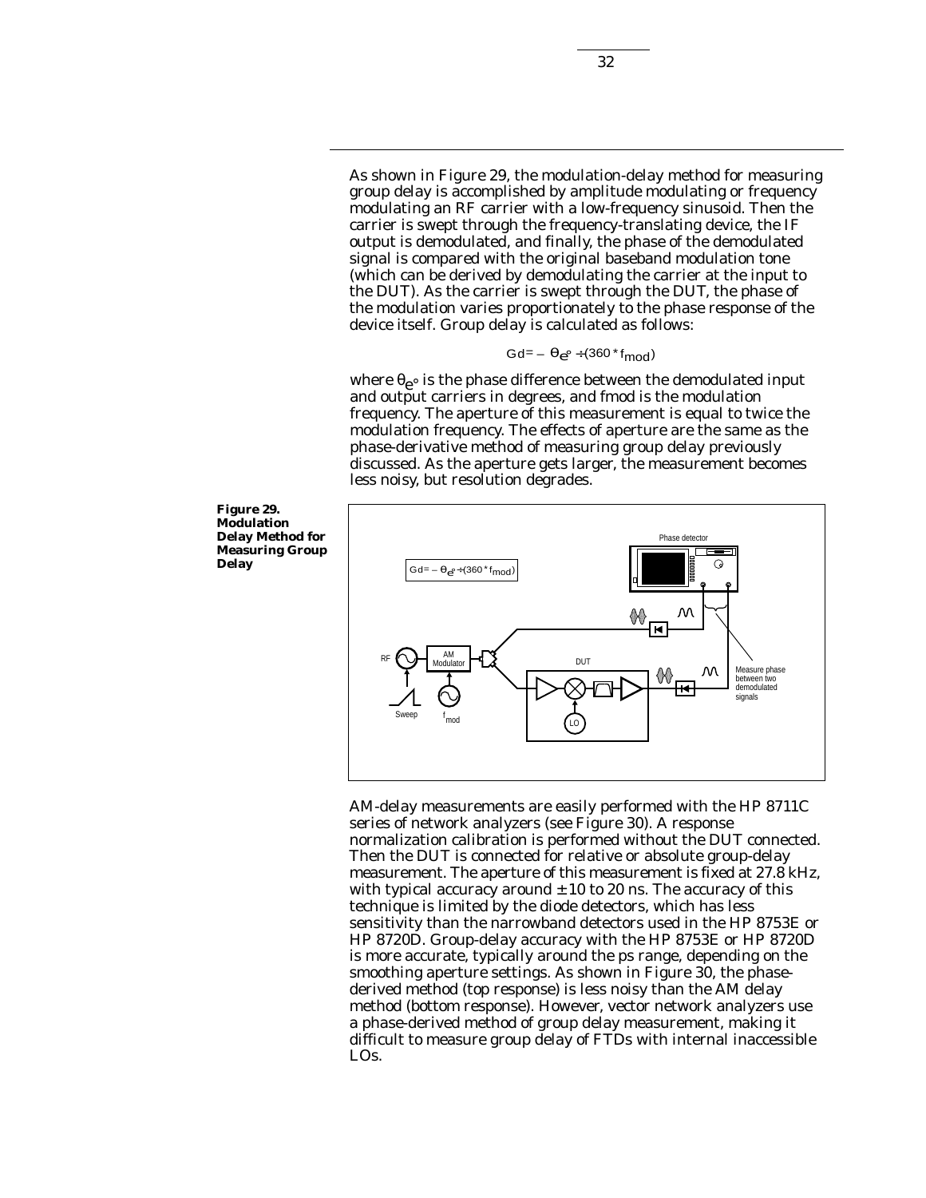As shown in Figure 29, the modulation-delay method for measuring group delay is accomplished by amplitude modulating or frequency modulating an RF carrier with a low-frequency sinusoid. Then the carrier is swept through the frequency-translating device, the IF output is demodulated, and finally, the phase of the demodulated signal is compared with the original baseband modulation tone (which can be derived by demodulating the carrier at the input to the DUT). As the carrier is swept through the DUT, the phase of the modulation varies proportionately to the phase response of the device itself. Group delay is calculated as follows:

$$Gd = -\theta_{e^\circ} \div (360 * f_{mod})$$

where $\theta_{e^\circ}$ is the phase difference between the demodulated input and output carriers in degrees, and fmod is the modulation frequency. The aperture of this measurement is equal to twice the modulation frequency. The effects of aperture are the same as the phase-derivative method of measuring group delay previously discussed. As the aperture gets larger, the measurement becomes less noisy, but resolution degrades.

**Figure 29. Modulation Delay Method for Measuring Group Delay**

AM-delay measurements are easily performed with the HP 8711C series of network analyzers (see Figure 30). A response normalization calibration is performed without the DUT connected. Then the DUT is connected for relative or absolute group-delay measurement. The aperture of this measurement is fixed at 27.8 kHz, with typical accuracy around ± 10 to 20 ns. The accuracy of this technique is limited by the diode detectors, which has less sensitivity than the narrowband detectors used in the HP 8753E or HP 8720D. Group-delay accuracy with the HP 8753E or HP 8720D is more accurate, typically around the ps range, depending on the smoothing aperture settings. As shown in Figure 30, the phase-derived method (top response) is less noisy than the AM delay method (bottom response). However, vector network analyzers use a phase-derived method of group delay measurement, making it difficult to measure group delay of FTDs with internal inaccessible LOs.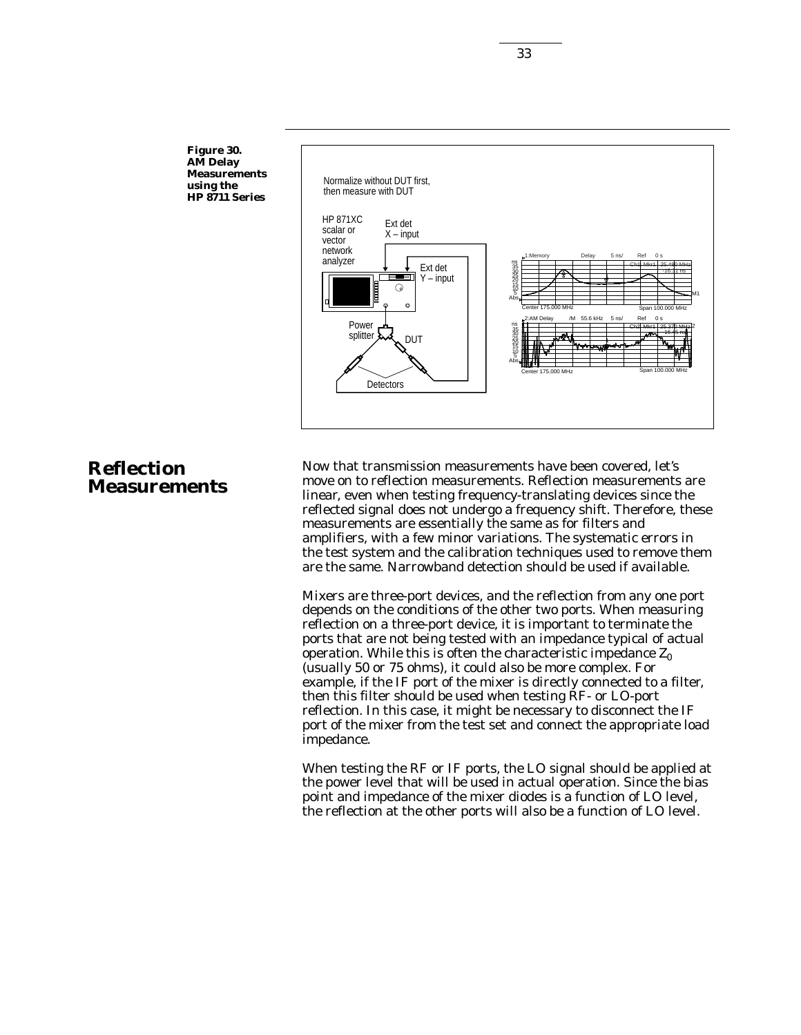**Figure 30. AM Delay Measurements using the HP 8711 Series**

Normalize without DUT first, then measure with DUT

HP 871XC scalar or vector network analyzer

Ext det X – input

Ext det Y – input

Power splitter

DUT

Detectors

## Reflection Measurements

Now that transmission measurements have been covered, let's move on to reflection measurements. Reflection measurements are linear, even when testing frequency-translating devices since the reflected signal does not undergo a frequency shift. Therefore, these measurements are essentially the same as for filters and amplifiers, with a few minor variations. The systematic errors in the test system and the calibration techniques used to remove them are the same. Narrowband detection should be used if available.

Mixers are three-port devices, and the reflection from any one port depends on the conditions of the other two ports. When measuring reflection on a three-port device, it is important to terminate the ports that are not being tested with an impedance typical of actual operation. While this is often the characteristic impedance $Z_0$ (usually 50 or 75 ohms), it could also be more complex. For example, if the IF port of the mixer is directly connected to a filter, then this filter should be used when testing RF- or LO-port reflection. In this case, it might be necessary to disconnect the IF port of the mixer from the test set and connect the appropriate load impedance.

When testing the RF or IF ports, the LO signal should be applied at the power level that will be used in actual operation. Since the bias point and impedance of the mixer diodes is a function of LO level, the reflection at the other ports will also be a function of LO level.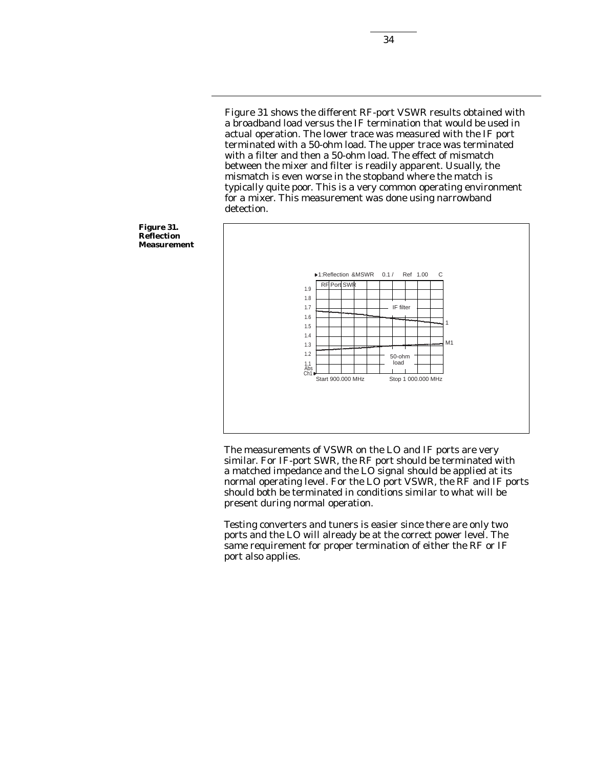Figure 31 shows the different RF-port VSWR results obtained with a broadband load versus the IF termination that would be used in actual operation. The lower trace was measured with the IF port terminated with a 50-ohm load. The upper trace was terminated with a filter and then a 50-ohm load. The effect of mismatch between the mixer and filter is readily apparent. Usually, the mismatch is even worse in the stopband where the match is typically quite poor. This is a very common operating environment for a mixer. This measurement was done using narrowband detection.

**Figure 31. Reflection Measurement**

1:Reflection &MSWR 0.1 / Ref 1.00 C

RF Port SWR

IF filter

50-ohm load

Start 900.000 MHz Stop 1 000.000 MHz

The measurements of VSWR on the LO and IF ports are very similar. For IF-port SWR, the RF port should be terminated with a matched impedance and the LO signal should be applied at its normal operating level. For the LO port VSWR, the RF and IF ports should both be terminated in conditions similar to what will be present during normal operation.

Testing converters and tuners is easier since there are only two ports and the LO will already be at the correct power level. The same requirement for proper termination of either the RF or IF port also applies.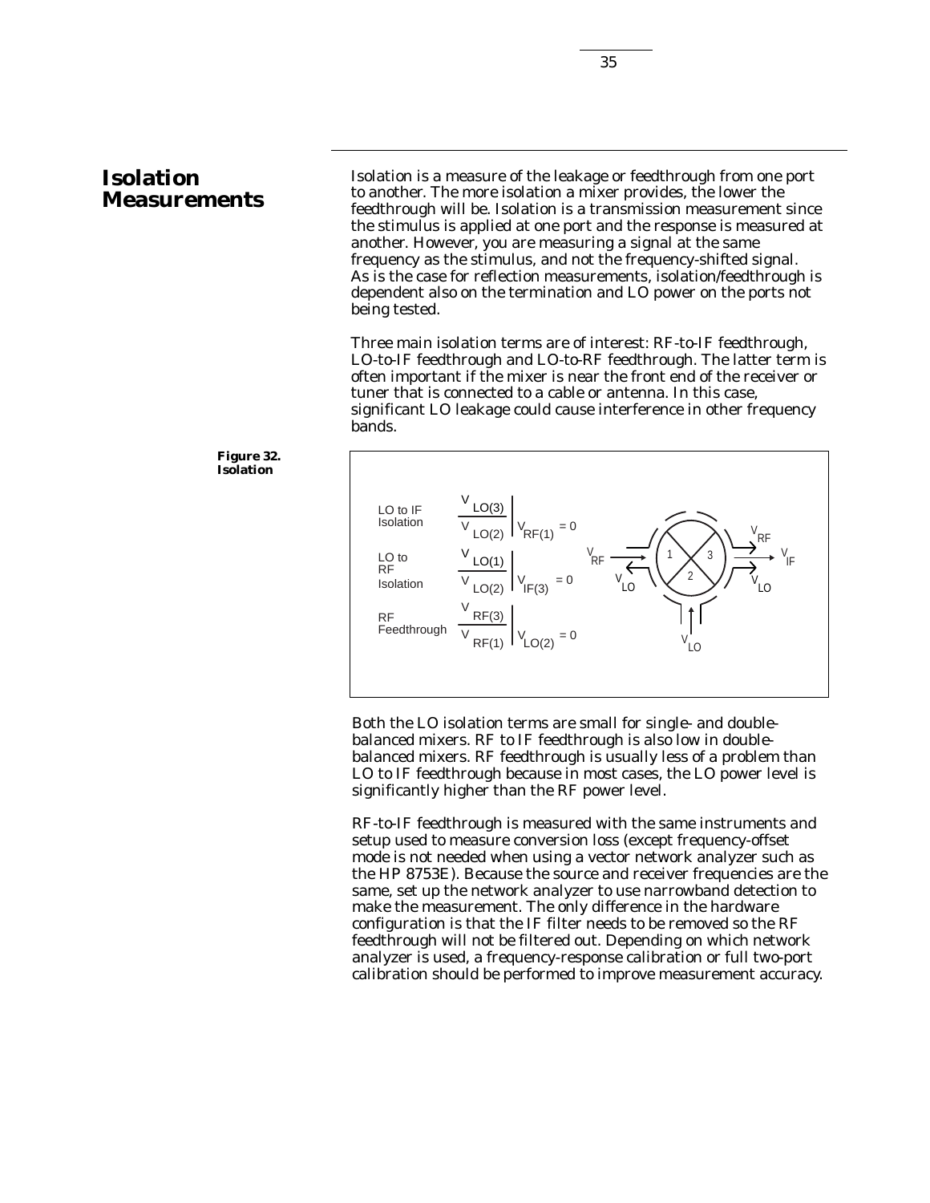## Isolation Measurements

Isolation is a measure of the leakage or feedthrough from one port to another. The more isolation a mixer provides, the lower the feedthrough will be. Isolation is a transmission measurement since the stimulus is applied at one port and the response is measured at another. However, you are measuring a signal at the same frequency as the stimulus, and not the frequency-shifted signal. As is the case for reflection measurements, isolation/feedthrough is dependent also on the termination and LO power on the ports not being tested.

Three main isolation terms are of interest: RF-to-IF feedthrough, LO-to-IF feedthrough and LO-to-RF feedthrough. The latter term is often important if the mixer is near the front end of the receiver or tuner that is connected to a cable or antenna. In this case, significant LO leakage could cause interference in other frequency bands.

**Figure 32. Isolation**

LO to IF Isolation: $\left.\dfrac{V_{LO(3)}}{V_{LO(2)}}\right|_{V_{RF(1)}=0}$

LO to RF Isolation: $\left.\dfrac{V_{LO(1)}}{V_{LO(2)}}\right|_{V_{IF(3)}=0}$

RF Feedthrough: $\left.\dfrac{V_{RF(3)}}{V_{RF(1)}}\right|_{V_{LO(2)}=0}$

Both the LO isolation terms are small for single- and double-balanced mixers. RF to IF feedthrough is also low in double-balanced mixers. RF feedthrough is usually less of a problem than LO to IF feedthrough because in most cases, the LO power level is significantly higher than the RF power level.

RF-to-IF feedthrough is measured with the same instruments and setup used to measure conversion loss (except frequency-offset mode is not needed when using a vector network analyzer such as the HP 8753E). Because the source and receiver frequencies are the same, set up the network analyzer to use narrowband detection to make the measurement. The only difference in the hardware configuration is that the IF filter needs to be removed so the RF feedthrough will not be filtered out. Depending on which network analyzer is used, a frequency-response calibration or full two-port calibration should be performed to improve measurement accuracy.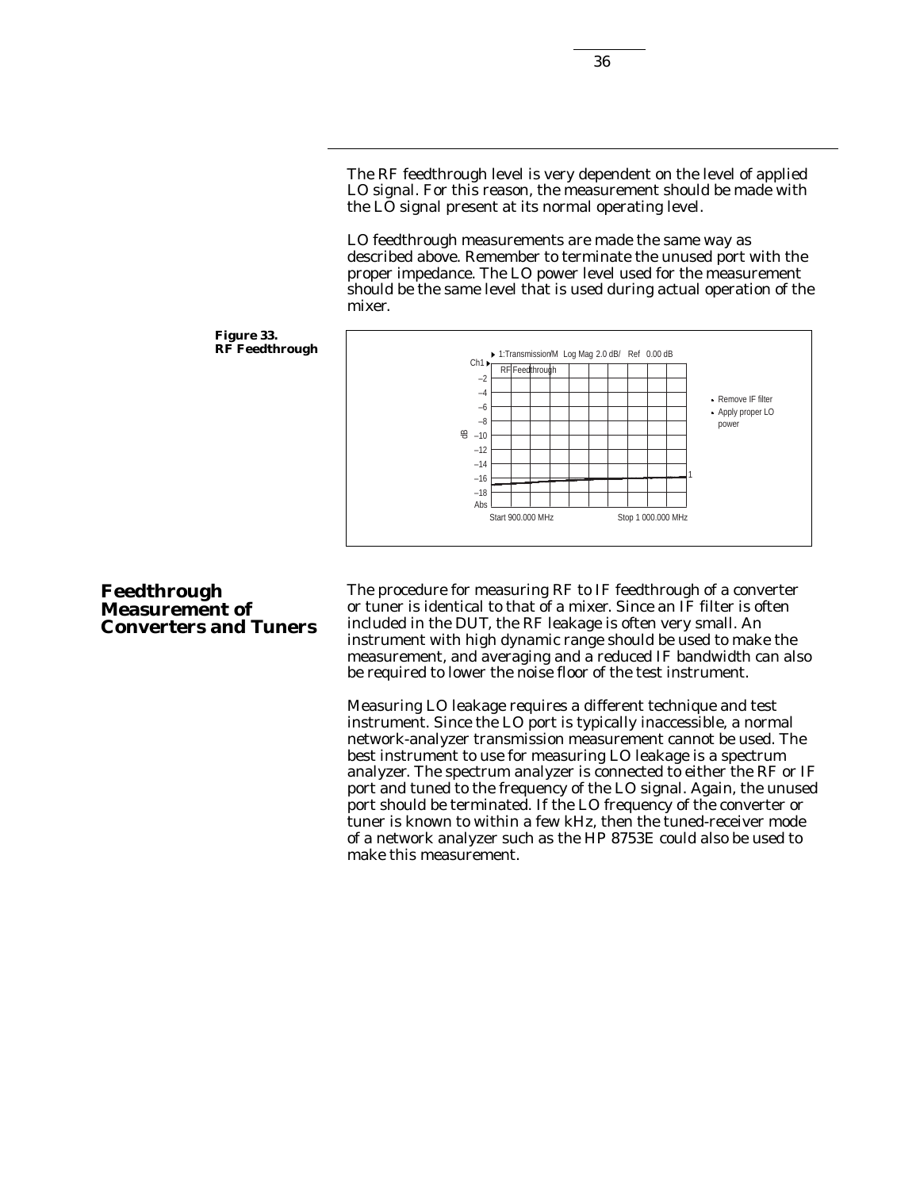The RF feedthrough level is very dependent on the level of applied LO signal. For this reason, the measurement should be made with the LO signal present at its normal operating level.

LO feedthrough measurements are made the same way as described above. Remember to terminate the unused port with the proper impedance. The LO power level used for the measurement should be the same level that is used during actual operation of the mixer.

**Figure 33. RF Feedthrough**

## Feedthrough Measurement of Converters and Tuners

The procedure for measuring RF to IF feedthrough of a converter or tuner is identical to that of a mixer. Since an IF filter is often included in the DUT, the RF leakage is often very small. An instrument with high dynamic range should be used to make the measurement, and averaging and a reduced IF bandwidth can also be required to lower the noise floor of the test instrument.

Measuring LO leakage requires a different technique and test instrument. Since the LO port is typically inaccessible, a normal network-analyzer transmission measurement cannot be used. The best instrument to use for measuring LO leakage is a spectrum analyzer. The spectrum analyzer is connected to either the RF or IF port and tuned to the frequency of the LO signal. Again, the unused port should be terminated. If the LO frequency of the converter or tuner is known to within a few kHz, then the tuned-receiver mode of a network analyzer such as the HP 8753E could also be used to make this measurement.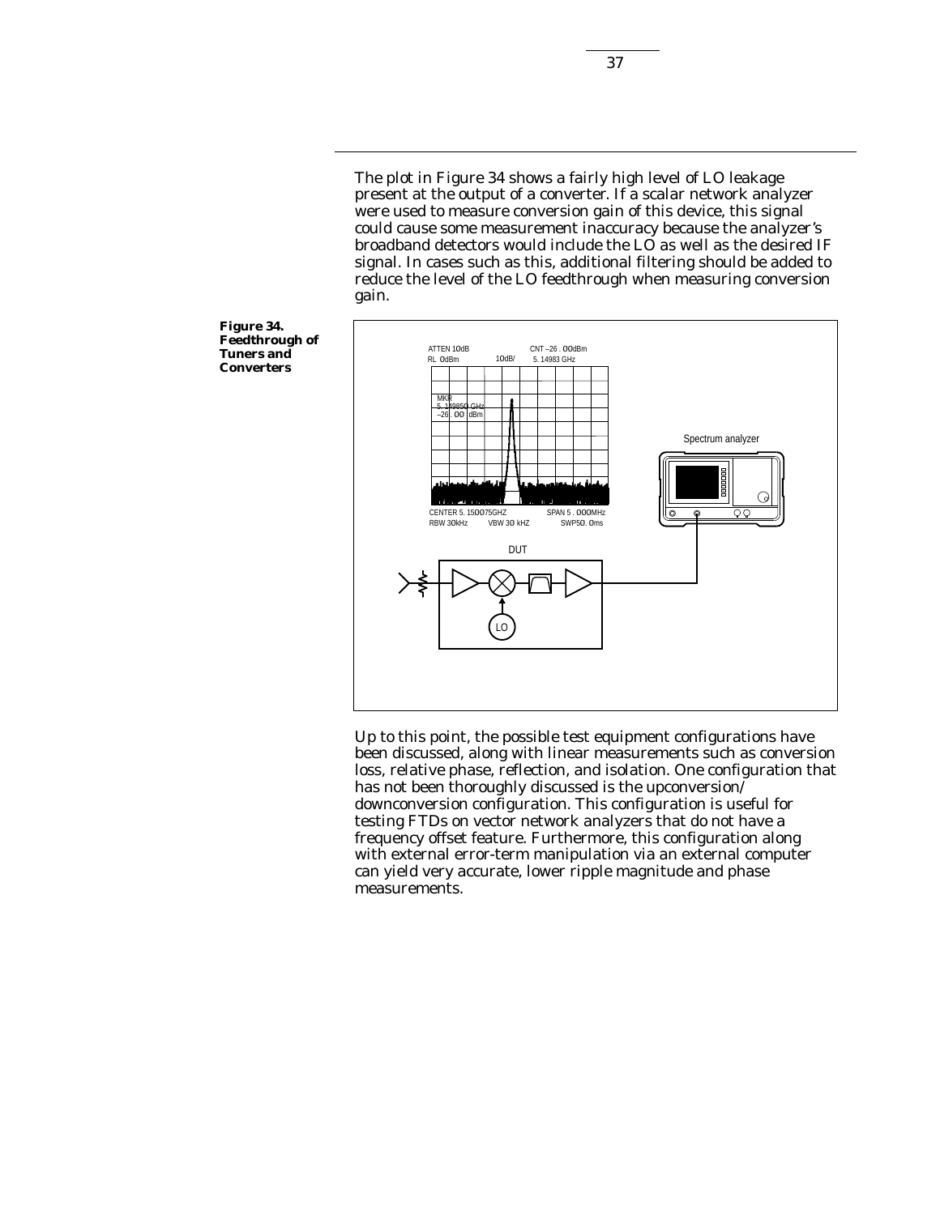The plot in Figure 34 shows a fairly high level of LO leakage present at the output of a converter. If a scalar network analyzer were used to measure conversion gain of this device, this signal could cause some measurement inaccuracy because the analyzer's broadband detectors would include the LO as well as the desired IF signal. In cases such as this, additional filtering should be added to reduce the level of the LO feedthrough when measuring conversion gain.

**Figure 34. Feedthrough of Tuners and Converters**

Up to this point, the possible test equipment configurations have been discussed, along with linear measurements such as conversion loss, relative phase, reflection, and isolation. One configuration that has not been thoroughly discussed is the upconversion/ downconversion configuration. This configuration is useful for testing FTDs on vector network analyzers that do not have a frequency offset feature. Furthermore, this configuration along with external error-term manipulation via an external computer can yield very accurate, lower ripple magnitude and phase measurements.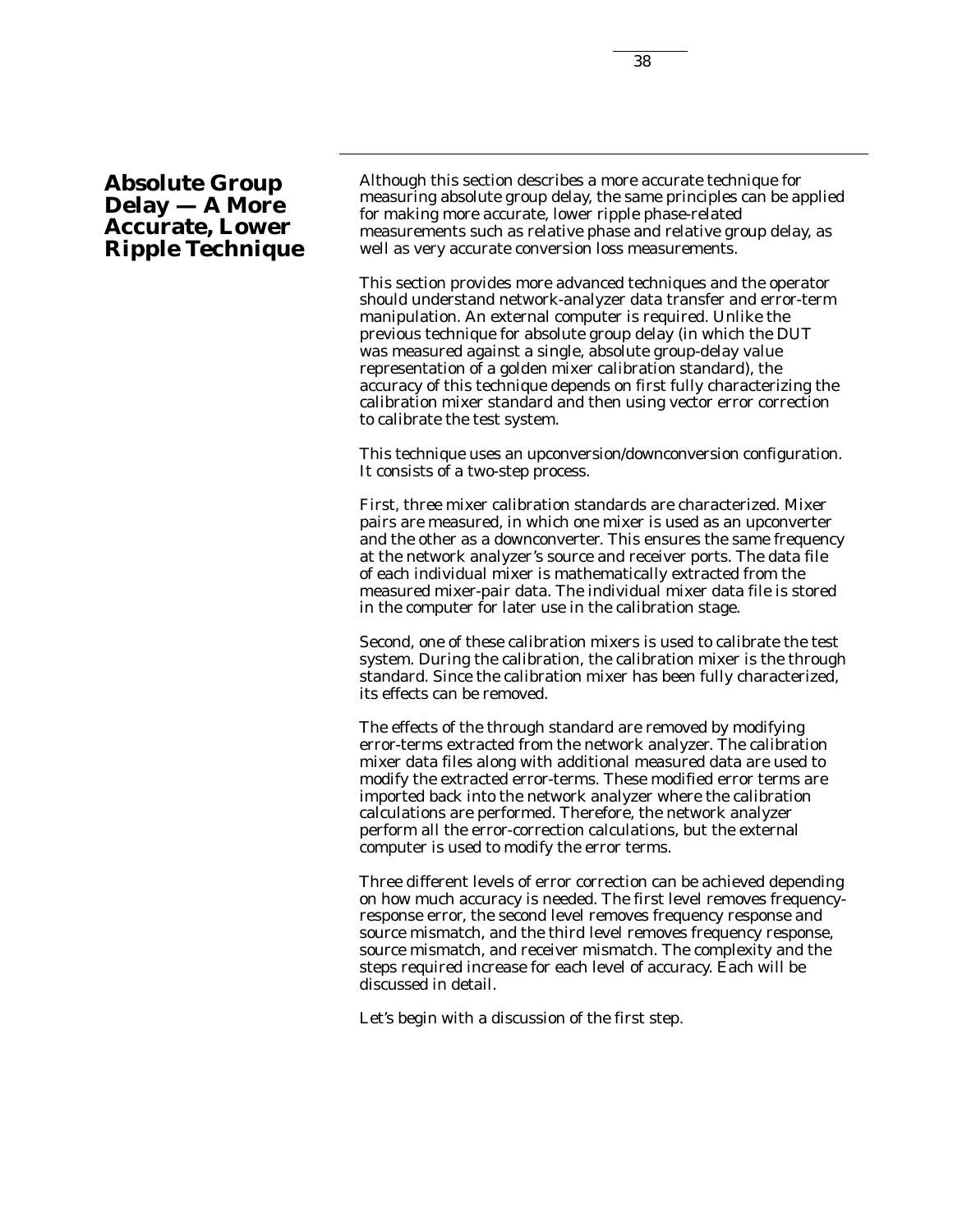## Absolute Group Delay — A More Accurate, Lower Ripple Technique

Although this section describes a more accurate technique for measuring absolute group delay, the same principles can be applied for making more accurate, lower ripple phase-related measurements such as relative phase and relative group delay, as well as very accurate conversion loss measurements.

This section provides more advanced techniques and the operator should understand network-analyzer data transfer and error-term manipulation. An external computer is required. Unlike the previous technique for absolute group delay (in which the DUT was measured against a single, absolute group-delay value representation of a golden mixer calibration standard), the accuracy of this technique depends on first fully characterizing the calibration mixer standard and then using vector error correction to calibrate the test system.

This technique uses an upconversion/downconversion configuration. It consists of a two-step process.

First, three mixer calibration standards are characterized. Mixer pairs are measured, in which one mixer is used as an upconverter and the other as a downconverter. This ensures the same frequency at the network analyzer's source and receiver ports. The data file of each individual mixer is mathematically extracted from the measured mixer-pair data. The individual mixer data file is stored in the computer for later use in the calibration stage.

Second, one of these calibration mixers is used to calibrate the test system. During the calibration, the calibration mixer is the through standard. Since the calibration mixer has been fully characterized, its effects can be removed.

The effects of the through standard are removed by modifying error-terms extracted from the network analyzer. The calibration mixer data files along with additional measured data are used to modify the extracted error-terms. These modified error terms are imported back into the network analyzer where the calibration calculations are performed. Therefore, the network analyzer perform all the error-correction calculations, but the external computer is used to modify the error terms.

Three different levels of error correction can be achieved depending on how much accuracy is needed. The first level removes frequency-response error, the second level removes frequency response and source mismatch, and the third level removes frequency response, source mismatch, and receiver mismatch. The complexity and the steps required increase for each level of accuracy. Each will be discussed in detail.

Let's begin with a discussion of the first step.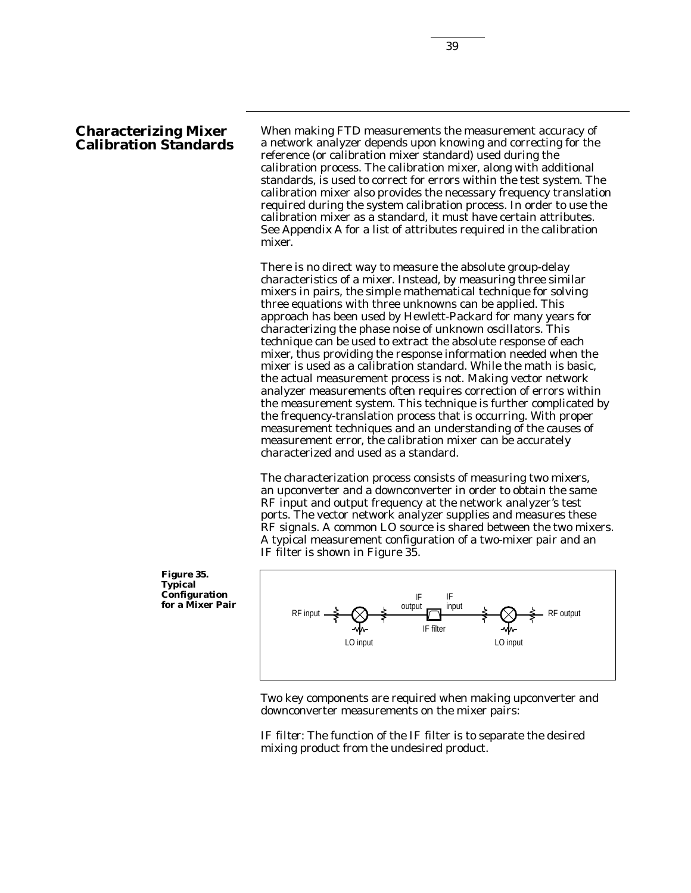## Characterizing Mixer Calibration Standards

When making FTD measurements the measurement accuracy of a network analyzer depends upon knowing and correcting for the reference (or calibration mixer standard) used during the calibration process. The calibration mixer, along with additional standards, is used to correct for errors within the test system. The calibration mixer also provides the necessary frequency translation required during the system calibration process. In order to use the calibration mixer as a standard, it must have certain attributes. See Appendix A for a list of attributes required in the calibration mixer.

There is no direct way to measure the absolute group-delay characteristics of a mixer. Instead, by measuring three similar mixers in pairs, the simple mathematical technique for solving three equations with three unknowns can be applied. This approach has been used by Hewlett-Packard for many years for characterizing the phase noise of unknown oscillators. This technique can be used to extract the absolute response of each mixer, thus providing the response information needed when the mixer is used as a calibration standard. While the math is basic, the actual measurement process is not. Making vector network analyzer measurements often requires correction of errors within the measurement system. This technique is further complicated by the frequency-translation process that is occurring. With proper measurement techniques and an understanding of the causes of measurement error, the calibration mixer can be accurately characterized and used as a standard.

The characterization process consists of measuring two mixers, an upconverter and a downconverter in order to obtain the same RF input and output frequency at the network analyzer's test ports. The vector network analyzer supplies and measures these RF signals. A common LO source is shared between the two mixers. A typical measurement configuration of a two-mixer pair and an IF filter is shown in Figure 35.

**Figure 35. Typical Configuration for a Mixer Pair**

RF input — IF output — IF filter — IF input — RF output; LO input, LO input

Two key components are required when making upconverter and downconverter measurements on the mixer pairs:

*IF filter:* The function of the IF filter is to separate the desired mixing product from the undesired product.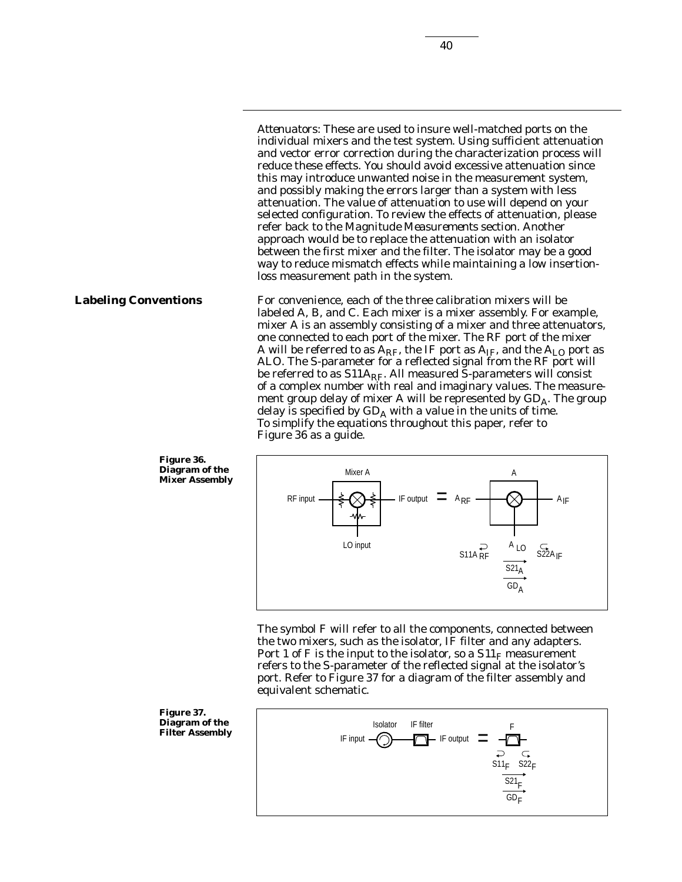Attenuators: These are used to insure well-matched ports on the individual mixers and the test system. Using sufficient attenuation and vector error correction during the characterization process will reduce these effects. You should avoid excessive attenuation since this may introduce unwanted noise in the measurement system, and possibly making the errors larger than a system with less attenuation. The value of attenuation to use will depend on your selected configuration. To review the effects of attenuation, please refer back to the *Magnitude Measurements* section. Another approach would be to replace the attenuation with an isolator between the first mixer and the filter. The isolator may be a good way to reduce mismatch effects while maintaining a low insertion-loss measurement path in the system.

## Labeling Conventions

For convenience, each of the three calibration mixers will be labeled A, B, and C. Each mixer is a mixer assembly. For example, mixer A is an assembly consisting of a mixer and three attenuators, one connected to each port of the mixer. The RF port of the mixer A will be referred to as $A_{RF}$, the IF port as $A_{IF}$, and the $A_{LO}$ port as ALO. The S-parameter for a reflected signal from the RF port will be referred to as $S11A_{RF}$. All measured S-parameters will consist of a complex number with real and imaginary values. The measurement group delay of mixer A will be represented by $GD_A$. The group delay is specified by $GD_A$ with a value in the units of time. To simplify the equations throughout this paper, refer to Figure 36 as a guide.

**Figure 36. Diagram of the Mixer Assembly**

The symbol F will refer to all the components, connected between the two mixers, such as the isolator, IF filter and any adapters. Port 1 of F is the input to the isolator, so a $S11_F$ measurement refers to the S-parameter of the reflected signal at the isolator's port. Refer to Figure 37 for a diagram of the filter assembly and equivalent schematic.

**Figure 37. Diagram of the Filter Assembly**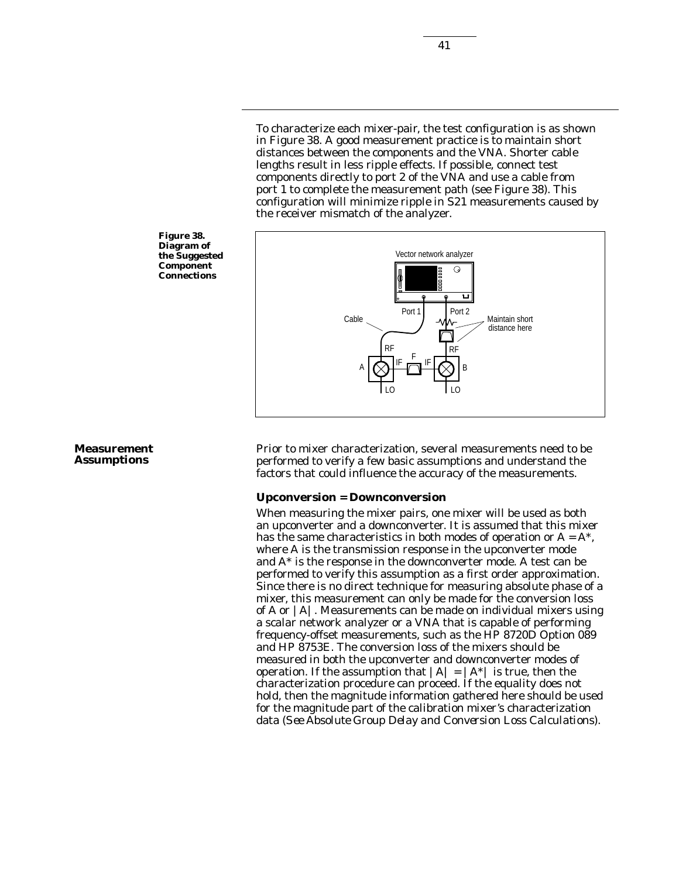To characterize each mixer-pair, the test configuration is as shown in Figure 38. A good measurement practice is to maintain short distances between the components and the VNA. Shorter cable lengths result in less ripple effects. If possible, connect test components directly to port 2 of the VNA and use a cable from port 1 to complete the measurement path (see Figure 38). This configuration will minimize ripple in S21 measurements caused by the receiver mismatch of the analyzer.

**Figure 38. Diagram of the Suggested Component Connections**

## Measurement Assumptions

Prior to mixer characterization, several measurements need to be performed to verify a few basic assumptions and understand the factors that could influence the accuracy of the measurements.

### Upconversion = Downconversion

When measuring the mixer pairs, one mixer will be used as both an upconverter and a downconverter. It is assumed that this mixer has the same characteristics in both modes of operation or $A = A^*$, where A is the transmission response in the upconverter mode and $A^*$ is the response in the downconverter mode. A test can be performed to verify this assumption as a first order approximation. Since there is no direct technique for measuring absolute phase of a mixer, this measurement can only be made for the conversion loss of A or $|A|$. Measurements can be made on individual mixers using a scalar network analyzer or a VNA that is capable of performing frequency-offset measurements, such as the HP 8720D Option 089 and HP 8753E. The conversion loss of the mixers should be measured in both the upconverter and downconverter modes of operation. If the assumption that $|A| = |A^*|$ is true, then the characterization procedure can proceed. If the equality does not hold, then the magnitude information gathered here should be used for the magnitude part of the calibration mixer's characterization data (*See Absolute Group Delay and Conversion Loss Calculations*).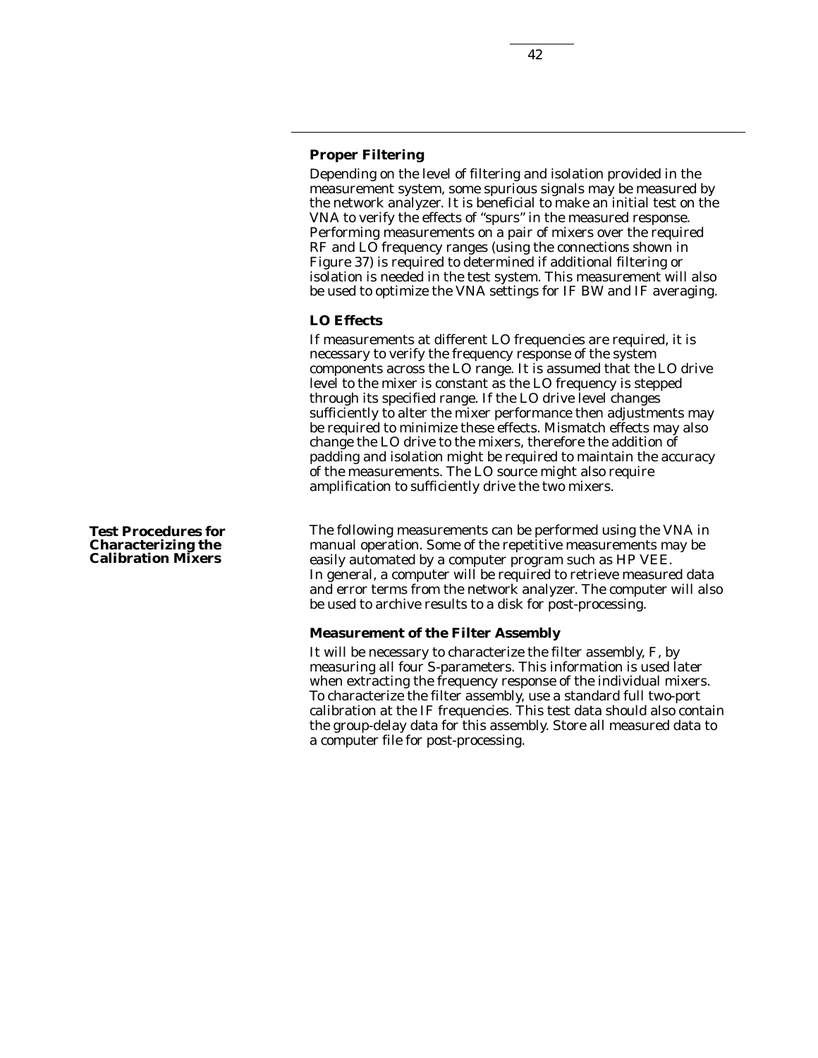### Proper Filtering

Depending on the level of filtering and isolation provided in the measurement system, some spurious signals may be measured by the network analyzer. It is beneficial to make an initial test on the VNA to verify the effects of "spurs" in the measured response. Performing measurements on a pair of mixers over the required RF and LO frequency ranges (using the connections shown in Figure 37) is required to determined if additional filtering or isolation is needed in the test system. This measurement will also be used to optimize the VNA settings for IF BW and IF averaging.

### LO Effects

If measurements at different LO frequencies are required, it is necessary to verify the frequency response of the system components across the LO range. It is assumed that the LO drive level to the mixer is constant as the LO frequency is stepped through its specified range. If the LO drive level changes sufficiently to alter the mixer performance then adjustments may be required to minimize these effects. Mismatch effects may also change the LO drive to the mixers, therefore the addition of padding and isolation might be required to maintain the accuracy of the measurements. The LO source might also require amplification to sufficiently drive the two mixers.

## Test Procedures for Characterizing the Calibration Mixers

The following measurements can be performed using the VNA in manual operation. Some of the repetitive measurements may be easily automated by a computer program such as HP VEE. In general, a computer will be required to retrieve measured data and error terms from the network analyzer. The computer will also be used to archive results to a disk for post-processing.

### Measurement of the Filter Assembly

It will be necessary to characterize the filter assembly, F, by measuring all four S-parameters. This information is used later when extracting the frequency response of the individual mixers. To characterize the filter assembly, use a standard full two-port calibration at the IF frequencies. This test data should also contain the group-delay data for this assembly. Store all measured data to a computer file for post-processing.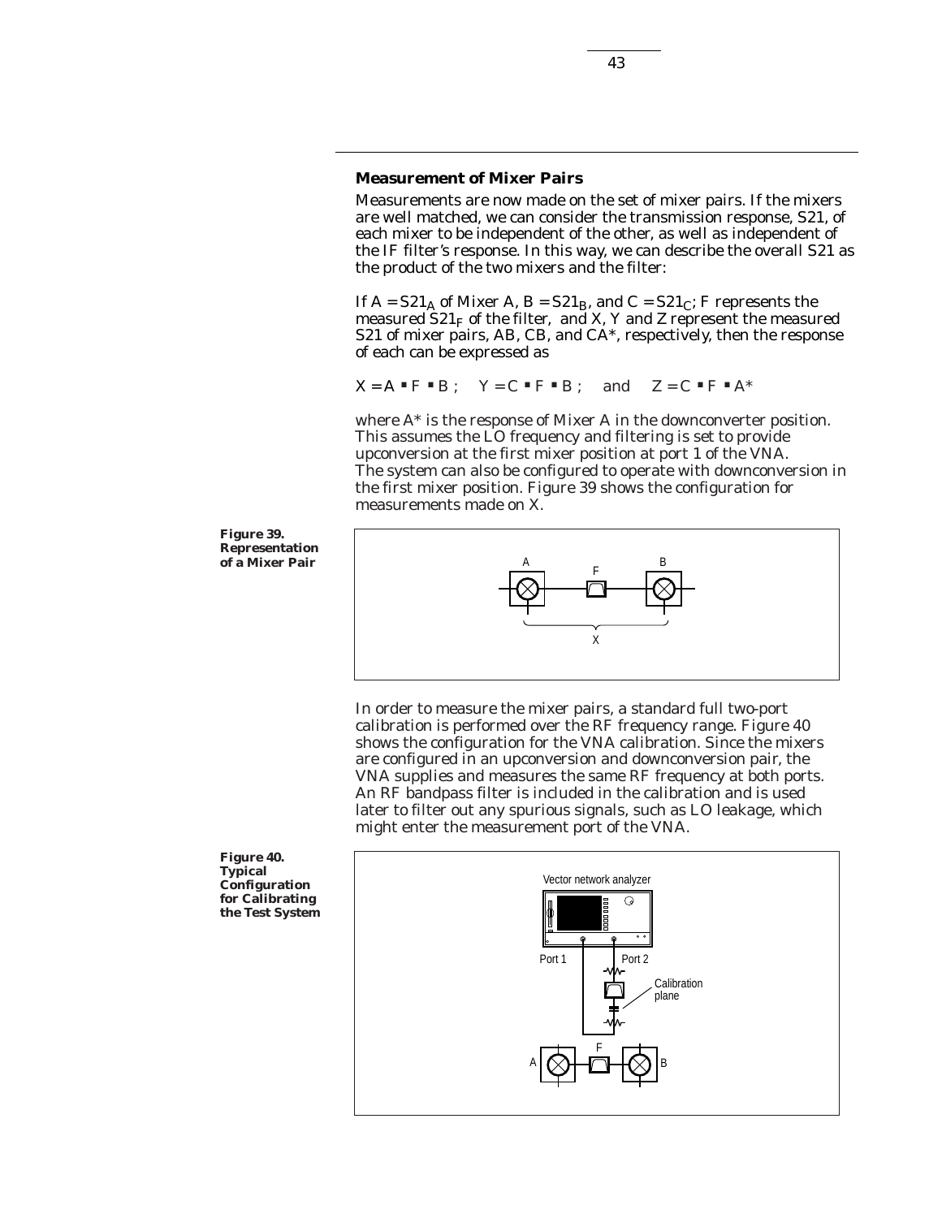## Measurement of Mixer Pairs

Measurements are now made on the set of mixer pairs. If the mixers are well matched, we can consider the transmission response, S21, of each mixer to be independent of the other, as well as independent of the IF filter's response. In this way, we can describe the overall S21 as the product of the two mixers and the filter:

If $A = S21_A$ of Mixer A, $B = S21_B$, and $C = S21_C$; F represents the measured $S21_F$ of the filter, and X, Y and Z represent the measured S21 of mixer pairs, AB, CB, and CA*, respectively, then the response of each can be expressed as

$$X = A \cdot F \cdot B\,; \quad Y = C \cdot F \cdot B\,; \quad \text{and} \quad Z = C \cdot F \cdot A^*$$

where A* is the response of Mixer A in the downconverter position. This assumes the LO frequency and filtering is set to provide upconversion at the first mixer position at port 1 of the VNA. The system can also be configured to operate with downconversion in the first mixer position. Figure 39 shows the configuration for measurements made on X.

**Figure 39. Representation of a Mixer Pair**

In order to measure the mixer pairs, a standard full two-port calibration is performed over the RF frequency range. Figure 40 shows the configuration for the VNA calibration. Since the mixers are configured in an upconversion and downconversion pair, the VNA supplies and measures the same RF frequency at both ports. An RF bandpass filter is included in the calibration and is used later to filter out any spurious signals, such as LO leakage, which might enter the measurement port of the VNA.

**Figure 40. Typical Configuration for Calibrating the Test System**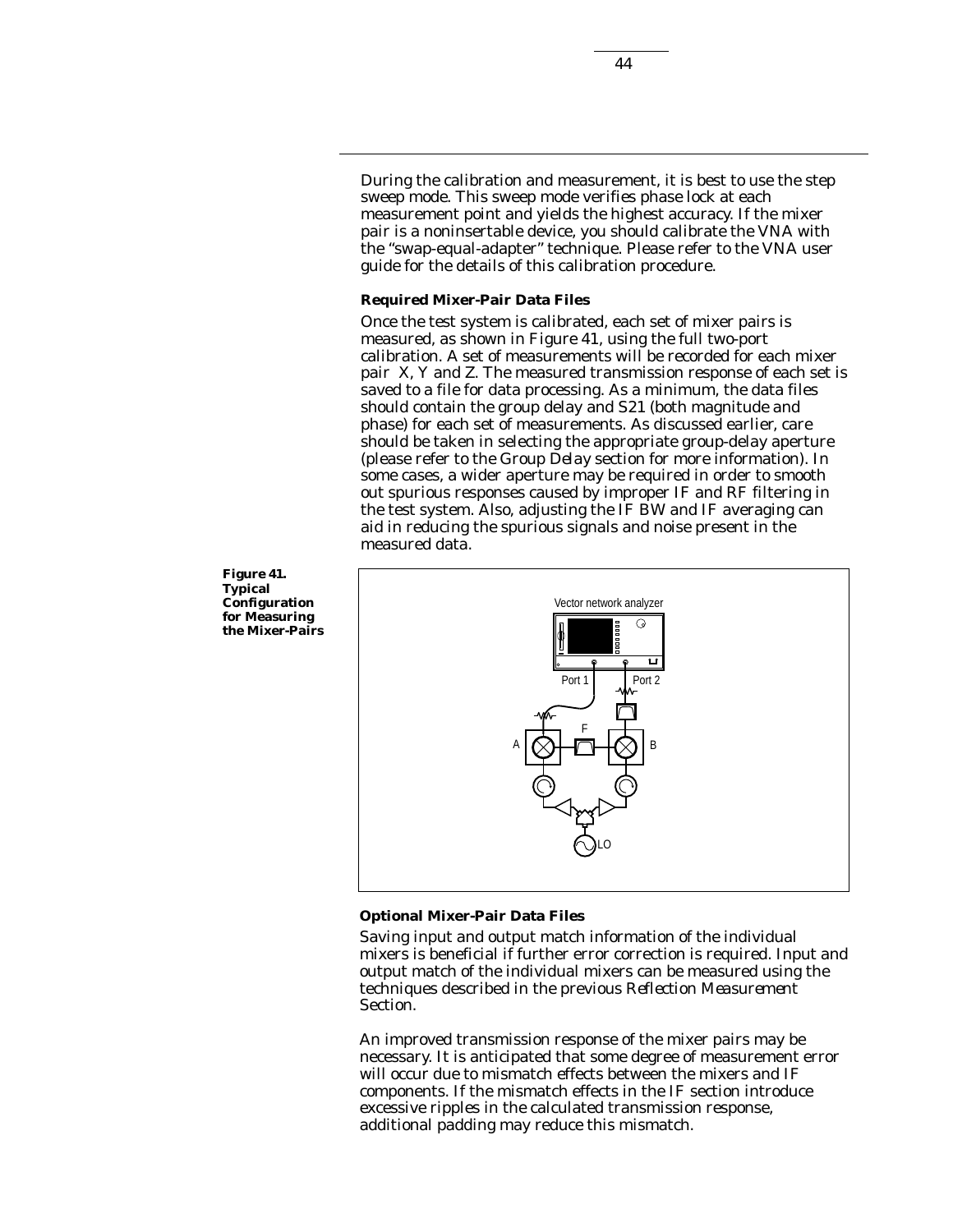During the calibration and measurement, it is best to use the step sweep mode. This sweep mode verifies phase lock at each measurement point and yields the highest accuracy. If the mixer pair is a noninsertable device, you should calibrate the VNA with the "swap-equal-adapter" technique. Please refer to the VNA user guide for the details of this calibration procedure.

**Required Mixer-Pair Data Files**

Once the test system is calibrated, each set of mixer pairs is measured, as shown in Figure 41, using the full two-port calibration. A set of measurements will be recorded for each mixer pair X, Y and Z. The measured transmission response of each set is saved to a file for data processing. As a minimum, the data files should contain the group delay and S21 (both magnitude and phase) for each set of measurements. As discussed earlier, care should be taken in selecting the appropriate group-delay aperture (please refer to the *Group Delay* section for more information). In some cases, a wider aperture may be required in order to smooth out spurious responses caused by improper IF and RF filtering in the test system. Also, adjusting the IF BW and IF averaging can aid in reducing the spurious signals and noise present in the measured data.

**Figure 41. Typical Configuration for Measuring the Mixer-Pairs**

**Optional Mixer-Pair Data Files**

Saving input and output match information of the individual mixers is beneficial if further error correction is required. Input and output match of the individual mixers can be measured using the techniques described in the previous *Reflection Measurement* Section.

An improved transmission response of the mixer pairs may be necessary. It is anticipated that some degree of measurement error will occur due to mismatch effects between the mixers and IF components. If the mismatch effects in the IF section introduce excessive ripples in the calculated transmission response, additional padding may reduce this mismatch.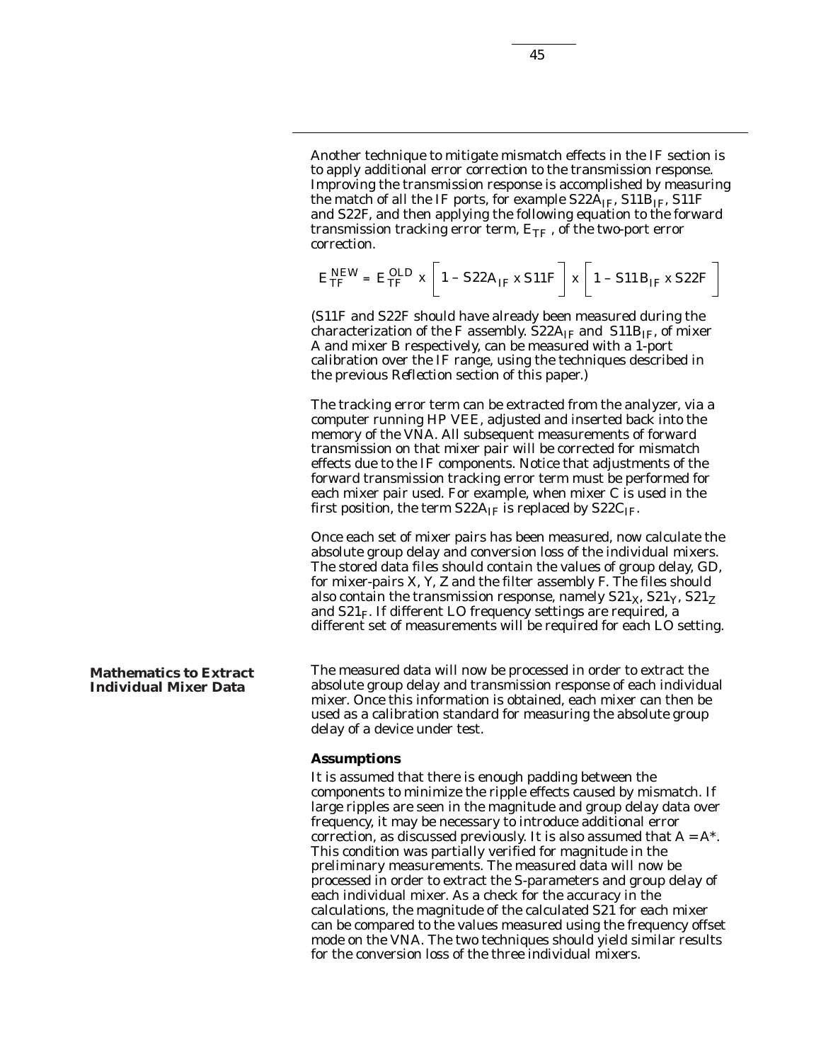Another technique to mitigate mismatch effects in the IF section is to apply additional error correction to the transmission response. Improving the transmission response is accomplished by measuring the match of all the IF ports, for example $S22A_{IF}$, $S11B_{IF}$, S11F and S22F, and then applying the following equation to the forward transmission tracking error term, $E_{TF}$, of the two-port error correction.

$$E_{TF}^{NEW} = E_{TF}^{OLD} \times \left[ 1 - S22A_{IF} \times S11F \right] \times \left[ 1 - S11B_{IF} \times S22F \right]$$

(S11F and S22F should have already been measured during the characterization of the F assembly. $S22A_{IF}$ and $S11B_{IF}$, of mixer A and mixer B respectively, can be measured with a 1-port calibration over the IF range, using the techniques described in the previous *Reflection* section of this paper.)

The tracking error term can be extracted from the analyzer, via a computer running HP VEE, adjusted and inserted back into the memory of the VNA. All subsequent measurements of forward transmission on that mixer pair will be corrected for mismatch effects due to the IF components. Notice that adjustments of the forward transmission tracking error term must be performed for each mixer pair used. For example, when mixer C is used in the first position, the term $S22A_{IF}$ is replaced by $S22C_{IF}$.

Once each set of mixer pairs has been measured, now calculate the absolute group delay and conversion loss of the individual mixers. The stored data files should contain the values of group delay, GD, for mixer-pairs X, Y, Z and the filter assembly F. The files should also contain the transmission response, namely $S21_X$, $S21_Y$, $S21_Z$ and $S21_F$. If different LO frequency settings are required, a different set of measurements will be required for each LO setting.

## Mathematics to Extract Individual Mixer Data

The measured data will now be processed in order to extract the absolute group delay and transmission response of each individual mixer. Once this information is obtained, each mixer can then be used as a calibration standard for measuring the absolute group delay of a device under test.

### Assumptions

It is assumed that there is enough padding between the components to minimize the ripple effects caused by mismatch. If large ripples are seen in the magnitude and group delay data over frequency, it may be necessary to introduce additional error correction, as discussed previously. It is also assumed that $A = A^*$. This condition was partially verified for magnitude in the preliminary measurements. The measured data will now be processed in order to extract the S-parameters and group delay of each individual mixer. As a check for the accuracy in the calculations, the magnitude of the calculated S21 for each mixer can be compared to the values measured using the frequency offset mode on the VNA. The two techniques should yield similar results for the conversion loss of the three individual mixers.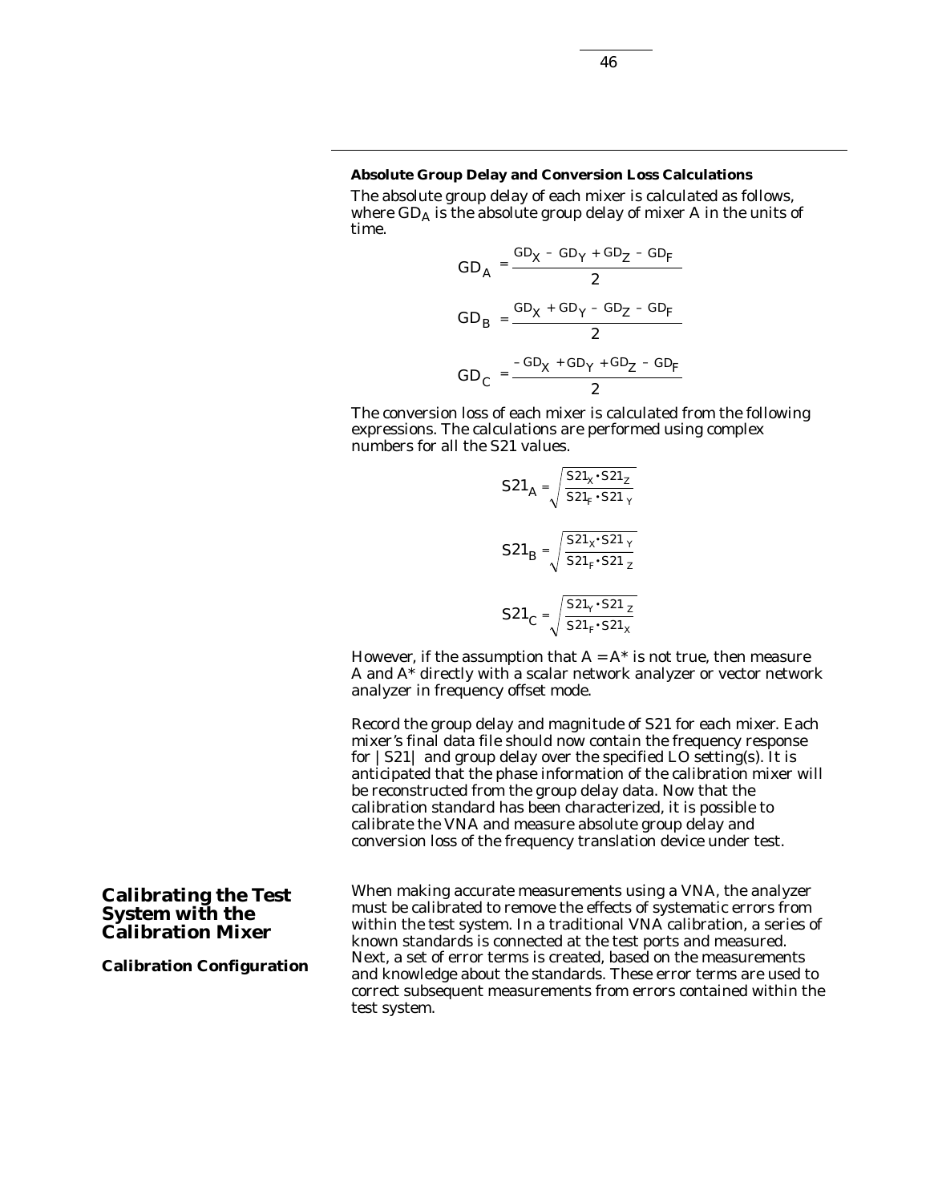### Absolute Group Delay and Conversion Loss Calculations

The absolute group delay of each mixer is calculated as follows, where $GD_A$ is the absolute group delay of mixer A in the units of time.

$$GD_A = \frac{GD_X - GD_Y + GD_Z - GD_F}{2}$$

$$GD_B = \frac{GD_X + GD_Y - GD_Z - GD_F}{2}$$

$$GD_C = \frac{-GD_X + GD_Y + GD_Z - GD_F}{2}$$

The conversion loss of each mixer is calculated from the following expressions. The calculations are performed using complex numbers for all the S21 values.

$$S21_A = \sqrt{\frac{S21_X \cdot S21_Z}{S21_F \cdot S21_Y}}$$

$$S21_B = \sqrt{\frac{S21_X \cdot S21_Y}{S21_F \cdot S21_Z}}$$

$$S21_C = \sqrt{\frac{S21_Y \cdot S21_Z}{S21_F \cdot S21_X}}$$

However, if the assumption that $A = A^*$ is not true, then measure A and A* directly with a scalar network analyzer or vector network analyzer in frequency offset mode.

Record the group delay and magnitude of S21 for each mixer. Each mixer's final data file should now contain the frequency response for $|S21|$ and group delay over the specified LO setting(s). It is anticipated that the phase information of the calibration mixer will be reconstructed from the group delay data. Now that the calibration standard has been characterized, it is possible to calibrate the VNA and measure absolute group delay and conversion loss of the frequency translation device under test.

## Calibrating the Test System with the Calibration Mixer

### Calibration Configuration

When making accurate measurements using a VNA, the analyzer must be calibrated to remove the effects of systematic errors from within the test system. In a traditional VNA calibration, a series of known standards is connected at the test ports and measured. Next, a set of error terms is created, based on the measurements and knowledge about the standards. These error terms are used to correct subsequent measurements from errors contained within the test system.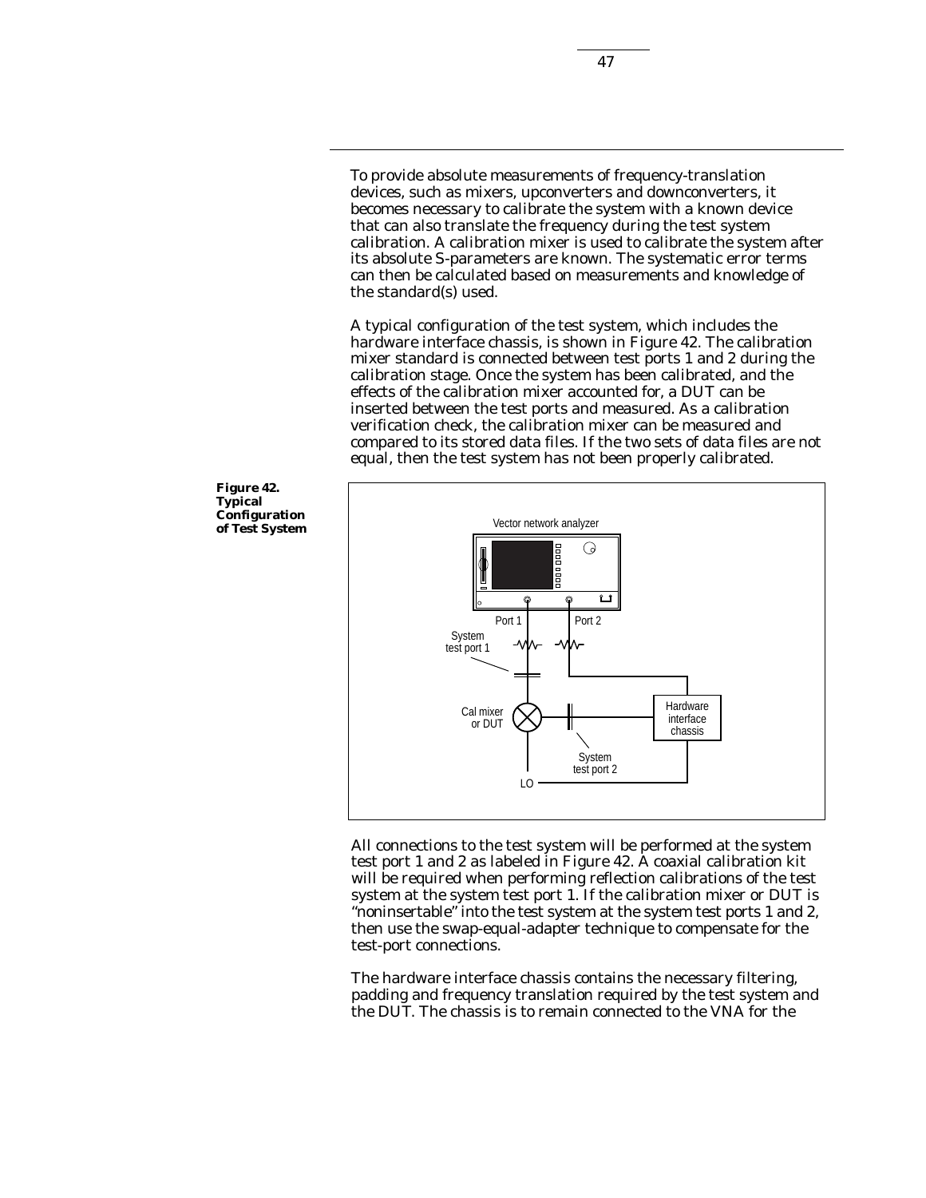To provide absolute measurements of frequency-translation devices, such as mixers, upconverters and downconverters, it becomes necessary to calibrate the system with a known device that can also translate the frequency during the test system calibration. A calibration mixer is used to calibrate the system after its absolute S-parameters are known. The systematic error terms can then be calculated based on measurements and knowledge of the standard(s) used.

A typical configuration of the test system, which includes the hardware interface chassis, is shown in Figure 42. The calibration mixer standard is connected between test ports 1 and 2 during the calibration stage. Once the system has been calibrated, and the effects of the calibration mixer accounted for, a DUT can be inserted between the test ports and measured. As a calibration verification check, the calibration mixer can be measured and compared to its stored data files. If the two sets of data files are not equal, then the test system has not been properly calibrated.

**Figure 42. Typical Configuration of Test System**

All connections to the test system will be performed at the system test port 1 and 2 as labeled in Figure 42. A coaxial calibration kit will be required when performing reflection calibrations of the test system at the system test port 1. If the calibration mixer or DUT is "noninsertable" into the test system at the system test ports 1 and 2, then use the swap-equal-adapter technique to compensate for the test-port connections.

The hardware interface chassis contains the necessary filtering, padding and frequency translation required by the test system and the DUT. The chassis is to remain connected to the VNA for the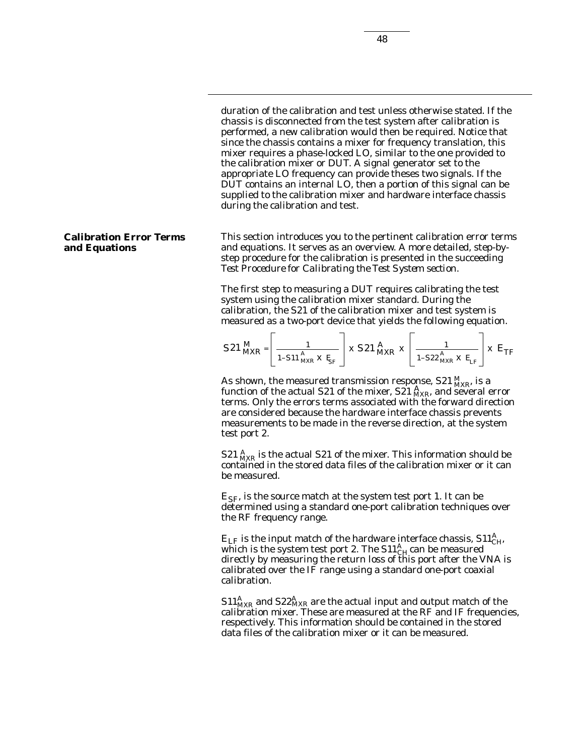duration of the calibration and test unless otherwise stated. If the chassis is disconnected from the test system after calibration is performed, a new calibration would then be required. Notice that since the chassis contains a mixer for frequency translation, this mixer requires a phase-locked LO, similar to the one provided to the calibration mixer or DUT. A signal generator set to the appropriate LO frequency can provide theses two signals. If the DUT contains an internal LO, then a portion of this signal can be supplied to the calibration mixer and hardware interface chassis during the calibration and test.

## Calibration Error Terms and Equations

This section introduces you to the pertinent calibration error terms and equations. It serves as an overview. A more detailed, step-by-step procedure for the calibration is presented in the succeeding *Test Procedure for Calibrating the Test System section.*

The first step to measuring a DUT requires calibrating the test system using the calibration mixer standard. During the calibration, the S21 of the calibration mixer and test system is measured as a two-port device that yields the following equation.

$$S21_{MXR}^{M} = \left[ \frac{1}{1 - S11_{MXR}^{A} \times E_{SF}} \right] \times S21_{MXR}^{A} \times \left[ \frac{1}{1 - S22_{MXR}^{A} \times E_{LF}} \right] \times E_{TF}$$

As shown, the measured transmission response, $S21_{MXR}^{M}$, is a function of the actual S21 of the mixer, $S21_{MXR}^{A}$, and several error terms. Only the errors terms associated with the forward direction are considered because the hardware interface chassis prevents measurements to be made in the reverse direction, at the system test port 2.

$S21_{MXR}^{A}$ is the actual S21 of the mixer. This information should be contained in the stored data files of the calibration mixer or it can be measured.

$E_{SF}$, is the source match at the system test port 1. It can be determined using a standard one-port calibration techniques over the RF frequency range.

$E_{LF}$ is the input match of the hardware interface chassis, $S11_{CH}^{A}$, which is the system test port 2. The $S11_{CH}^{A}$ can be measured directly by measuring the return loss of this port after the VNA is calibrated over the IF range using a standard one-port coaxial calibration.

$S11_{MXR}^{A}$ and $S22_{MXR}^{A}$ are the actual input and output match of the calibration mixer. These are measured at the RF and IF frequencies, respectively. This information should be contained in the stored data files of the calibration mixer or it can be measured.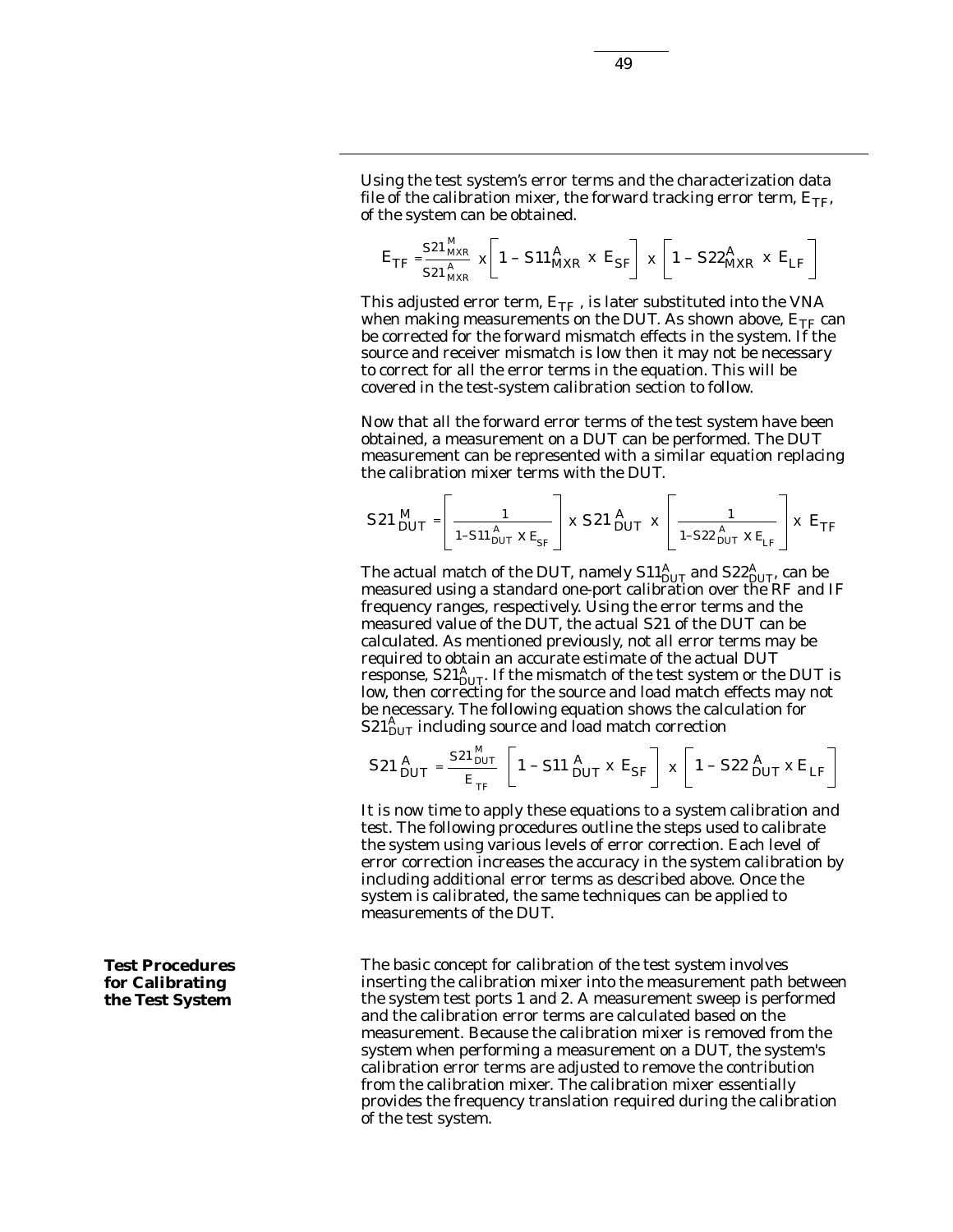Using the test system's error terms and the characterization data file of the calibration mixer, the forward tracking error term, $E_{TF}$, of the system can be obtained.

$$E_{TF} = \frac{S21^{M}_{MXR}}{S21^{A}_{MXR}} \text{ x} \left[ 1 - S11^{A}_{MXR} \text{ x } E_{SF} \right] \text{ x} \left[ 1 - S22^{A}_{MXR} \text{ x } E_{LF} \right]$$

This adjusted error term, $E_{TF}$ , is later substituted into the VNA when making measurements on the DUT. As shown above, $E_{TF}$ can be corrected for the forward mismatch effects in the system. If the source and receiver mismatch is low then it may not be necessary to correct for all the error terms in the equation. This will be covered in the test-system calibration section to follow.

Now that all the forward error terms of the test system have been obtained, a measurement on a DUT can be performed. The DUT measurement can be represented with a similar equation replacing the calibration mixer terms with the DUT.

$$S21^{M}_{DUT} = \left[ \frac{1}{1 - S11^{A}_{DUT} \text{ x } E_{SF}} \right] \text{ x } S21^{A}_{DUT} \text{ x} \left[ \frac{1}{1 - S22^{A}_{DUT} \text{ x } E_{LF}} \right] \text{ x } E_{TF}$$

The actual match of the DUT, namely $S11^{A}_{DUT}$ and $S22^{A}_{DUT}$, can be measured using a standard one-port calibration over the RF and IF frequency ranges, respectively. Using the error terms and the measured value of the DUT, the actual S21 of the DUT can be calculated. As mentioned previously, not all error terms may be required to obtain an accurate estimate of the actual DUT response, $S21^{A}_{DUT}$. If the mismatch of the test system or the DUT is low, then correcting for the source and load match effects may not be necessary. The following equation shows the calculation for $S21^{A}_{DUT}$ including source and load match correction

$$S21^{A}_{DUT} = \frac{S21^{M}_{DUT}}{E_{TF}} \left[ 1 - S11^{A}_{DUT} \text{ x } E_{SF} \right] \text{ x} \left[ 1 - S22^{A}_{DUT} \text{ x } E_{LF} \right]$$

It is now time to apply these equations to a system calibration and test. The following procedures outline the steps used to calibrate the system using various levels of error correction. Each level of error correction increases the accuracy in the system calibration by including additional error terms as described above. Once the system is calibrated, the same techniques can be applied to measurements of the DUT.

## Test Procedures for Calibrating the Test System

The basic concept for calibration of the test system involves inserting the calibration mixer into the measurement path between the system test ports 1 and 2. A measurement sweep is performed and the calibration error terms are calculated based on the measurement. Because the calibration mixer is removed from the system when performing a measurement on a DUT, the system's calibration error terms are adjusted to remove the contribution from the calibration mixer. The calibration mixer essentially provides the frequency translation required during the calibration of the test system.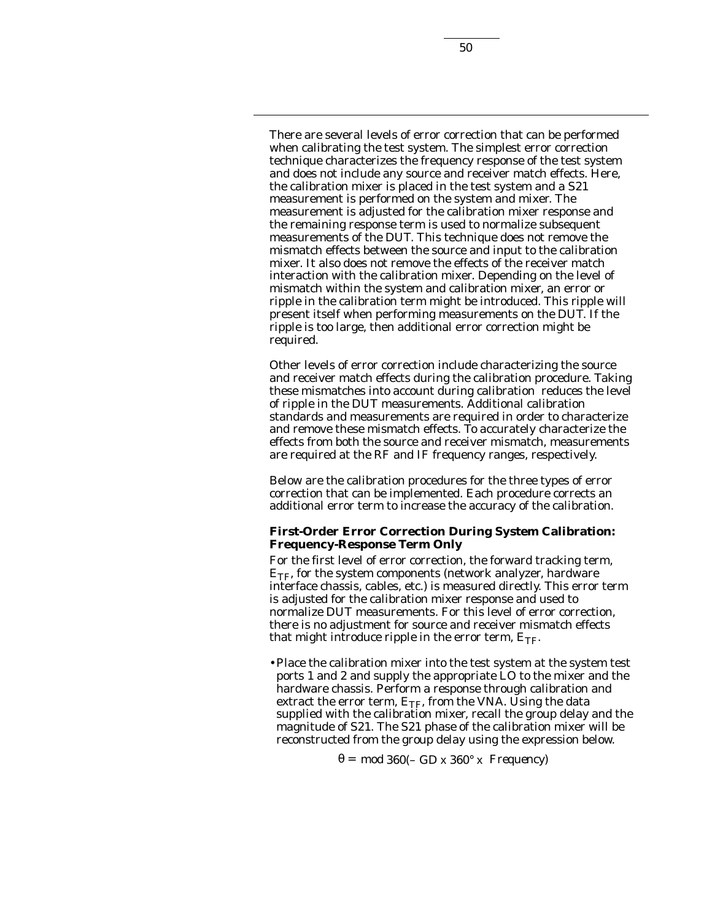There are several levels of error correction that can be performed when calibrating the test system. The simplest error correction technique characterizes the frequency response of the test system and does not include any source and receiver match effects. Here, the calibration mixer is placed in the test system and a S21 measurement is performed on the system and mixer. The measurement is adjusted for the calibration mixer response and the remaining response term is used to normalize subsequent measurements of the DUT. This technique does not remove the mismatch effects between the source and input to the calibration mixer. It also does not remove the effects of the receiver match interaction with the calibration mixer. Depending on the level of mismatch within the system and calibration mixer, an error or ripple in the calibration term might be introduced. This ripple will present itself when performing measurements on the DUT. If the ripple is too large, then additional error correction might be required.

Other levels of error correction include characterizing the source and receiver match effects during the calibration procedure. Taking these mismatches into account during calibration reduces the level of ripple in the DUT measurements. Additional calibration standards and measurements are required in order to characterize and remove these mismatch effects. To accurately characterize the effects from both the source and receiver mismatch, measurements are required at the RF and IF frequency ranges, respectively.

Below are the calibration procedures for the three types of error correction that can be implemented. Each procedure corrects an additional error term to increase the accuracy of the calibration.

**First-Order Error Correction During System Calibration: Frequency-Response Term Only**

For the first level of error correction, the forward tracking term, $E_{TF}$, for the system components (network analyzer, hardware interface chassis, cables, etc.) is measured directly. This error term is adjusted for the calibration mixer response and used to normalize DUT measurements. For this level of error correction, there is no adjustment for source and receiver mismatch effects that might introduce ripple in the error term, $E_{TF}$.

- Place the calibration mixer into the test system at the system test ports 1 and 2 and supply the appropriate LO to the mixer and the hardware chassis. Perform a response through calibration and extract the error term, $E_{TF}$, from the VNA. Using the data supplied with the calibration mixer, recall the group delay and the magnitude of S21. The S21 phase of the calibration mixer will be reconstructed from the group delay using the expression below.

$$\theta = \mathrm{mod}\ 360(-\ GD \times 360° \times\ Frequency)$$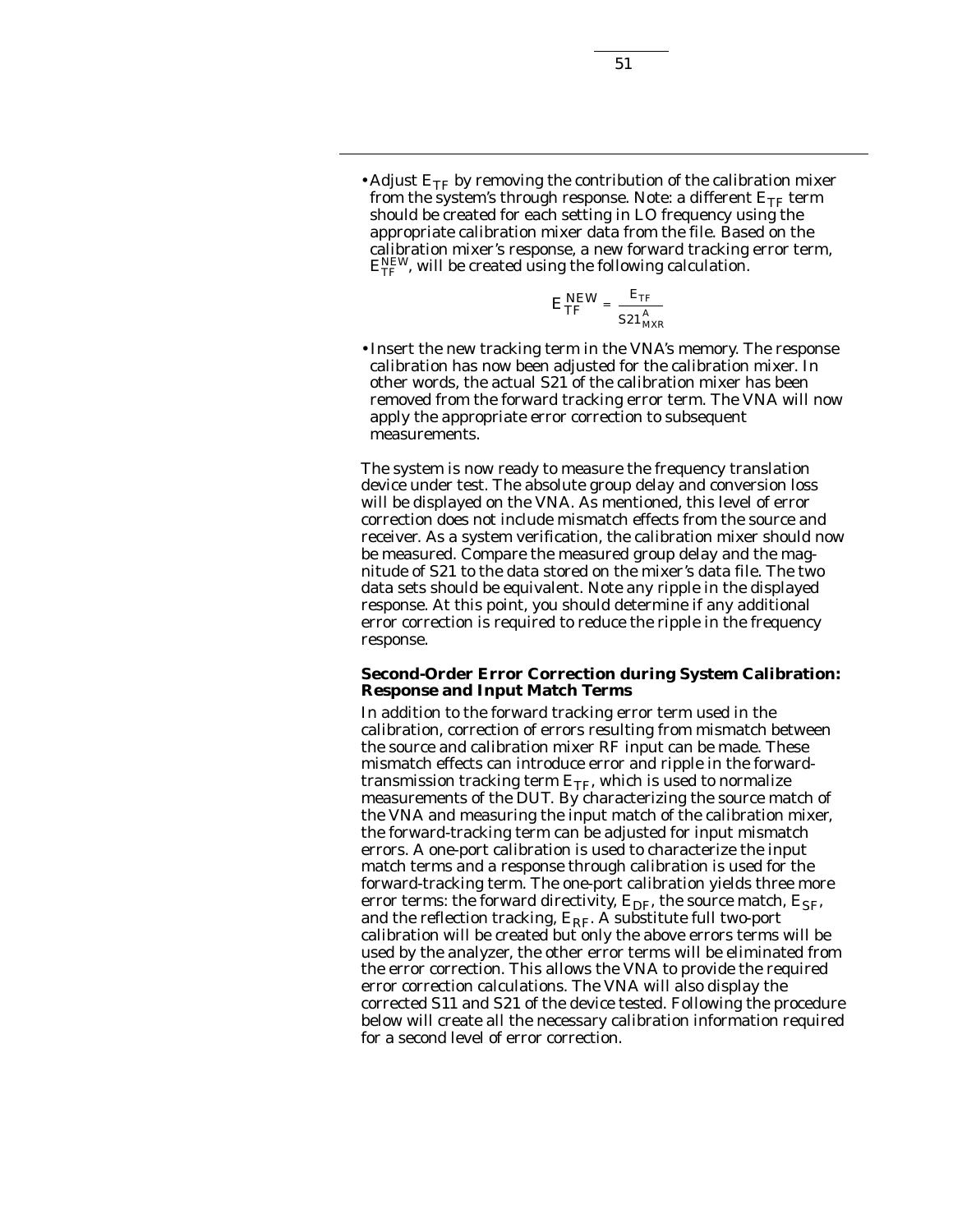- Adjust $E_{TF}$ by removing the contribution of the calibration mixer from the system's through response. Note: a different $E_{TF}$ term should be created for each setting in LO frequency using the appropriate calibration mixer data from the file. Based on the calibration mixer's response, a new forward tracking error term, $E_{TF}^{NEW}$, will be created using the following calculation.

$$E_{TF}^{NEW} = \frac{E_{TF}}{S21_{MXR}^{A}}$$

- Insert the new tracking term in the VNA's memory. The response calibration has now been adjusted for the calibration mixer. In other words, the actual S21 of the calibration mixer has been removed from the forward tracking error term. The VNA will now apply the appropriate error correction to subsequent measurements.

The system is now ready to measure the frequency translation device under test. The absolute group delay and conversion loss will be displayed on the VNA. As mentioned, this level of error correction does not include mismatch effects from the source and receiver. As a system verification, the calibration mixer should now be measured. Compare the measured group delay and the magnitude of S21 to the data stored on the mixer's data file. The two data sets should be equivalent. Note any ripple in the displayed response. At this point, you should determine if any additional error correction is required to reduce the ripple in the frequency response.

**Second-Order Error Correction during System Calibration: Response and Input Match Terms**

In addition to the forward tracking error term used in the calibration, correction of errors resulting from mismatch between the source and calibration mixer RF input can be made. These mismatch effects can introduce error and ripple in the forward-transmission tracking term $E_{TF}$, which is used to normalize measurements of the DUT. By characterizing the source match of the VNA and measuring the input match of the calibration mixer, the forward-tracking term can be adjusted for input mismatch errors. A one-port calibration is used to characterize the input match terms and a response through calibration is used for the forward-tracking term. The one-port calibration yields three more error terms: the forward directivity, $E_{DF}$, the source match, $E_{SF}$, and the reflection tracking, $E_{RF}$. A substitute full two-port calibration will be created but only the above errors terms will be used by the analyzer, the other error terms will be eliminated from the error correction. This allows the VNA to provide the required error correction calculations. The VNA will also display the corrected S11 and S21 of the device tested. Following the procedure below will create all the necessary calibration information required for a second level of error correction.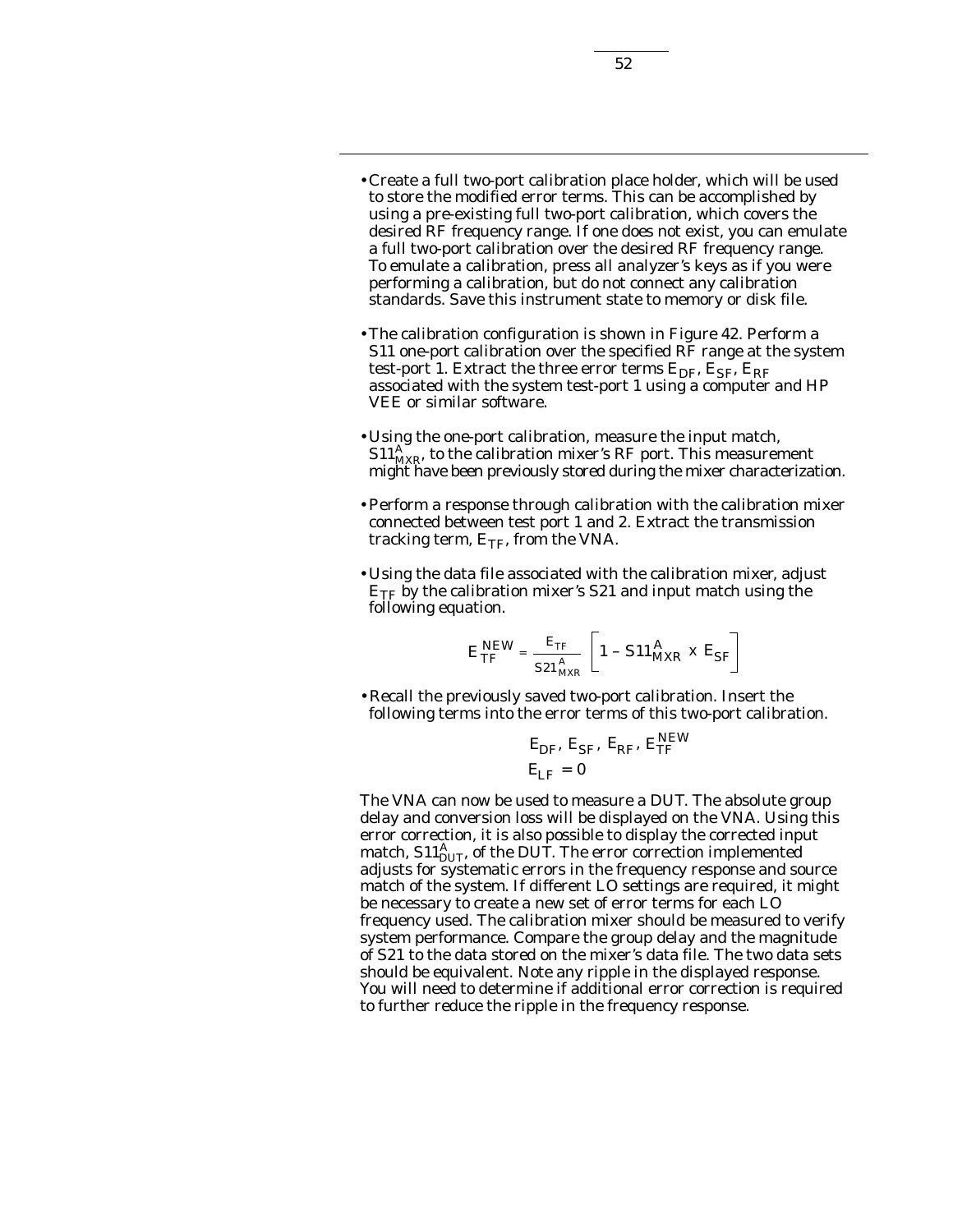- Create a full two-port calibration place holder, which will be used to store the modified error terms. This can be accomplished by using a pre-existing full two-port calibration, which covers the desired RF frequency range. If one does not exist, you can emulate a full two-port calibration over the desired RF frequency range. To emulate a calibration, press all analyzer's keys as if you were performing a calibration, but do not connect any calibration standards. Save this instrument state to memory or disk file.

- The calibration configuration is shown in Figure 42. Perform a S11 one-port calibration over the specified RF range at the system test-port 1. Extract the three error terms $E_{DF}$, $E_{SF}$, $E_{RF}$ associated with the system test-port 1 using a computer and HP VEE or similar software.

- Using the one-port calibration, measure the input match, $S11^{A}_{MXR}$, to the calibration mixer's RF port. This measurement might have been previously stored during the mixer characterization.

- Perform a response through calibration with the calibration mixer connected between test port 1 and 2. Extract the transmission tracking term, $E_{TF}$, from the VNA.

- Using the data file associated with the calibration mixer, adjust $E_{TF}$ by the calibration mixer's S21 and input match using the following equation.

$$E^{NEW}_{TF} = \frac{E_{TF}}{S21^{A}_{MXR}} \left[ 1 - S11^{A}_{MXR} \times E_{SF} \right]$$

- Recall the previously saved two-port calibration. Insert the following terms into the error terms of this two-port calibration.

$$E_{DF},\ E_{SF},\ E_{RF},\ E^{NEW}_{TF}$$
$$E_{LF} = 0$$

The VNA can now be used to measure a DUT. The absolute group delay and conversion loss will be displayed on the VNA. Using this error correction, it is also possible to display the corrected input match, $S11^{A}_{DUT}$, of the DUT. The error correction implemented adjusts for systematic errors in the frequency response and source match of the system. If different LO settings are required, it might be necessary to create a new set of error terms for each LO frequency used. The calibration mixer should be measured to verify system performance. Compare the group delay and the magnitude of S21 to the data stored on the mixer's data file. The two data sets should be equivalent. Note any ripple in the displayed response. You will need to determine if additional error correction is required to further reduce the ripple in the frequency response.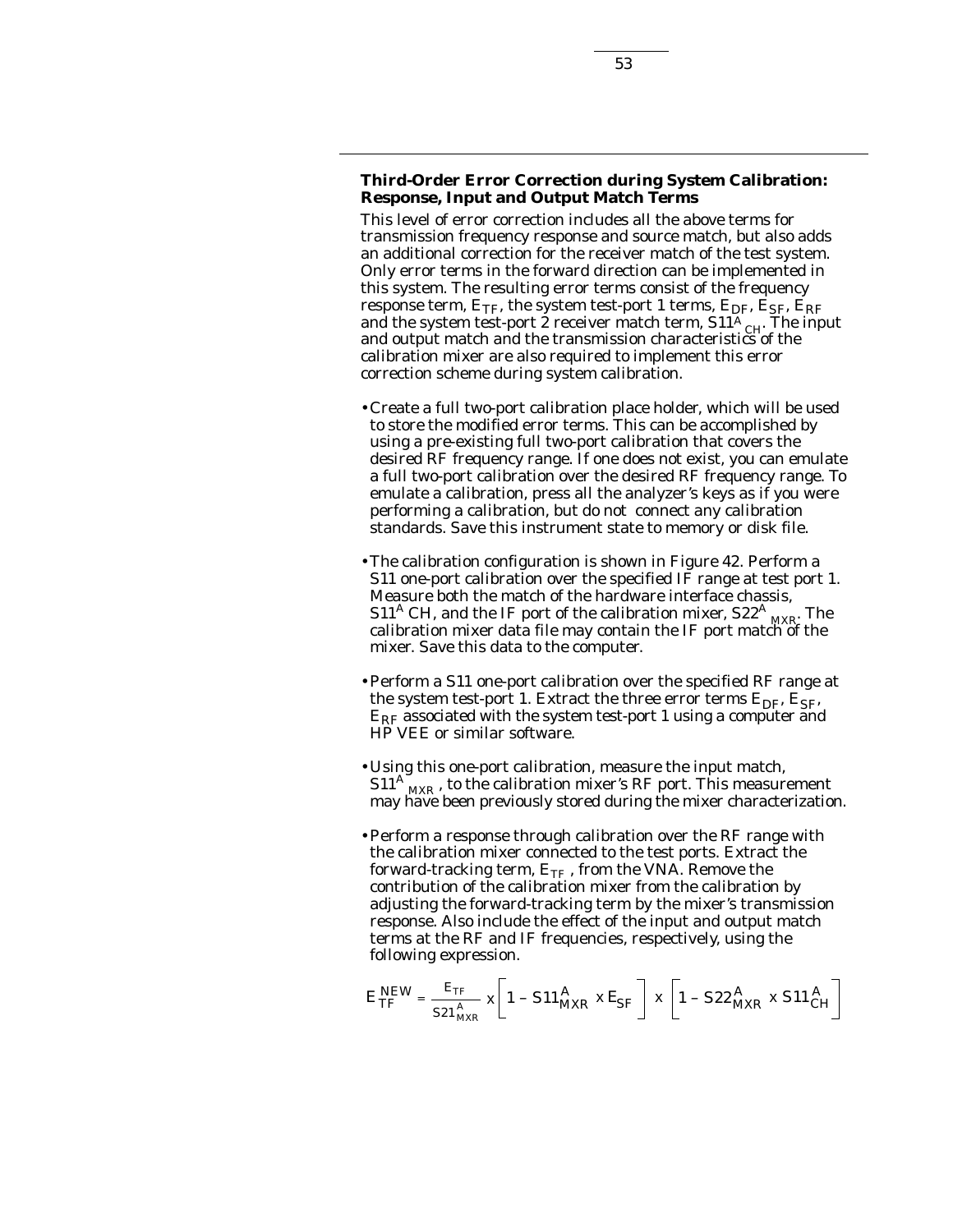### Third-Order Error Correction during System Calibration: Response, Input and Output Match Terms

This level of error correction includes all the above terms for transmission frequency response and source match, but also adds an additional correction for the receiver match of the test system. Only error terms in the forward direction can be implemented in this system. The resulting error terms consist of the frequency response term, $E_{TF}$, the system test-port 1 terms, $E_{DF}$, $E_{SF}$, $E_{RF}$ and the system test-port 2 receiver match term, $S11^{A}_{CH}$. The input and output match and the transmission characteristics of the calibration mixer are also required to implement this error correction scheme during system calibration.

- Create a full two-port calibration place holder, which will be used to store the modified error terms. This can be accomplished by using a pre-existing full two-port calibration that covers the desired RF frequency range. If one does not exist, you can emulate a full two-port calibration over the desired RF frequency range. To emulate a calibration, press all the analyzer's keys as if you were performing a calibration, but do not connect any calibration standards. Save this instrument state to memory or disk file.
- The calibration configuration is shown in Figure 42. Perform a S11 one-port calibration over the specified IF range at test port 1. Measure both the match of the hardware interface chassis, $S11^{A}$ CH, and the IF port of the calibration mixer, $S22^{A}_{MXR}$. The calibration mixer data file may contain the IF port match of the mixer. Save this data to the computer.
- Perform a S11 one-port calibration over the specified RF range at the system test-port 1. Extract the three error terms $E_{DF}$, $E_{SF}$, $E_{RF}$ associated with the system test-port 1 using a computer and HP VEE or similar software.
- Using this one-port calibration, measure the input match, $S11^{A}_{MXR}$, to the calibration mixer's RF port. This measurement may have been previously stored during the mixer characterization.
- Perform a response through calibration over the RF range with the calibration mixer connected to the test ports. Extract the forward-tracking term, $E_{TF}$, from the VNA. Remove the contribution of the calibration mixer from the calibration by adjusting the forward-tracking term by the mixer's transmission response. Also include the effect of the input and output match terms at the RF and IF frequencies, respectively, using the following expression.

$$E_{TF}^{NEW} = \frac{E_{TF}}{S21^{A}_{MXR}} \times \left[1 - S11^{A}_{MXR} \times E_{SF}\right] \times \left[1 - S22^{A}_{MXR} \times S11^{A}_{CH}\right]$$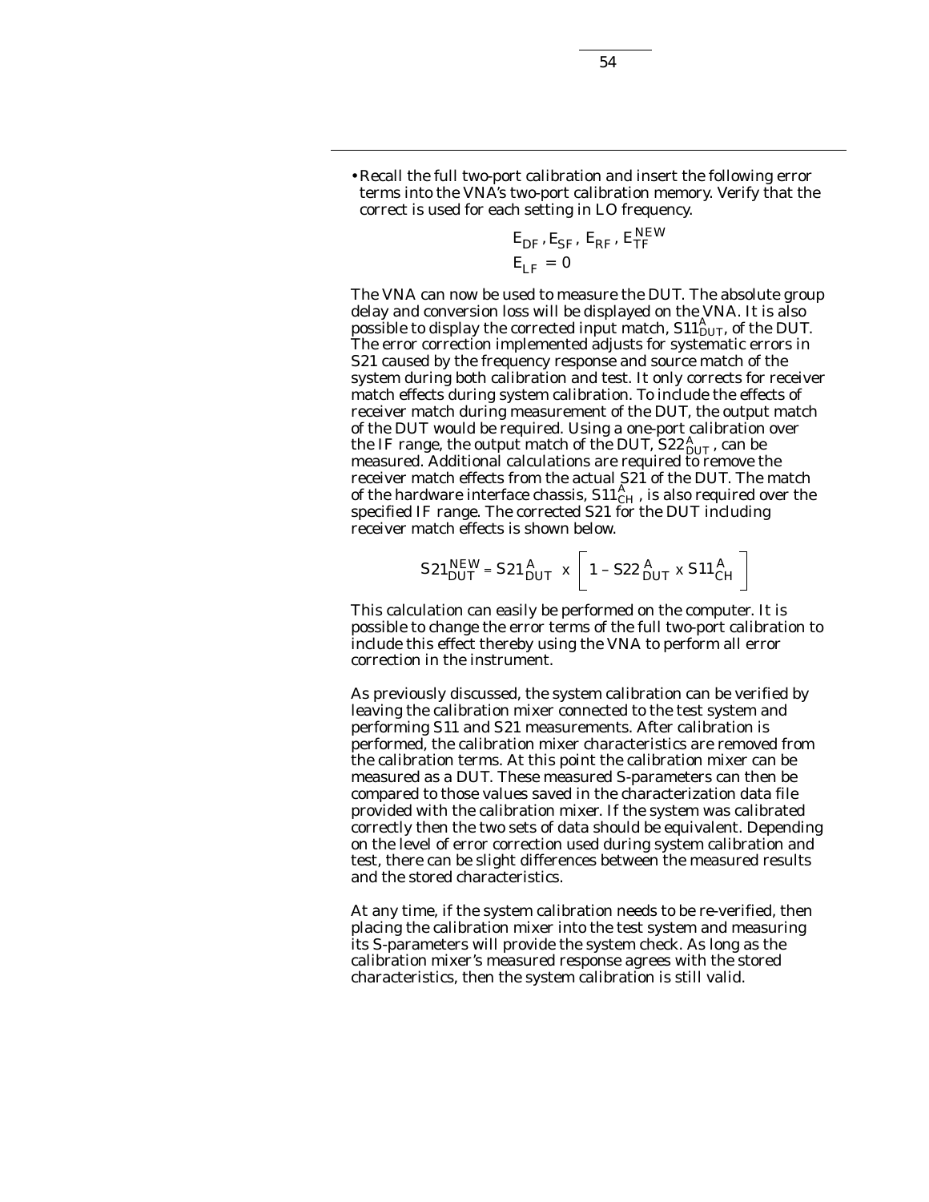- Recall the full two-port calibration and insert the following error terms into the VNA's two-port calibration memory. Verify that the correct is used for each setting in LO frequency.

$$E_{DF}, E_{SF}, E_{RF}, E_{TF}^{NEW}$$
$$E_{LF} = 0$$

The VNA can now be used to measure the DUT. The absolute group delay and conversion loss will be displayed on the VNA. It is also possible to display the corrected input match, $S11_{DUT}^{A}$, of the DUT. The error correction implemented adjusts for systematic errors in S21 caused by the frequency response and source match of the system during both calibration and test. It only corrects for receiver match effects during system calibration. To include the effects of receiver match during measurement of the DUT, the output match of the DUT would be required. Using a one-port calibration over the IF range, the output match of the DUT, $S22_{DUT}^{A}$, can be measured. Additional calculations are required to remove the receiver match effects from the actual S21 of the DUT. The match of the hardware interface chassis, $S11_{CH}^{A}$, is also required over the specified IF range. The corrected S21 for the DUT including receiver match effects is shown below.

$$S21_{DUT}^{NEW} = S21_{DUT}^{A} \times \left[ 1 - S22_{DUT}^{A} \times S11_{CH}^{A} \right]$$

This calculation can easily be performed on the computer. It is possible to change the error terms of the full two-port calibration to include this effect thereby using the VNA to perform all error correction in the instrument.

As previously discussed, the system calibration can be verified by leaving the calibration mixer connected to the test system and performing S11 and S21 measurements. After calibration is performed, the calibration mixer characteristics are removed from the calibration terms. At this point the calibration mixer can be measured as a DUT. These measured S-parameters can then be compared to those values saved in the characterization data file provided with the calibration mixer. If the system was calibrated correctly then the two sets of data should be equivalent. Depending on the level of error correction used during system calibration and test, there can be slight differences between the measured results and the stored characteristics.

At any time, if the system calibration needs to be re-verified, then placing the calibration mixer into the test system and measuring its S-parameters will provide the system check. As long as the calibration mixer's measured response agrees with the stored characteristics, then the system calibration is still valid.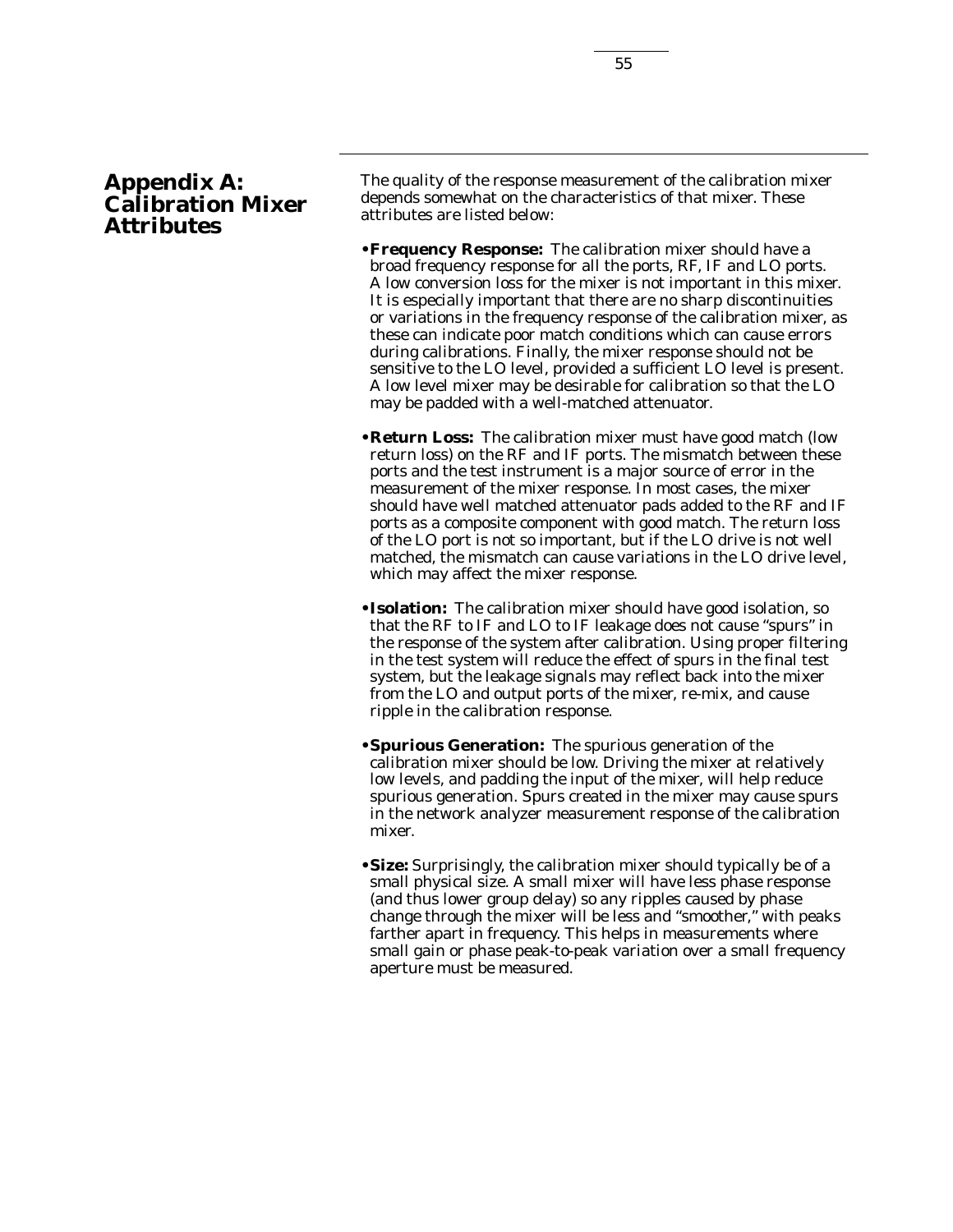# Appendix A: Calibration Mixer Attributes

The quality of the response measurement of the calibration mixer depends somewhat on the characteristics of that mixer. These attributes are listed below:

- **Frequency Response:** The calibration mixer should have a broad frequency response for all the ports, RF, IF and LO ports. A low conversion loss for the mixer is not important in this mixer. It is especially important that there are no sharp discontinuities or variations in the frequency response of the calibration mixer, as these can indicate poor match conditions which can cause errors during calibrations. Finally, the mixer response should not be sensitive to the LO level, provided a sufficient LO level is present. A low level mixer may be desirable for calibration so that the LO may be padded with a well-matched attenuator.

- **Return Loss:** The calibration mixer must have good match (low return loss) on the RF and IF ports. The mismatch between these ports and the test instrument is a major source of error in the measurement of the mixer response. In most cases, the mixer should have well matched attenuator pads added to the RF and IF ports as a composite component with good match. The return loss of the LO port is not so important, but if the LO drive is not well matched, the mismatch can cause variations in the LO drive level, which may affect the mixer response.

- **Isolation:** The calibration mixer should have good isolation, so that the RF to IF and LO to IF leakage does not cause "spurs" in the response of the system after calibration. Using proper filtering in the test system will reduce the effect of spurs in the final test system, but the leakage signals may reflect back into the mixer from the LO and output ports of the mixer, re-mix, and cause ripple in the calibration response.

- **Spurious Generation:** The spurious generation of the calibration mixer should be low. Driving the mixer at relatively low levels, and padding the input of the mixer, will help reduce spurious generation. Spurs created in the mixer may cause spurs in the network analyzer measurement response of the calibration mixer.

- **Size:** Surprisingly, the calibration mixer should typically be of a small physical size. A small mixer will have less phase response (and thus lower group delay) so any ripples caused by phase change through the mixer will be less and "smoother," with peaks farther apart in frequency. This helps in measurements where small gain or phase peak-to-peak variation over a small frequency aperture must be measured.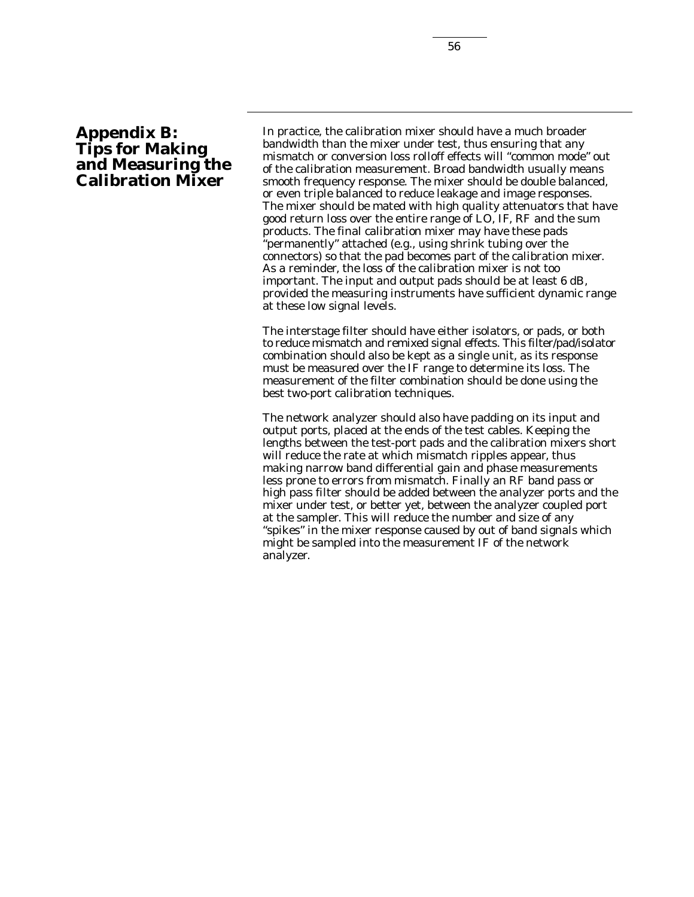## Appendix B: Tips for Making and Measuring the Calibration Mixer

In practice, the calibration mixer should have a much broader bandwidth than the mixer under test, thus ensuring that any mismatch or conversion loss rolloff effects will "common mode" out of the calibration measurement. Broad bandwidth usually means smooth frequency response. The mixer should be double balanced, or even triple balanced to reduce leakage and image responses. The mixer should be mated with high quality attenuators that have good return loss over the entire range of LO, IF, RF and the sum products. The final calibration mixer may have these pads "permanently" attached (e.g., using shrink tubing over the connectors) so that the pad becomes part of the calibration mixer. As a reminder, the loss of the calibration mixer is not too important. The input and output pads should be at least 6 dB, provided the measuring instruments have sufficient dynamic range at these low signal levels.

The interstage filter should have either isolators, or pads, or both to reduce mismatch and remixed signal effects. This filter/pad/isolator combination should also be kept as a single unit, as its response must be measured over the IF range to determine its loss. The measurement of the filter combination should be done using the best two-port calibration techniques.

The network analyzer should also have padding on its input and output ports, placed at the ends of the test cables. Keeping the lengths between the test-port pads and the calibration mixers short will reduce the rate at which mismatch ripples appear, thus making narrow band differential gain and phase measurements less prone to errors from mismatch. Finally an RF band pass or high pass filter should be added between the analyzer ports and the mixer under test, or better yet, between the analyzer coupled port at the sampler. This will reduce the number and size of any "spikes" in the mixer response caused by out of band signals which might be sampled into the measurement IF of the network analyzer.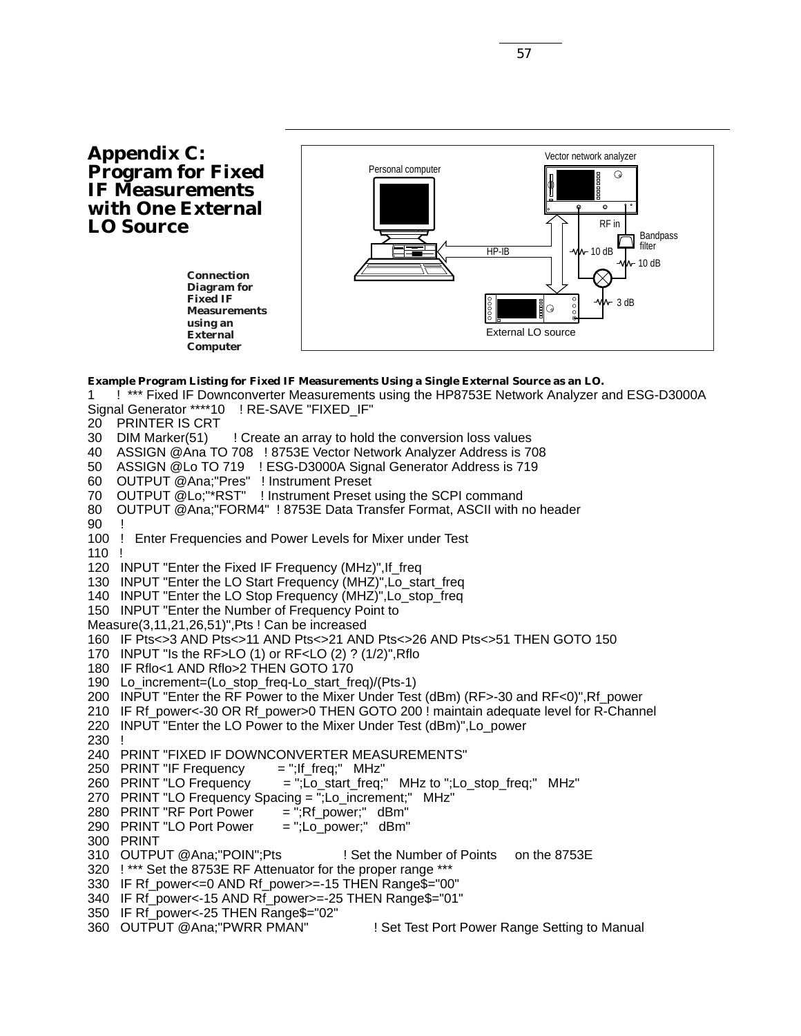## Appendix C: Program for Fixed IF Measurements with One External LO Source

**Connection Diagram for Fixed IF Measurements using an External Computer**

Vector network analyzer

Personal computer

RF in

Bandpass filter

HP-IB

10 dB

10 dB

3 dB

External LO source

**Example Program Listing for Fixed IF Measurements Using a Single External Source as an LO.**

```
1    ! *** Fixed IF Downconverter Measurements using the HP8753E Network Analyzer and ESG-D3000A
Signal Generator ****10    ! RE-SAVE "FIXED_IF"
20   PRINTER IS CRT
30   DIM Marker(51)       ! Create an array to hold the conversion loss values
40   ASSIGN @Ana TO 708   ! 8753E Vector Network Analyzer Address is 708
50   ASSIGN @Lo TO 719    ! ESG-D3000A Signal Generator Address is 719
60   OUTPUT @Ana;"Pres"   ! Instrument Preset
70   OUTPUT @Lo;"*RST"    ! Instrument Preset using the SCPI command
80   OUTPUT @Ana;"FORM4"  ! 8753E Data Transfer Format, ASCII with no header
90   !
100  !  Enter Frequencies and Power Levels for Mixer under Test
110  !
120  INPUT "Enter the Fixed IF Frequency (MHz)",If_freq
130  INPUT "Enter the LO Start Frequency (MHZ)",Lo_start_freq
140  INPUT "Enter the LO Stop Frequency (MHZ)",Lo_stop_freq
150  INPUT "Enter the Number of Frequency Point to
Measure(3,11,21,26,51)",Pts ! Can be increased
160  IF Pts<>3 AND Pts<>11 AND Pts<>21 AND Pts<>26 AND Pts<>51 THEN GOTO 150
170  INPUT "Is the RF>LO (1) or RF<LO (2) ? (1/2)",Rflo
180  IF Rflo<1 AND Rflo>2 THEN GOTO 170
190  Lo_increment=(Lo_stop_freq-Lo_start_freq)/(Pts-1)
200  INPUT "Enter the RF Power to the Mixer Under Test (dBm) (RF>-30 and RF<0)",Rf_power
210  IF Rf_power<-30 OR Rf_power>0 THEN GOTO 200 ! maintain adequate level for R-Channel
220  INPUT "Enter the LO Power to the Mixer Under Test (dBm)",Lo_power
230  !
240  PRINT "FIXED IF DOWNCONVERTER MEASUREMENTS"
250  PRINT "IF Frequency        = ";If_freq;"   MHz"
260  PRINT "LO Frequency        = ";Lo_start_freq;"   MHz to ";Lo_stop_freq;"   MHz"
270  PRINT "LO Frequency Spacing = ";Lo_increment;"   MHz"
280  PRINT "RF Port Power       = ";Rf_power;"   dBm"
290  PRINT "LO Port Power       = ";Lo_power;"   dBm"
300  PRINT
310  OUTPUT @Ana;"POIN";Pts              ! Set the Number of Points     on the 8753E
320  ! *** Set the 8753E RF Attenuator for the proper range ***
330  IF Rf_power<=0 AND Rf_power>=-15 THEN Range$="00"
340  IF Rf_power<-15 AND Rf_power>=-25 THEN Range$="01"
350  IF Rf_power<-25 THEN Range$="02"
360  OUTPUT @Ana;"PWRR PMAN"              ! Set Test Port Power Range Setting to Manual
```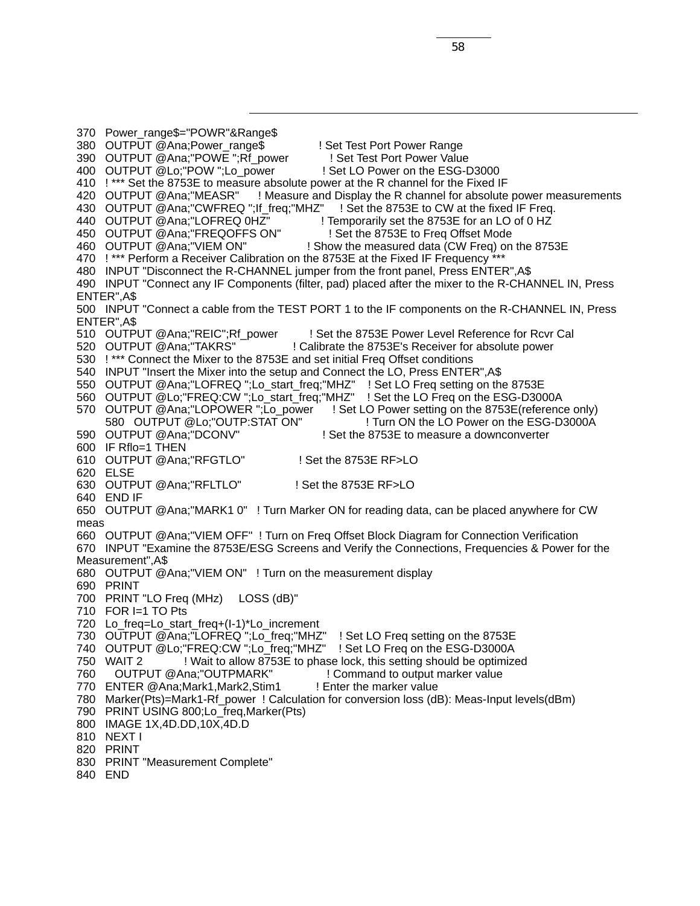```
370  Power_range$="POWR"&Range$
380  OUTPUT @Ana;Power_range$               ! Set Test Port Power Range
390  OUTPUT @Ana;"POWE ";Rf_power           ! Set Test Port Power Value
400  OUTPUT @Lo;"POW ";Lo_power             ! Set LO Power on the ESG-D3000
410  ! *** Set the 8753E to measure absolute power at the R channel for the Fixed IF
420  OUTPUT @Ana;"MEASR"      ! Measure and Display the R channel for absolute power measurements
430  OUTPUT @Ana;"CWFREQ ";If_freq;"MHZ"     ! Set the 8753E to CW at the fixed IF Freq.
440  OUTPUT @Ana;"LOFREQ 0HZ"              ! Temporarily set the 8753E for an LO of 0 HZ
450  OUTPUT @Ana;"FREQOFFS ON"             ! Set the 8753E to Freq Offset Mode
460  OUTPUT @Ana;"VIEM ON"                 ! Show the measured data (CW Freq) on the 8753E
470  ! *** Perform a Receiver Calibration on the 8753E at the Fixed IF Frequency ***
480  INPUT "Disconnect the R-CHANNEL jumper from the front panel, Press ENTER",A$
490  INPUT "Connect any IF Components (filter, pad) placed after the mixer to the R-CHANNEL IN, Press
ENTER",A$
500  INPUT "Connect a cable from the TEST PORT 1 to the IF components on the R-CHANNEL IN, Press
ENTER",A$
510  OUTPUT @Ana;"REIC";Rf_power         ! Set the 8753E Power Level Reference for Rcvr Cal
520  OUTPUT @Ana;"TAKRS"                 ! Calibrate the 8753E's Receiver for absolute power
530  ! *** Connect the Mixer to the 8753E and set initial Freq Offset conditions
540  INPUT "Insert the Mixer into the setup and Connect the LO, Press ENTER",A$
550  OUTPUT @Ana;"LOFREQ ";Lo_start_freq;"MHZ"    ! Set LO Freq setting on the 8753E
560  OUTPUT @Lo;"FREQ:CW ";Lo_start_freq;"MHZ"    ! Set the LO Freq on the ESG-D3000A
570  OUTPUT @Ana;"LOPOWER ";Lo_power      ! Set LO Power setting on the 8753E(reference only)
     580  OUTPUT @Lo;"OUTP:STAT ON"                 ! Turn ON the LO Power on the ESG-D3000A
590  OUTPUT @Ana;"DCONV"                   ! Set the 8753E to measure a downconverter
600  IF Rflo=1 THEN
610  OUTPUT @Ana;"RFGTLO"              ! Set the 8753E RF>LO
620  ELSE
630  OUTPUT @Ana;"RFLTLO"              ! Set the 8753E RF>LO
640  END IF
650  OUTPUT @Ana;"MARK1 0"   ! Turn Marker ON for reading data, can be placed anywhere for CW
meas
660  OUTPUT @Ana;"VIEM OFF"  ! Turn on Freq Offset Block Diagram for Connection Verification
670  INPUT "Examine the 8753E/ESG Screens and Verify the Connections, Frequencies & Power for the
Measurement",A$
680  OUTPUT @Ana;"VIEM ON"   ! Turn on the measurement display
690  PRINT
700  PRINT "LO Freq (MHz)     LOSS (dB)"
710  FOR I=1 TO Pts
720  Lo_freq=Lo_start_freq+(I-1)*Lo_increment
730  OUTPUT @Ana;"LOFREQ ";Lo_freq;"MHZ"    ! Set LO Freq setting on the 8753E
740  OUTPUT @Lo;"FREQ:CW ";Lo_freq;"MHZ"    ! Set LO Freq on the ESG-D3000A
750  WAIT 2            ! Wait to allow 8753E to phase lock, this setting should be optimized
760    OUTPUT @Ana;"OUTPMARK"               ! Command to output marker value
770  ENTER @Ana;Mark1,Mark2,Stim1          ! Enter the marker value
780  Marker(Pts)=Mark1-Rf_power  ! Calculation for conversion loss (dB): Meas-Input levels(dBm)
790  PRINT USING 800;Lo_freq,Marker(Pts)
800  IMAGE 1X,4D.DD,10X,4D.D
810  NEXT I
820  PRINT
830  PRINT "Measurement Complete"
840  END
```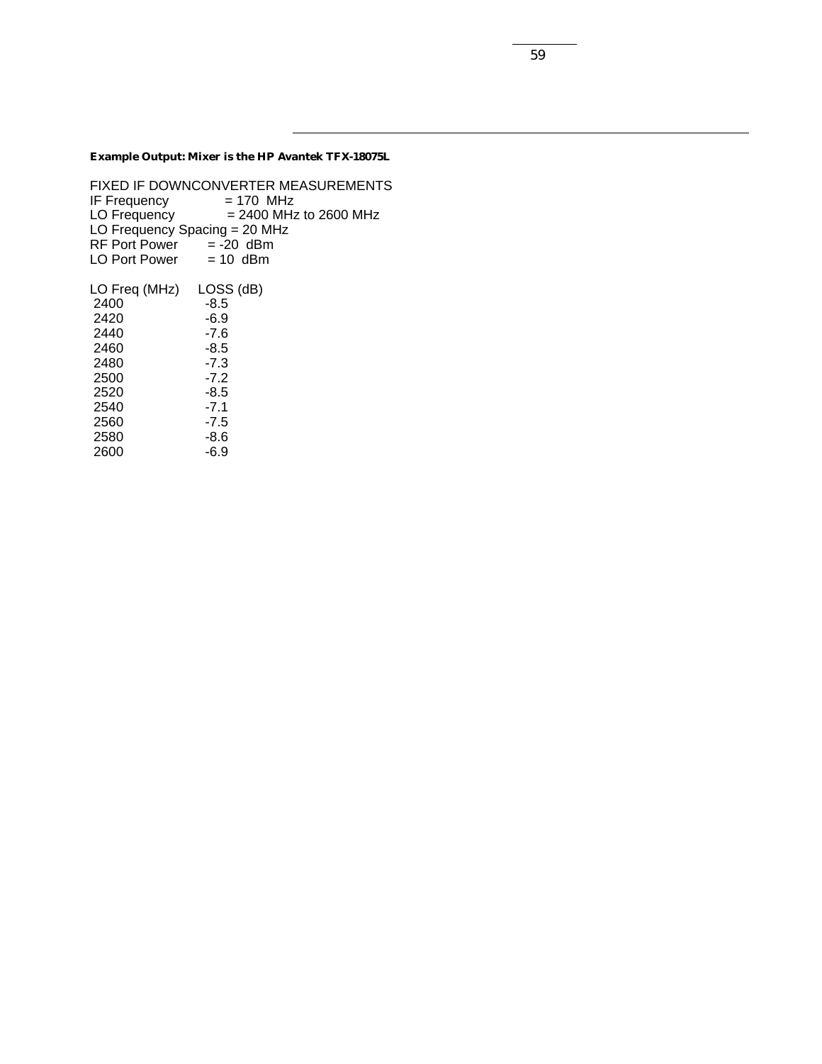**Example Output: Mixer is the HP Avantek TFX-18075L**

```
FIXED IF DOWNCONVERTER MEASUREMENTS
IF Frequency           = 170  MHz
LO Frequency           = 2400 MHz to 2600 MHz
LO Frequency Spacing = 20 MHz
RF Port Power      = -20  dBm
LO Port Power      = 10  dBm
```

| LO Freq (MHz) | LOSS (dB) |
|---|---|
| 2400 | -8.5 |
| 2420 | -6.9 |
| 2440 | -7.6 |
| 2460 | -8.5 |
| 2480 | -7.3 |
| 2500 | -7.2 |
| 2520 | -8.5 |
| 2540 | -7.1 |
| 2560 | -7.5 |
| 2580 | -8.6 |
| 2600 | -6.9 |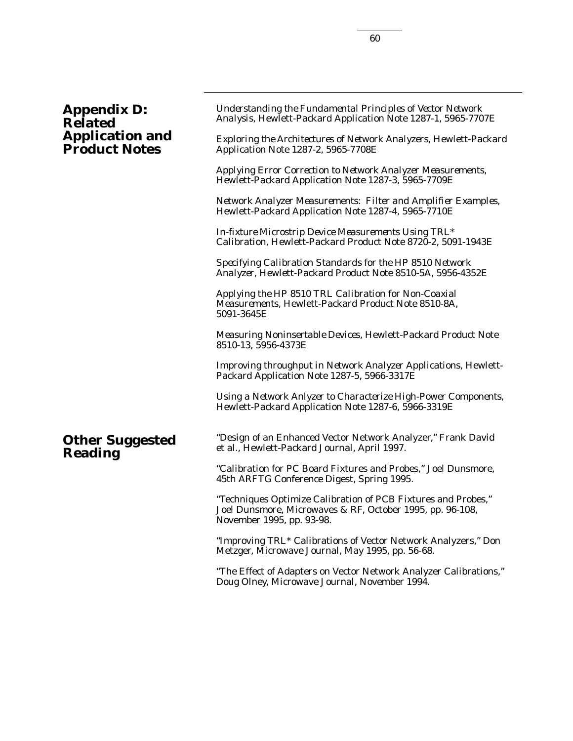## Appendix D: Related Application and Product Notes

*Understanding the Fundamental Principles of Vector Network Analysis*, Hewlett-Packard Application Note 1287-1, 5965-7707E

*Exploring the Architectures of Network Analyzers*, Hewlett-Packard Application Note 1287-2, 5965-7708E

*Applying Error Correction to Network Analyzer Measurements*, Hewlett-Packard Application Note 1287-3, 5965-7709E

*Network Analyzer Measurements: Filter and Amplifier Examples*, Hewlett-Packard Application Note 1287-4, 5965-7710E

*In-fixture Microstrip Device Measurements Using TRL* Calibration*, Hewlett-Packard Product Note 8720-2, 5091-1943E

*Specifying Calibration Standards for the HP 8510 Network Analyzer*, Hewlett-Packard Product Note 8510-5A, 5956-4352E

*Applying the HP 8510 TRL Calibration for Non-Coaxial Measurements*, Hewlett-Packard Product Note 8510-8A, 5091-3645E

*Measuring Noninsertable Devices*, Hewlett-Packard Product Note 8510-13, 5956-4373E

*Improving throughput in Network Analyzer Applications*, Hewlett-Packard Application Note 1287-5, 5966-3317E

*Using a Network Anlyzer to Characterize High-Power Components*, Hewlett-Packard Application Note 1287-6, 5966-3319E

## Other Suggested Reading

"Design of an Enhanced Vector Network Analyzer," Frank David et al., Hewlett-Packard Journal, April 1997.

"Calibration for PC Board Fixtures and Probes," Joel Dunsmore, 45th ARFTG Conference Digest, Spring 1995.

"Techniques Optimize Calibration of PCB Fixtures and Probes," Joel Dunsmore, Microwaves & RF, October 1995, pp. 96-108, November 1995, pp. 93-98.

"Improving TRL* Calibrations of Vector Network Analyzers," Don Metzger, Microwave Journal, May 1995, pp. 56-68.

"The Effect of Adapters on Vector Network Analyzer Calibrations," Doug Olney, Microwave Journal, November 1994.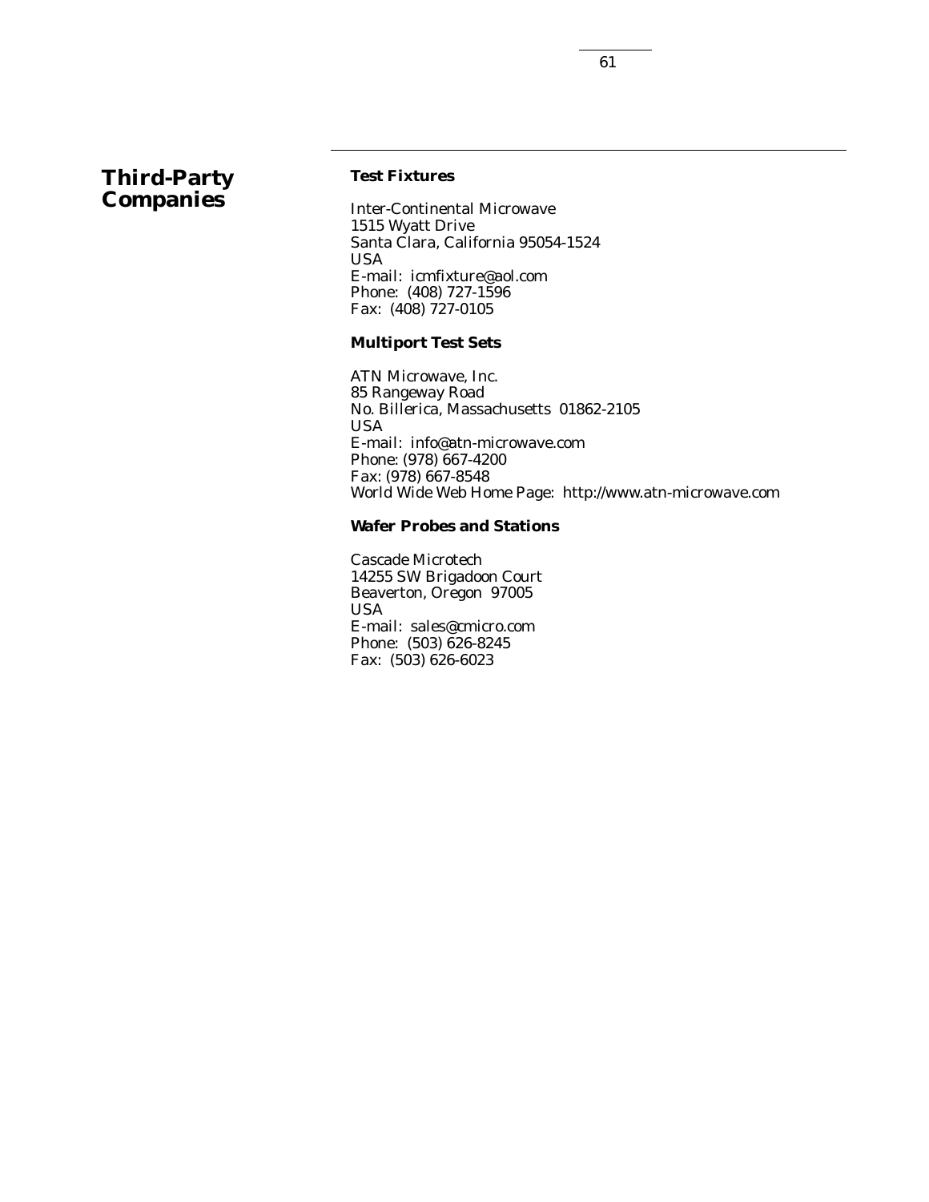## Third-Party Companies

### Test Fixtures

Inter-Continental Microwave
1515 Wyatt Drive
Santa Clara, California 95054-1524
USA
E-mail: icmfixture@aol.com
Phone: (408) 727-1596
Fax: (408) 727-0105

### Multiport Test Sets

ATN Microwave, Inc.
85 Rangeway Road
No. Billerica, Massachusetts 01862-2105
USA
E-mail: info@atn-microwave.com
Phone: (978) 667-4200
Fax: (978) 667-8548
World Wide Web Home Page: http://www.atn-microwave.com

### Wafer Probes and Stations

Cascade Microtech
14255 SW Brigadoon Court
Beaverton, Oregon 97005
USA
E-mail: sales@cmicro.com
Phone: (503) 626-8245
Fax: (503) 626-6023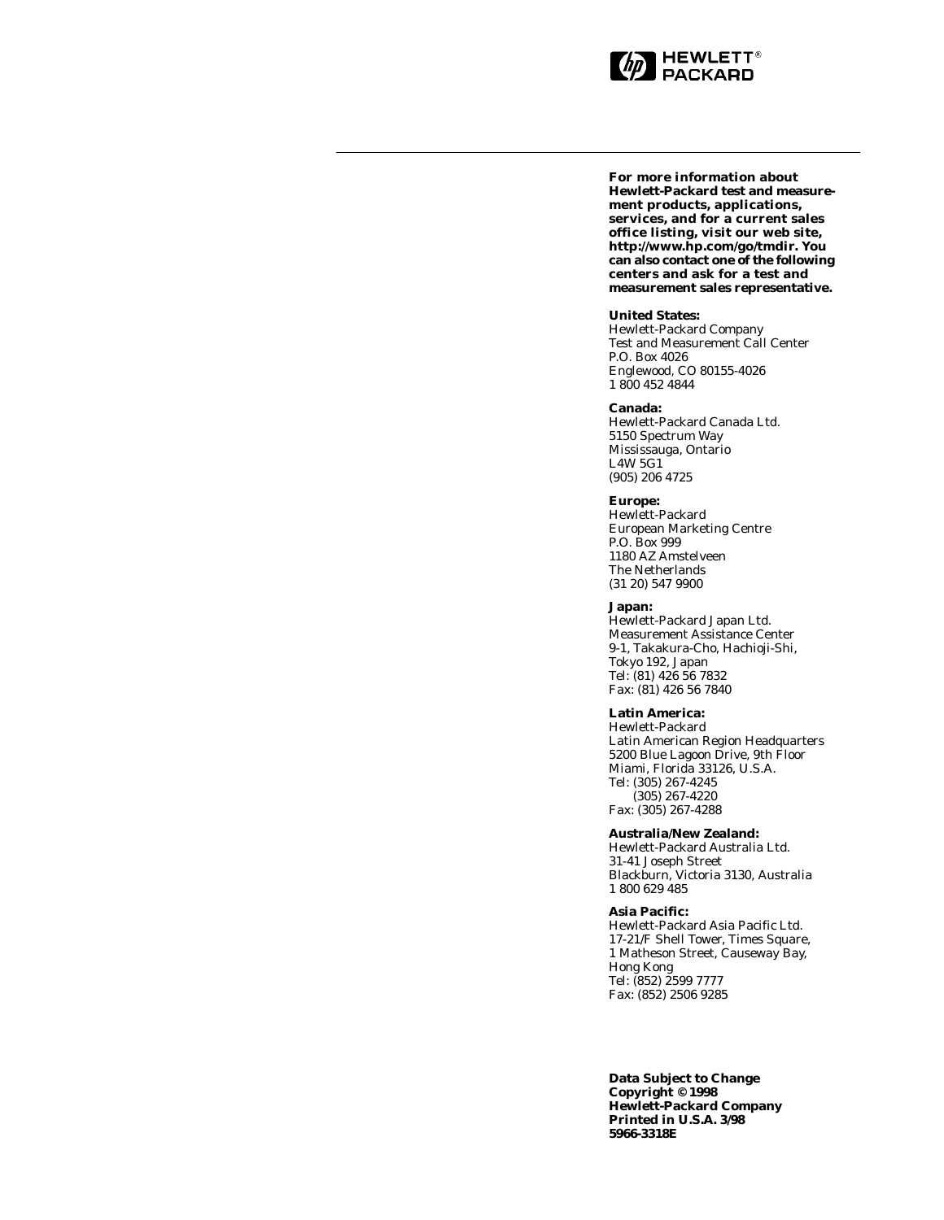**For more information about Hewlett-Packard test and measurement products, applications, services, and for a current sales office listing, visit our web site, http://www.hp.com/go/tmdir. You can also contact one of the following centers and ask for a test and measurement sales representative.**

**United States:**
Hewlett-Packard Company
Test and Measurement Call Center
P.O. Box 4026
Englewood, CO 80155-4026
1 800 452 4844

**Canada:**
Hewlett-Packard Canada Ltd.
5150 Spectrum Way
Mississauga, Ontario
L4W 5G1
(905) 206 4725

**Europe:**
Hewlett-Packard
European Marketing Centre
P.O. Box 999
1180 AZ Amstelveen
The Netherlands
(31 20) 547 9900

**Japan:**
Hewlett-Packard Japan Ltd.
Measurement Assistance Center
9-1, Takakura-Cho, Hachioji-Shi,
Tokyo 192, Japan
Tel: (81) 426 56 7832
Fax: (81) 426 56 7840

**Latin America:**
Hewlett-Packard
Latin American Region Headquarters
5200 Blue Lagoon Drive, 9th Floor
Miami, Florida 33126, U.S.A.
Tel: (305) 267-4245
(305) 267-4220
Fax: (305) 267-4288

**Australia/New Zealand:**
Hewlett-Packard Australia Ltd.
31-41 Joseph Street
Blackburn, Victoria 3130, Australia
1 800 629 485

**Asia Pacific:**
Hewlett-Packard Asia Pacific Ltd.
17-21/F Shell Tower, Times Square,
1 Matheson Street, Causeway Bay,
Hong Kong
Tel: (852) 2599 7777
Fax: (852) 2506 9285

**Data Subject to Change**
**Copyright © 1998**
**Hewlett-Packard Company**
**Printed in U.S.A. 3/98**
**5966-3318E**